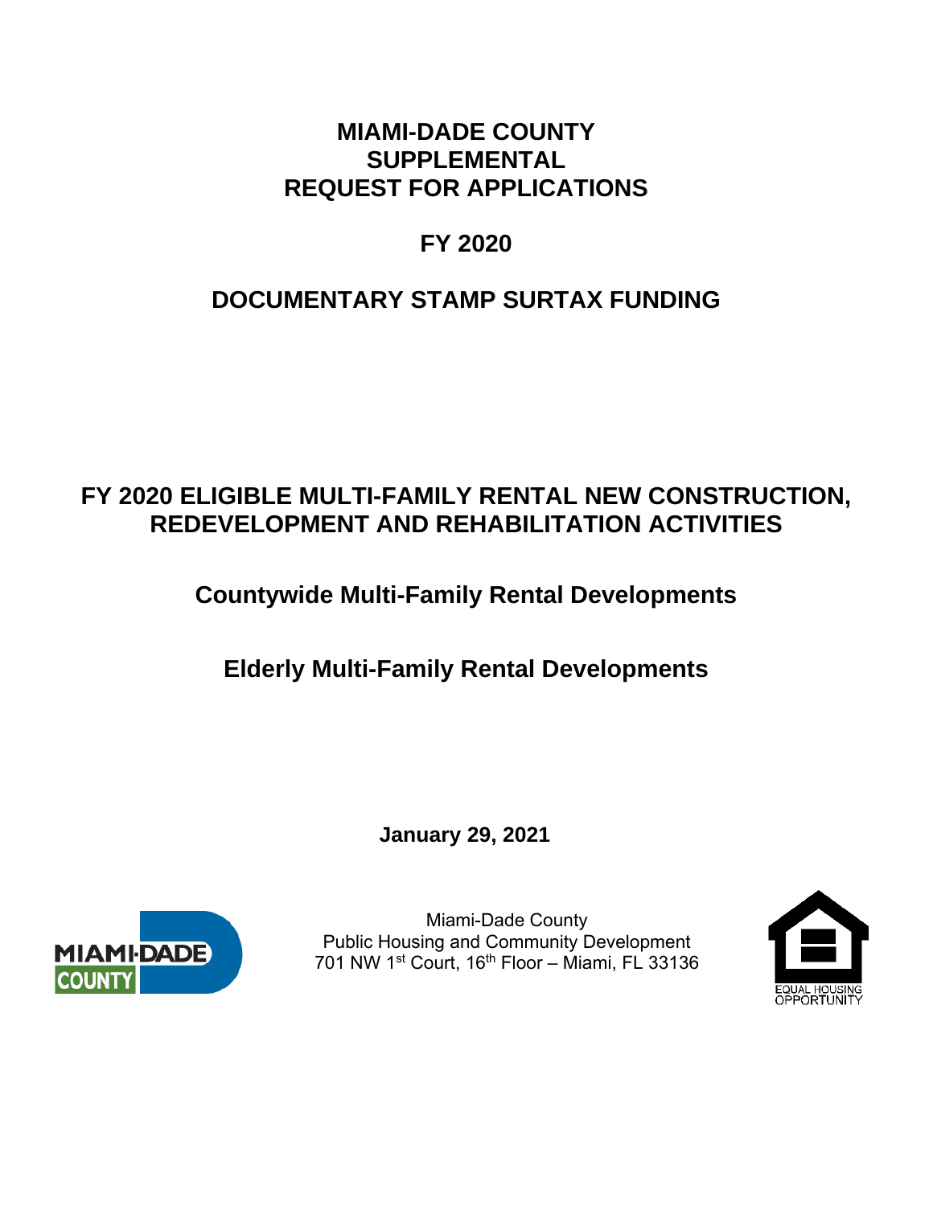# MIAMI-DADE COUNTY SUPPLEMENTAL REQUEST FOR APPLICATIONS

## FY 2020

## DOCUMENTARY STAMP SURTAX FUNDING

## FY 2020 ELIGIBLE MULTI-FAMILY RENTAL NEW CONSTRUCTION, REDEVELOPMENT AND REHABILITATION ACTIVITIES

### Countywide Multi-Family Rental Developments

### Elderly Multi-Family Rental Developments

**January 29, 2021**

Miami-Dade County
Public Housing and Community Development
701 NW 1st Court, 16th Floor – Miami, FL 33136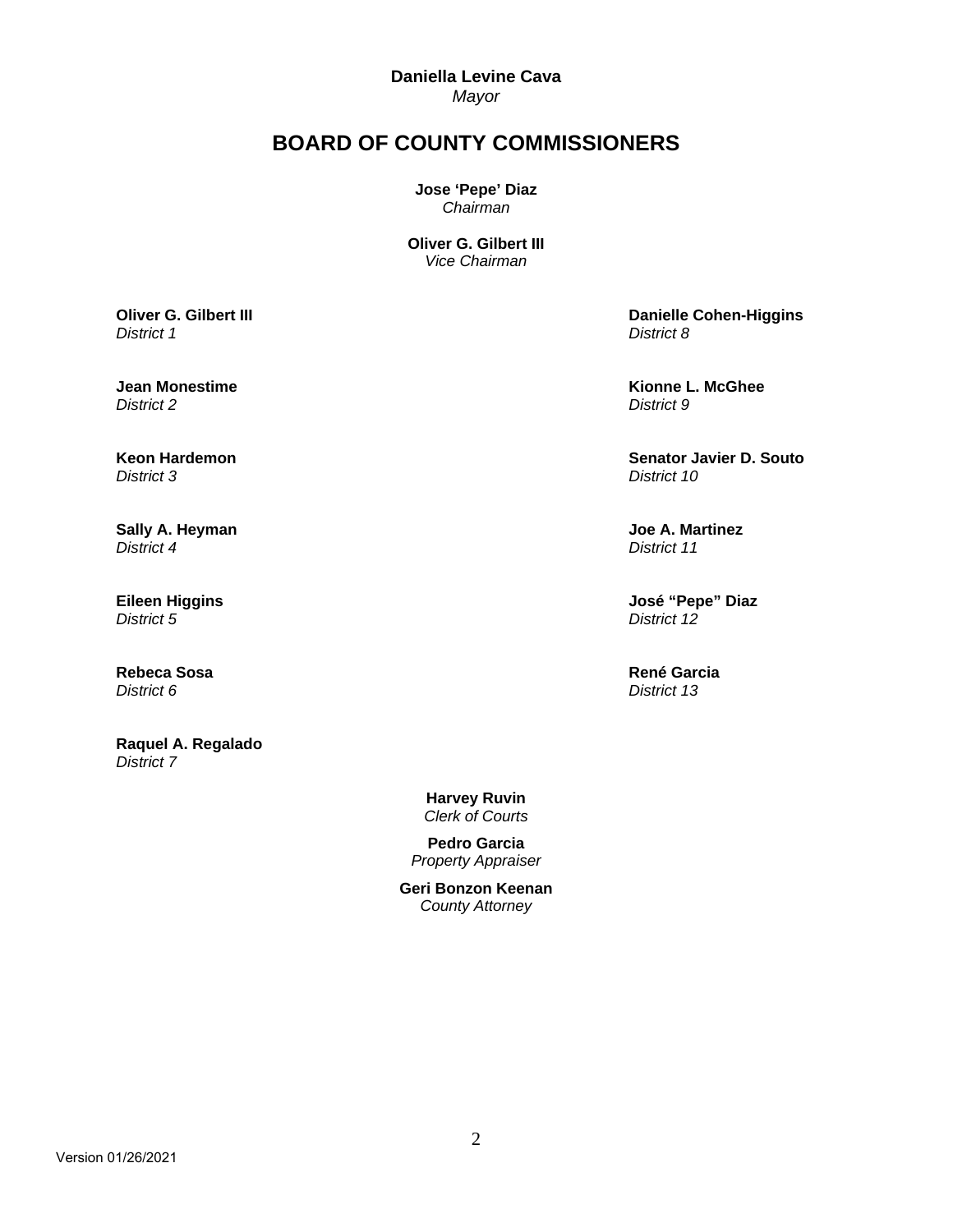**Daniella Levine Cava**
*Mayor*

# BOARD OF COUNTY COMMISSIONERS

**Jose 'Pepe' Diaz**
*Chairman*

**Oliver G. Gilbert III**
*Vice Chairman*

**Oliver G. Gilbert III**
*District 1*

**Jean Monestime**
*District 2*

**Keon Hardemon**
*District 3*

**Sally A. Heyman**
*District 4*

**Eileen Higgins**
*District 5*

**Rebeca Sosa**
*District 6*

**Raquel A. Regalado**
*District 7*

**Danielle Cohen-Higgins**
*District 8*

**Kionne L. McGhee**
*District 9*

**Senator Javier D. Souto**
*District 10*

**Joe A. Martinez**
*District 11*

**José "Pepe" Diaz**
*District 12*

**René Garcia**
*District 13*

**Harvey Ruvin**
*Clerk of Courts*

**Pedro Garcia**
*Property Appraiser*

**Geri Bonzon Keenan**
*County Attorney*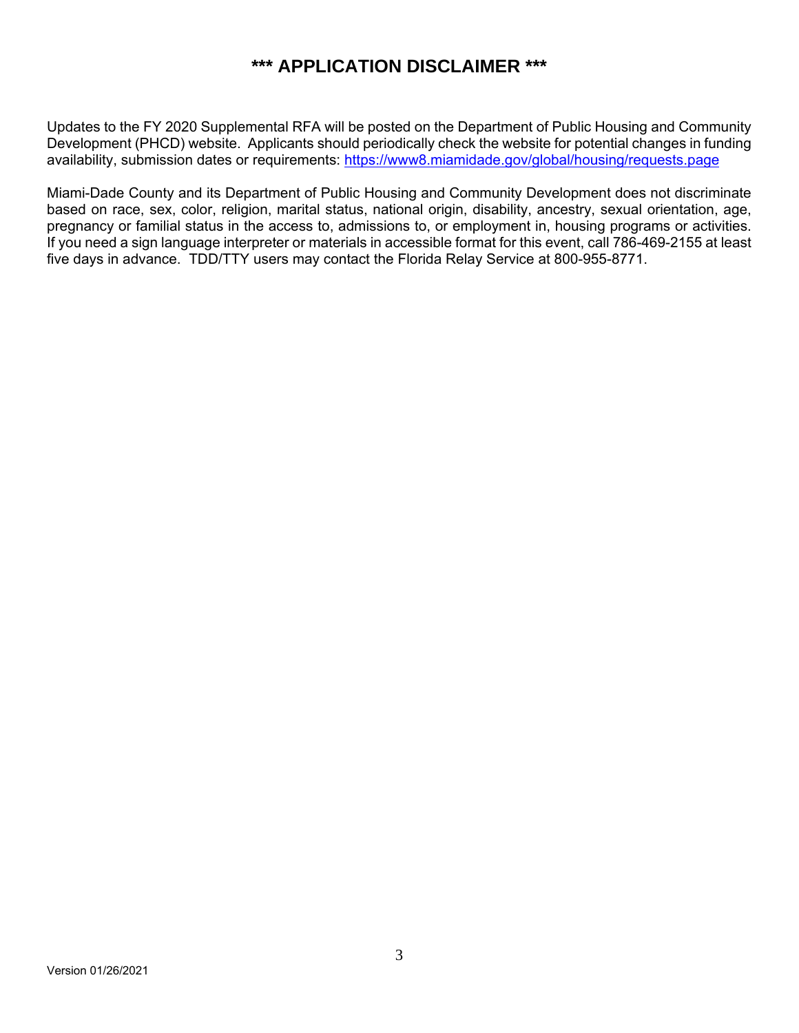# *** APPLICATION DISCLAIMER ***

Updates to the FY 2020 Supplemental RFA will be posted on the Department of Public Housing and Community Development (PHCD) website. Applicants should periodically check the website for potential changes in funding availability, submission dates or requirements: https://www8.miamidade.gov/global/housing/requests.page

Miami-Dade County and its Department of Public Housing and Community Development does not discriminate based on race, sex, color, religion, marital status, national origin, disability, ancestry, sexual orientation, age, pregnancy or familial status in the access to, admissions to, or employment in, housing programs or activities. If you need a sign language interpreter or materials in accessible format for this event, call 786-469-2155 at least five days in advance. TDD/TTY users may contact the Florida Relay Service at 800-955-8771.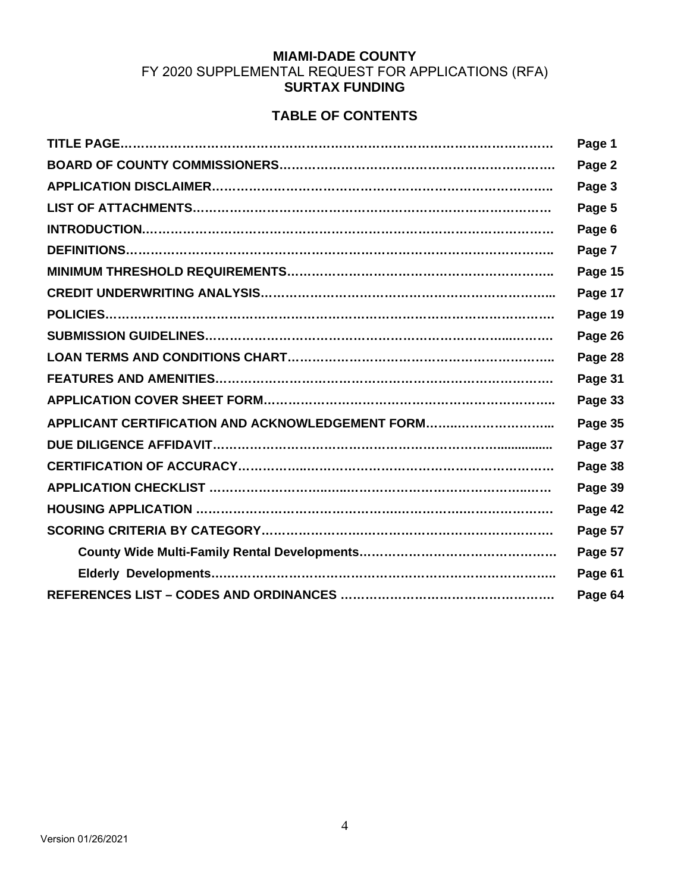**MIAMI-DADE COUNTY**
FY 2020 SUPPLEMENTAL REQUEST FOR APPLICATIONS (RFA)
**SURTAX FUNDING**

## TABLE OF CONTENTS

| | |
|---|---|
| **TITLE PAGE…………………………………………………………………………………….** | **Page 1** |
| **BOARD OF COUNTY COMMISSIONERS……………………………………………………….** | **Page 2** |
| **APPLICATION DISCLAIMER……………………………………………………………………..** | **Page 3** |
| **LIST OF ATTACHMENTS…………………………………………………………………………** | **Page 5** |
| **INTRODUCTION…………………………………………………………………………………….** | **Page 6** |
| **DEFINITIONS………………………………………………………………………………………..** | **Page 7** |
| **MINIMUM THRESHOLD REQUIREMENTS………………………………………………………..** | **Page 15** |
| **CREDIT UNDERWRITING ANALYSIS……………………………………………………………...** | **Page 17** |
| **POLICIES…………………………………………………………………………………………….** | **Page 19** |
| **SUBMISSION GUIDELINES…………………………………………………………………………** | **Page 26** |
| **LOAN TERMS AND CONDITIONS CHART……………………………………………………….** | **Page 28** |
| **FEATURES AND AMENITIES………………………………………………………………………** | **Page 31** |
| **APPLICATION COVER SHEET FORM………………………………………………………………** | **Page 33** |
| **APPLICANT CERTIFICATION AND ACKNOWLEDGEMENT FORM…………………………...** | **Page 35** |
| **DUE DILIGENCE AFFIDAVIT……………………………………………………………..............** | **Page 37** |
| **CERTIFICATION OF ACCURACY……………………………………………………………………** | **Page 38** |
| **APPLICATION CHECKLIST ……………………………………………………………………….** | **Page 39** |
| **HOUSING APPLICATION ……………………………………………………………………………** | **Page 42** |
| **SCORING CRITERIA BY CATEGORY………………………………………………………………** | **Page 57** |
| &nbsp;&nbsp;&nbsp;&nbsp;**County Wide Multi-Family Rental Developments……………………………………………** | **Page 57** |
| &nbsp;&nbsp;&nbsp;&nbsp;**Elderly Developments……………………………………………………………………….** | **Page 61** |
| **REFERENCES LIST – CODES AND ORDINANCES ……………………………………………** | **Page 64** |

Version 01/26/2021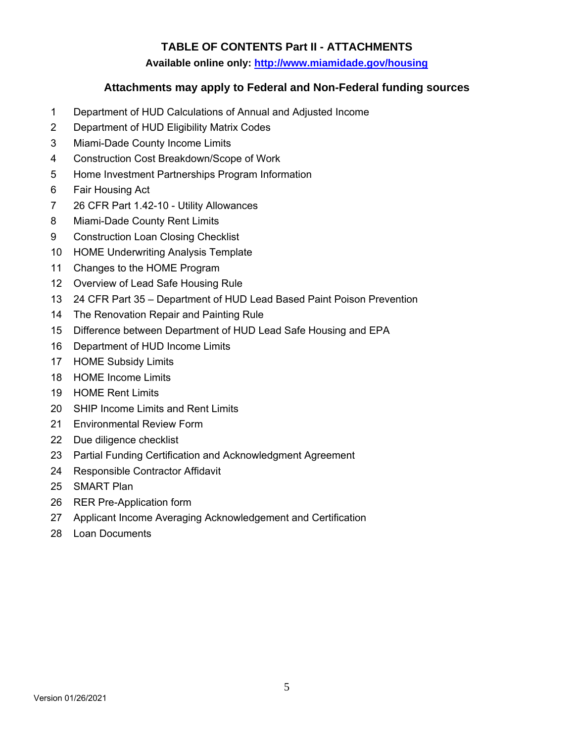## TABLE OF CONTENTS Part II - ATTACHMENTS

**Available online only: http://www.miamidade.gov/housing**

### Attachments may apply to Federal and Non-Federal funding sources

1. Department of HUD Calculations of Annual and Adjusted Income
2. Department of HUD Eligibility Matrix Codes
3. Miami-Dade County Income Limits
4. Construction Cost Breakdown/Scope of Work
5. Home Investment Partnerships Program Information
6. Fair Housing Act
7. 26 CFR Part 1.42-10 - Utility Allowances
8. Miami-Dade County Rent Limits
9. Construction Loan Closing Checklist
10. HOME Underwriting Analysis Template
11. Changes to the HOME Program
12. Overview of Lead Safe Housing Rule
13. 24 CFR Part 35 – Department of HUD Lead Based Paint Poison Prevention
14. The Renovation Repair and Painting Rule
15. Difference between Department of HUD Lead Safe Housing and EPA
16. Department of HUD Income Limits
17. HOME Subsidy Limits
18. HOME Income Limits
19. HOME Rent Limits
20. SHIP Income Limits and Rent Limits
21. Environmental Review Form
22. Due diligence checklist
23. Partial Funding Certification and Acknowledgment Agreement
24. Responsible Contractor Affidavit
25. SMART Plan
26. RER Pre-Application form
27. Applicant Income Averaging Acknowledgement and Certification
28. Loan Documents

Version 01/26/2021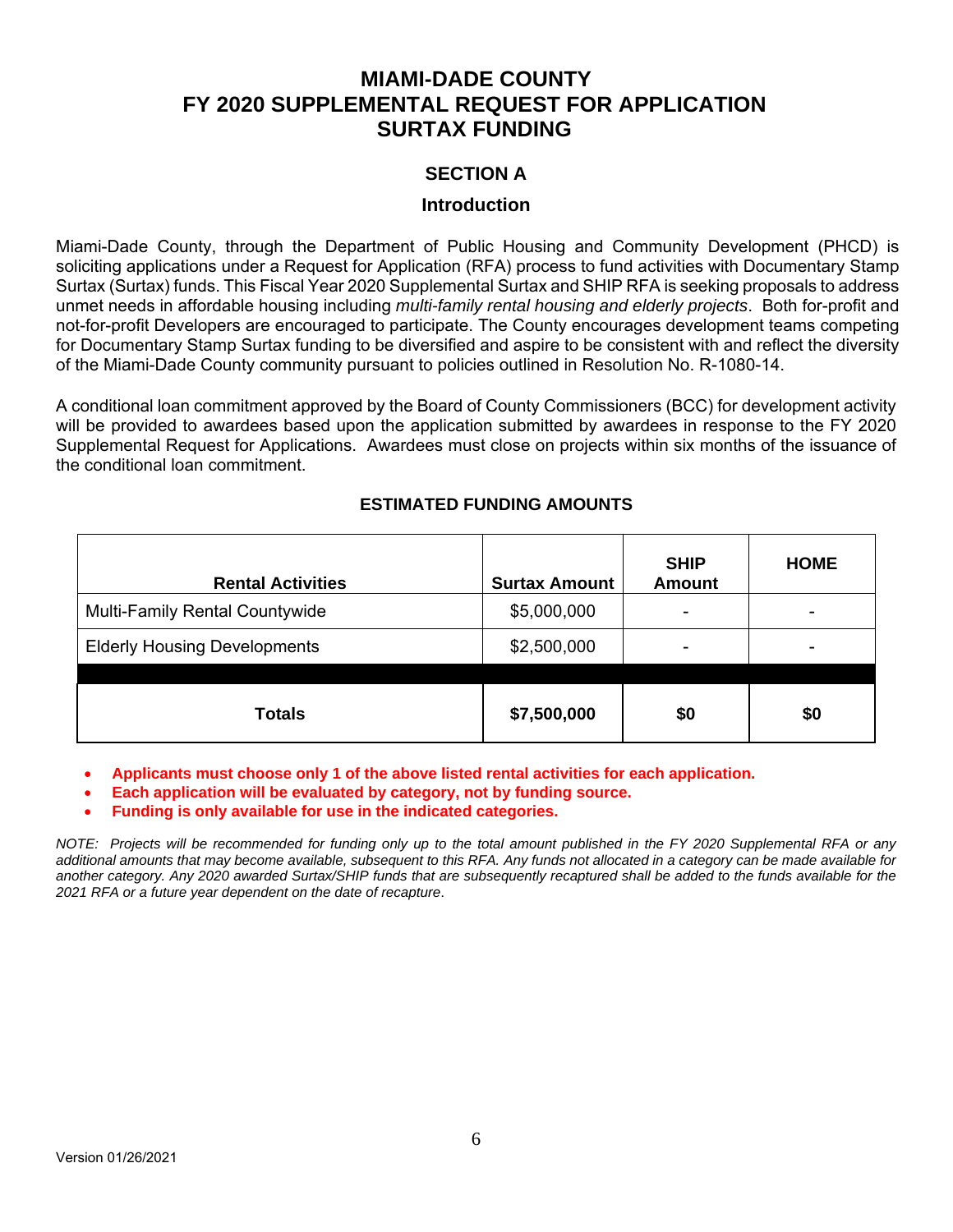# MIAMI-DADE COUNTY
# FY 2020 SUPPLEMENTAL REQUEST FOR APPLICATION
# SURTAX FUNDING

## SECTION A

### Introduction

Miami-Dade County, through the Department of Public Housing and Community Development (PHCD) is soliciting applications under a Request for Application (RFA) process to fund activities with Documentary Stamp Surtax (Surtax) funds. This Fiscal Year 2020 Supplemental Surtax and SHIP RFA is seeking proposals to address unmet needs in affordable housing including *multi-family rental housing and elderly projects*. Both for-profit and not-for-profit Developers are encouraged to participate. The County encourages development teams competing for Documentary Stamp Surtax funding to be diversified and aspire to be consistent with and reflect the diversity of the Miami-Dade County community pursuant to policies outlined in Resolution No. R-1080-14.

A conditional loan commitment approved by the Board of County Commissioners (BCC) for development activity will be provided to awardees based upon the application submitted by awardees in response to the FY 2020 Supplemental Request for Applications. Awardees must close on projects within six months of the issuance of the conditional loan commitment.

**ESTIMATED FUNDING AMOUNTS**

| Rental Activities | Surtax Amount | SHIP Amount | HOME |
|---|---|---|---|
| Multi-Family Rental Countywide | $5,000,000 | - | - |
| Elderly Housing Developments | $2,500,000 | - | - |
| | | | |
| **Totals** | **$7,500,000** | **$0** | **$0** |

- **Applicants must choose only 1 of the above listed rental activities for each application.**
- **Each application will be evaluated by category, not by funding source.**
- **Funding is only available for use in the indicated categories.**

*NOTE: Projects will be recommended for funding only up to the total amount published in the FY 2020 Supplemental RFA or any additional amounts that may become available, subsequent to this RFA. Any funds not allocated in a category can be made available for another category. Any 2020 awarded Surtax/SHIP funds that are subsequently recaptured shall be added to the funds available for the 2021 RFA or a future year dependent on the date of recapture.*

Version 01/26/2021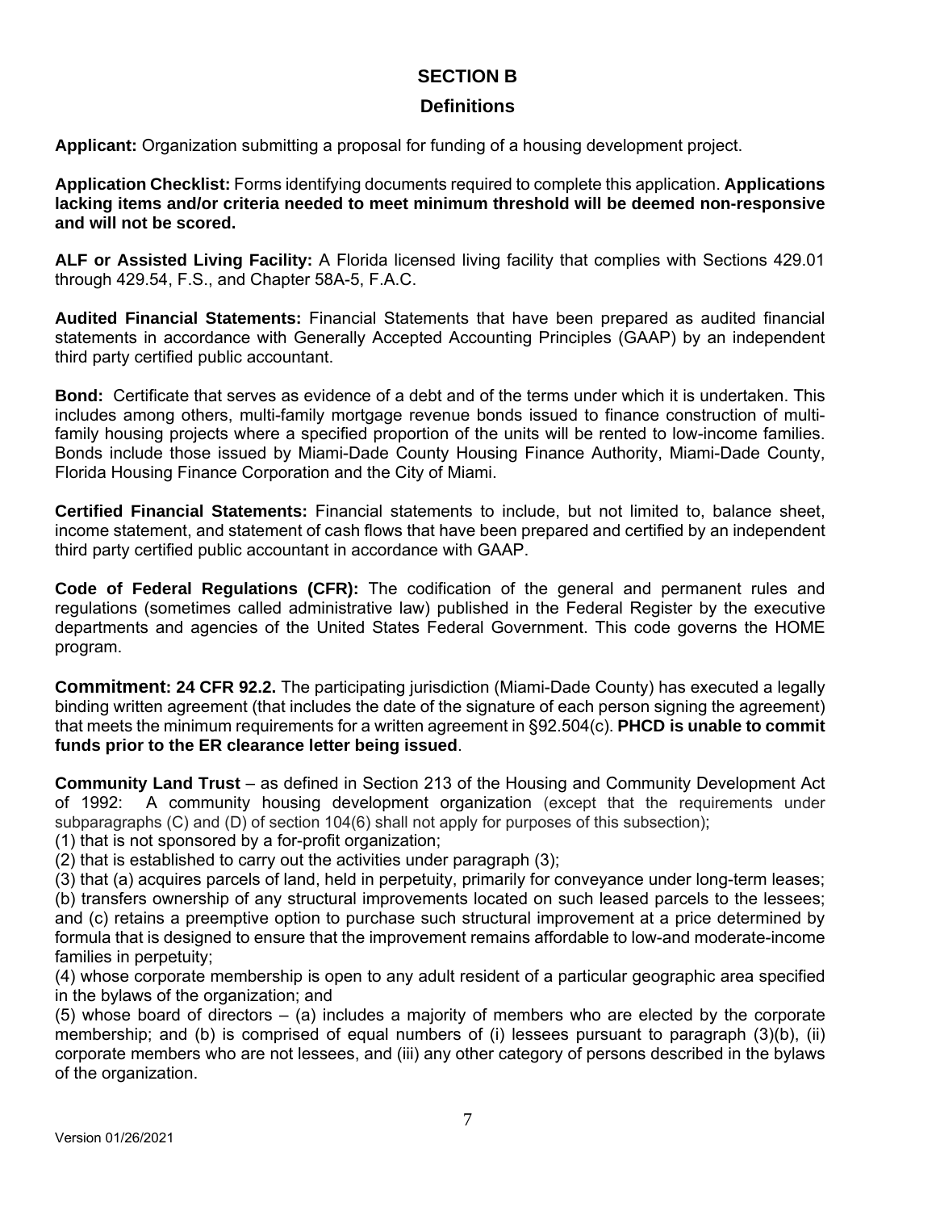## SECTION B

### Definitions

**Applicant:** Organization submitting a proposal for funding of a housing development project.

**Application Checklist:** Forms identifying documents required to complete this application. **Applications lacking items and/or criteria needed to meet minimum threshold will be deemed non-responsive and will not be scored.**

**ALF or Assisted Living Facility:** A Florida licensed living facility that complies with Sections 429.01 through 429.54, F.S., and Chapter 58A-5, F.A.C.

**Audited Financial Statements:** Financial Statements that have been prepared as audited financial statements in accordance with Generally Accepted Accounting Principles (GAAP) by an independent third party certified public accountant.

**Bond:** Certificate that serves as evidence of a debt and of the terms under which it is undertaken. This includes among others, multi-family mortgage revenue bonds issued to finance construction of multi-family housing projects where a specified proportion of the units will be rented to low-income families. Bonds include those issued by Miami-Dade County Housing Finance Authority, Miami-Dade County, Florida Housing Finance Corporation and the City of Miami.

**Certified Financial Statements:** Financial statements to include, but not limited to, balance sheet, income statement, and statement of cash flows that have been prepared and certified by an independent third party certified public accountant in accordance with GAAP.

**Code of Federal Regulations (CFR):** The codification of the general and permanent rules and regulations (sometimes called administrative law) published in the Federal Register by the executive departments and agencies of the United States Federal Government. This code governs the HOME program.

**Commitment: 24 CFR 92.2.** The participating jurisdiction (Miami-Dade County) has executed a legally binding written agreement (that includes the date of the signature of each person signing the agreement) that meets the minimum requirements for a written agreement in §92.504(c). **PHCD is unable to commit funds prior to the ER clearance letter being issued**.

**Community Land Trust** – as defined in Section 213 of the Housing and Community Development Act of 1992: A community housing development organization (except that the requirements under subparagraphs (C) and (D) of section 104(6) shall not apply for purposes of this subsection);

(1) that is not sponsored by a for-profit organization;

(2) that is established to carry out the activities under paragraph (3);

(3) that (a) acquires parcels of land, held in perpetuity, primarily for conveyance under long-term leases; (b) transfers ownership of any structural improvements located on such leased parcels to the lessees; and (c) retains a preemptive option to purchase such structural improvement at a price determined by formula that is designed to ensure that the improvement remains affordable to low-and moderate-income families in perpetuity;

(4) whose corporate membership is open to any adult resident of a particular geographic area specified in the bylaws of the organization; and

(5) whose board of directors – (a) includes a majority of members who are elected by the corporate membership; and (b) is comprised of equal numbers of (i) lessees pursuant to paragraph (3)(b), (ii) corporate members who are not lessees, and (iii) any other category of persons described in the bylaws of the organization.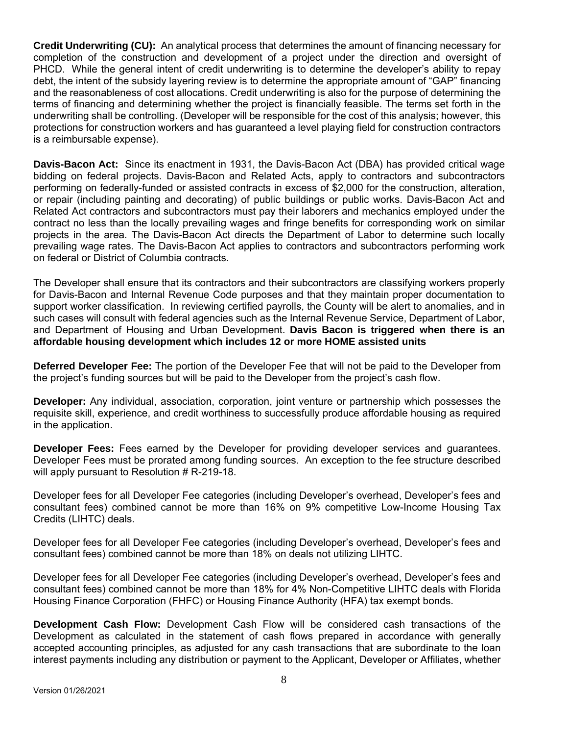**Credit Underwriting (CU):** An analytical process that determines the amount of financing necessary for completion of the construction and development of a project under the direction and oversight of PHCD. While the general intent of credit underwriting is to determine the developer's ability to repay debt, the intent of the subsidy layering review is to determine the appropriate amount of "GAP" financing and the reasonableness of cost allocations. Credit underwriting is also for the purpose of determining the terms of financing and determining whether the project is financially feasible. The terms set forth in the underwriting shall be controlling. (Developer will be responsible for the cost of this analysis; however, this protections for construction workers and has guaranteed a level playing field for construction contractors is a reimbursable expense).

**Davis-Bacon Act:** Since its enactment in 1931, the Davis-Bacon Act (DBA) has provided critical wage bidding on federal projects. Davis-Bacon and Related Acts, apply to contractors and subcontractors performing on federally-funded or assisted contracts in excess of $2,000 for the construction, alteration, or repair (including painting and decorating) of public buildings or public works. Davis-Bacon Act and Related Act contractors and subcontractors must pay their laborers and mechanics employed under the contract no less than the locally prevailing wages and fringe benefits for corresponding work on similar projects in the area. The Davis-Bacon Act directs the Department of Labor to determine such locally prevailing wage rates. The Davis-Bacon Act applies to contractors and subcontractors performing work on federal or District of Columbia contracts.

The Developer shall ensure that its contractors and their subcontractors are classifying workers properly for Davis-Bacon and Internal Revenue Code purposes and that they maintain proper documentation to support worker classification. In reviewing certified payrolls, the County will be alert to anomalies, and in such cases will consult with federal agencies such as the Internal Revenue Service, Department of Labor, and Department of Housing and Urban Development. **Davis Bacon is triggered when there is an affordable housing development which includes 12 or more HOME assisted units**

**Deferred Developer Fee:** The portion of the Developer Fee that will not be paid to the Developer from the project's funding sources but will be paid to the Developer from the project's cash flow.

**Developer:** Any individual, association, corporation, joint venture or partnership which possesses the requisite skill, experience, and credit worthiness to successfully produce affordable housing as required in the application.

**Developer Fees:** Fees earned by the Developer for providing developer services and guarantees. Developer Fees must be prorated among funding sources. An exception to the fee structure described will apply pursuant to Resolution # R-219-18.

Developer fees for all Developer Fee categories (including Developer's overhead, Developer's fees and consultant fees) combined cannot be more than 16% on 9% competitive Low-Income Housing Tax Credits (LIHTC) deals.

Developer fees for all Developer Fee categories (including Developer's overhead, Developer's fees and consultant fees) combined cannot be more than 18% on deals not utilizing LIHTC.

Developer fees for all Developer Fee categories (including Developer's overhead, Developer's fees and consultant fees) combined cannot be more than 18% for 4% Non-Competitive LIHTC deals with Florida Housing Finance Corporation (FHFC) or Housing Finance Authority (HFA) tax exempt bonds.

**Development Cash Flow:** Development Cash Flow will be considered cash transactions of the Development as calculated in the statement of cash flows prepared in accordance with generally accepted accounting principles, as adjusted for any cash transactions that are subordinate to the loan interest payments including any distribution or payment to the Applicant, Developer or Affiliates, whether

Version 01/26/2021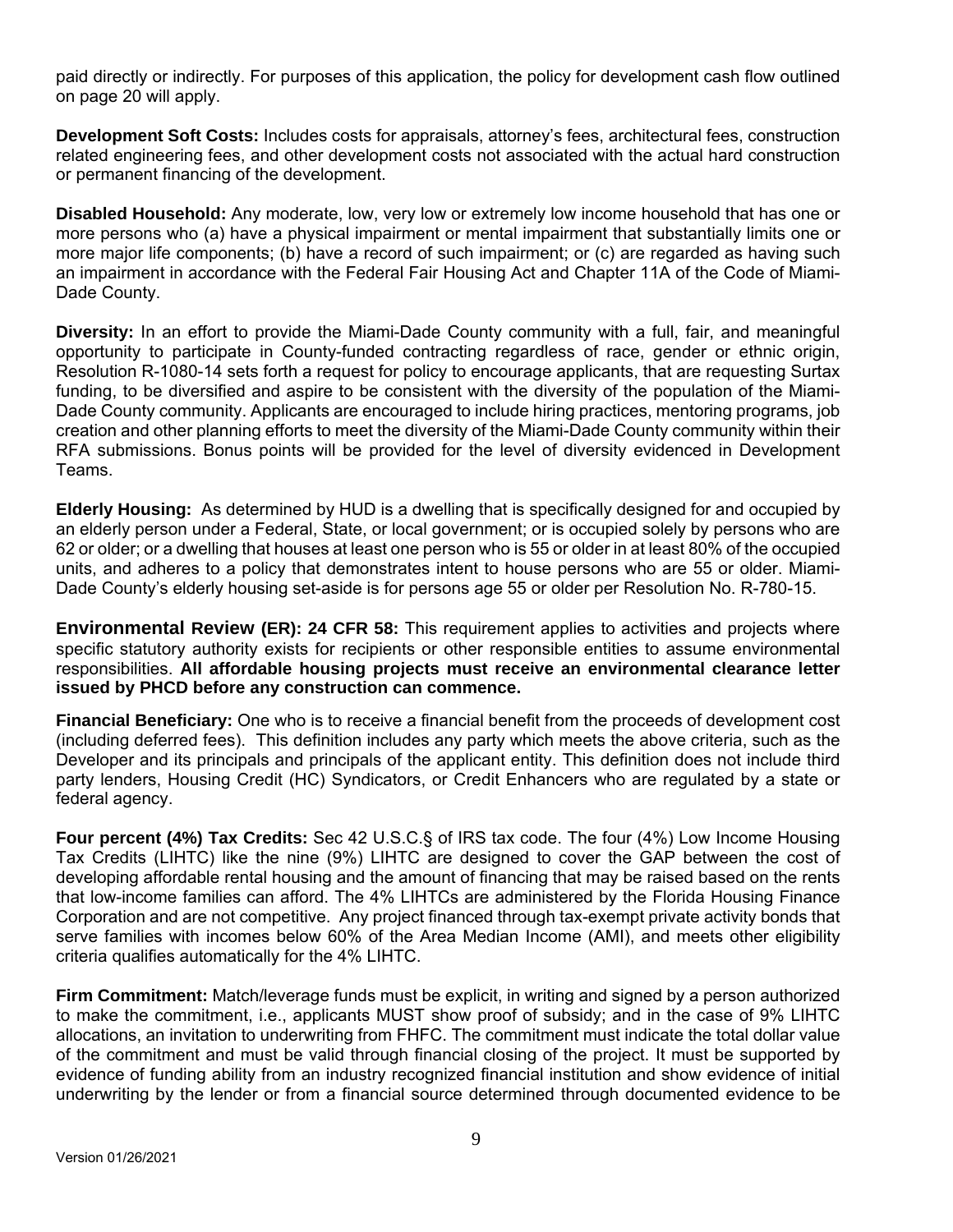paid directly or indirectly. For purposes of this application, the policy for development cash flow outlined on page 20 will apply.

**Development Soft Costs:** Includes costs for appraisals, attorney's fees, architectural fees, construction related engineering fees, and other development costs not associated with the actual hard construction or permanent financing of the development.

**Disabled Household:** Any moderate, low, very low or extremely low income household that has one or more persons who (a) have a physical impairment or mental impairment that substantially limits one or more major life components; (b) have a record of such impairment; or (c) are regarded as having such an impairment in accordance with the Federal Fair Housing Act and Chapter 11A of the Code of Miami-Dade County.

**Diversity:** In an effort to provide the Miami-Dade County community with a full, fair, and meaningful opportunity to participate in County-funded contracting regardless of race, gender or ethnic origin, Resolution R-1080-14 sets forth a request for policy to encourage applicants, that are requesting Surtax funding, to be diversified and aspire to be consistent with the diversity of the population of the Miami-Dade County community. Applicants are encouraged to include hiring practices, mentoring programs, job creation and other planning efforts to meet the diversity of the Miami-Dade County community within their RFA submissions. Bonus points will be provided for the level of diversity evidenced in Development Teams.

**Elderly Housing:** As determined by HUD is a dwelling that is specifically designed for and occupied by an elderly person under a Federal, State, or local government; or is occupied solely by persons who are 62 or older; or a dwelling that houses at least one person who is 55 or older in at least 80% of the occupied units, and adheres to a policy that demonstrates intent to house persons who are 55 or older. Miami-Dade County's elderly housing set-aside is for persons age 55 or older per Resolution No. R-780-15.

**Environmental Review (ER): 24 CFR 58:** This requirement applies to activities and projects where specific statutory authority exists for recipients or other responsible entities to assume environmental responsibilities. **All affordable housing projects must receive an environmental clearance letter issued by PHCD before any construction can commence.**

**Financial Beneficiary:** One who is to receive a financial benefit from the proceeds of development cost (including deferred fees). This definition includes any party which meets the above criteria, such as the Developer and its principals and principals of the applicant entity. This definition does not include third party lenders, Housing Credit (HC) Syndicators, or Credit Enhancers who are regulated by a state or federal agency.

**Four percent (4%) Tax Credits:** Sec 42 U.S.C.§ of IRS tax code. The four (4%) Low Income Housing Tax Credits (LIHTC) like the nine (9%) LIHTC are designed to cover the GAP between the cost of developing affordable rental housing and the amount of financing that may be raised based on the rents that low-income families can afford. The 4% LIHTCs are administered by the Florida Housing Finance Corporation and are not competitive. Any project financed through tax-exempt private activity bonds that serve families with incomes below 60% of the Area Median Income (AMI), and meets other eligibility criteria qualifies automatically for the 4% LIHTC.

**Firm Commitment:** Match/leverage funds must be explicit, in writing and signed by a person authorized to make the commitment, i.e., applicants MUST show proof of subsidy; and in the case of 9% LIHTC allocations, an invitation to underwriting from FHFC. The commitment must indicate the total dollar value of the commitment and must be valid through financial closing of the project. It must be supported by evidence of funding ability from an industry recognized financial institution and show evidence of initial underwriting by the lender or from a financial source determined through documented evidence to be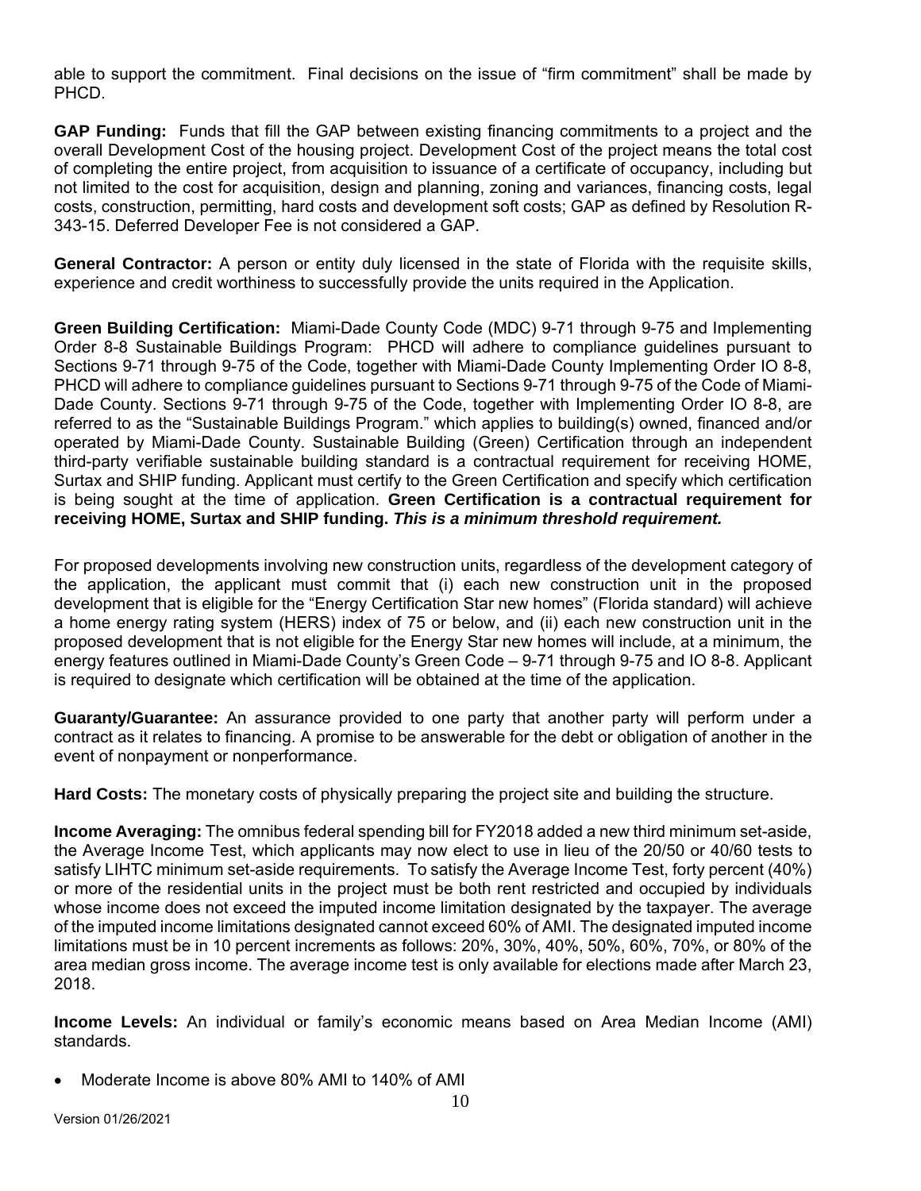able to support the commitment. Final decisions on the issue of "firm commitment" shall be made by PHCD.

**GAP Funding:** Funds that fill the GAP between existing financing commitments to a project and the overall Development Cost of the housing project. Development Cost of the project means the total cost of completing the entire project, from acquisition to issuance of a certificate of occupancy, including but not limited to the cost for acquisition, design and planning, zoning and variances, financing costs, legal costs, construction, permitting, hard costs and development soft costs; GAP as defined by Resolution R-343-15. Deferred Developer Fee is not considered a GAP.

**General Contractor:** A person or entity duly licensed in the state of Florida with the requisite skills, experience and credit worthiness to successfully provide the units required in the Application.

**Green Building Certification:** Miami-Dade County Code (MDC) 9-71 through 9-75 and Implementing Order 8-8 Sustainable Buildings Program: PHCD will adhere to compliance guidelines pursuant to Sections 9-71 through 9-75 of the Code, together with Miami-Dade County Implementing Order IO 8-8, PHCD will adhere to compliance guidelines pursuant to Sections 9-71 through 9-75 of the Code of Miami-Dade County. Sections 9-71 through 9-75 of the Code, together with Implementing Order IO 8-8, are referred to as the "Sustainable Buildings Program." which applies to building(s) owned, financed and/or operated by Miami-Dade County. Sustainable Building (Green) Certification through an independent third-party verifiable sustainable building standard is a contractual requirement for receiving HOME, Surtax and SHIP funding. Applicant must certify to the Green Certification and specify which certification is being sought at the time of application. **Green Certification is a contractual requirement for receiving HOME, Surtax and SHIP funding.** ***This is a minimum threshold requirement.***

For proposed developments involving new construction units, regardless of the development category of the application, the applicant must commit that (i) each new construction unit in the proposed development that is eligible for the "Energy Certification Star new homes" (Florida standard) will achieve a home energy rating system (HERS) index of 75 or below, and (ii) each new construction unit in the proposed development that is not eligible for the Energy Star new homes will include, at a minimum, the energy features outlined in Miami-Dade County's Green Code – 9-71 through 9-75 and IO 8-8. Applicant is required to designate which certification will be obtained at the time of the application.

**Guaranty/Guarantee:** An assurance provided to one party that another party will perform under a contract as it relates to financing. A promise to be answerable for the debt or obligation of another in the event of nonpayment or nonperformance.

**Hard Costs:** The monetary costs of physically preparing the project site and building the structure.

**Income Averaging:** The omnibus federal spending bill for FY2018 added a new third minimum set-aside, the Average Income Test, which applicants may now elect to use in lieu of the 20/50 or 40/60 tests to satisfy LIHTC minimum set-aside requirements. To satisfy the Average Income Test, forty percent (40%) or more of the residential units in the project must be both rent restricted and occupied by individuals whose income does not exceed the imputed income limitation designated by the taxpayer. The average of the imputed income limitations designated cannot exceed 60% of AMI. The designated imputed income limitations must be in 10 percent increments as follows: 20%, 30%, 40%, 50%, 60%, 70%, or 80% of the area median gross income. The average income test is only available for elections made after March 23, 2018.

**Income Levels:** An individual or family's economic means based on Area Median Income (AMI) standards.

- Moderate Income is above 80% AMI to 140% of AMI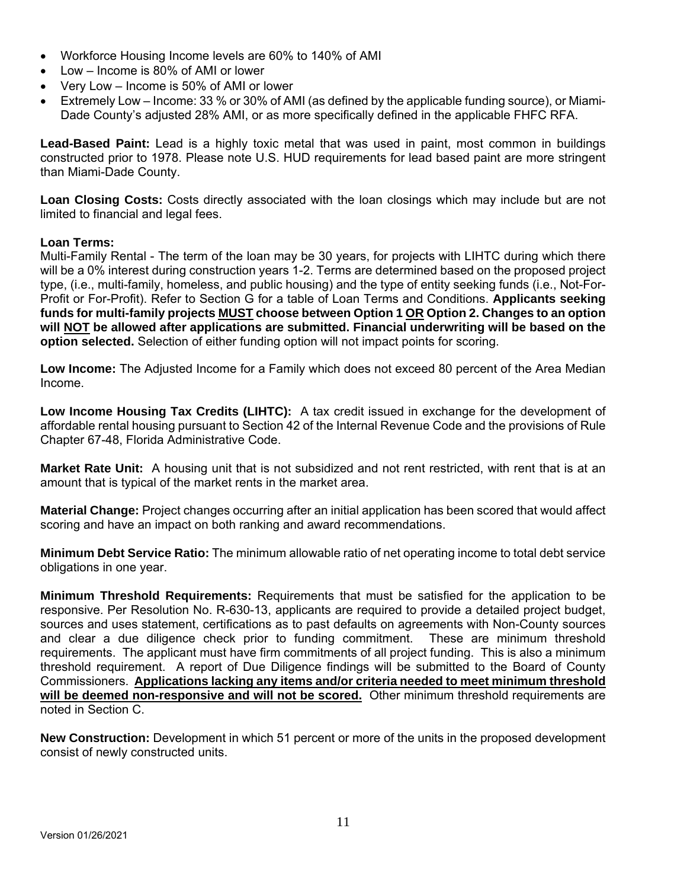- Workforce Housing Income levels are 60% to 140% of AMI
- Low – Income is 80% of AMI or lower
- Very Low – Income is 50% of AMI or lower
- Extremely Low – Income: 33 % or 30% of AMI (as defined by the applicable funding source), or Miami-Dade County's adjusted 28% AMI, or as more specifically defined in the applicable FHFC RFA.

**Lead-Based Paint:** Lead is a highly toxic metal that was used in paint, most common in buildings constructed prior to 1978. Please note U.S. HUD requirements for lead based paint are more stringent than Miami-Dade County.

**Loan Closing Costs:** Costs directly associated with the loan closings which may include but are not limited to financial and legal fees.

**Loan Terms:**
Multi-Family Rental - The term of the loan may be 30 years, for projects with LIHTC during which there will be a 0% interest during construction years 1-2. Terms are determined based on the proposed project type, (i.e., multi-family, homeless, and public housing) and the type of entity seeking funds (i.e., Not-For-Profit or For-Profit). Refer to Section G for a table of Loan Terms and Conditions. **Applicants seeking funds for multi-family projects <u>MUST</u> choose between Option 1 <u>OR</u> Option 2. Changes to an option will <u>NOT</u> be allowed after applications are submitted. Financial underwriting will be based on the option selected.** Selection of either funding option will not impact points for scoring.

**Low Income:** The Adjusted Income for a Family which does not exceed 80 percent of the Area Median Income.

**Low Income Housing Tax Credits (LIHTC):** A tax credit issued in exchange for the development of affordable rental housing pursuant to Section 42 of the Internal Revenue Code and the provisions of Rule Chapter 67-48, Florida Administrative Code.

**Market Rate Unit:** A housing unit that is not subsidized and not rent restricted, with rent that is at an amount that is typical of the market rents in the market area.

**Material Change:** Project changes occurring after an initial application has been scored that would affect scoring and have an impact on both ranking and award recommendations.

**Minimum Debt Service Ratio:** The minimum allowable ratio of net operating income to total debt service obligations in one year.

**Minimum Threshold Requirements:** Requirements that must be satisfied for the application to be responsive. Per Resolution No. R-630-13, applicants are required to provide a detailed project budget, sources and uses statement, certifications as to past defaults on agreements with Non-County sources and clear a due diligence check prior to funding commitment. These are minimum threshold requirements. The applicant must have firm commitments of all project funding. This is also a minimum threshold requirement. A report of Due Diligence findings will be submitted to the Board of County Commissioners. **<u>Applications lacking any items and/or criteria needed to meet minimum threshold will be deemed non-responsive and will not be scored.</u>** Other minimum threshold requirements are noted in Section C.

**New Construction:** Development in which 51 percent or more of the units in the proposed development consist of newly constructed units.

Version 01/26/2021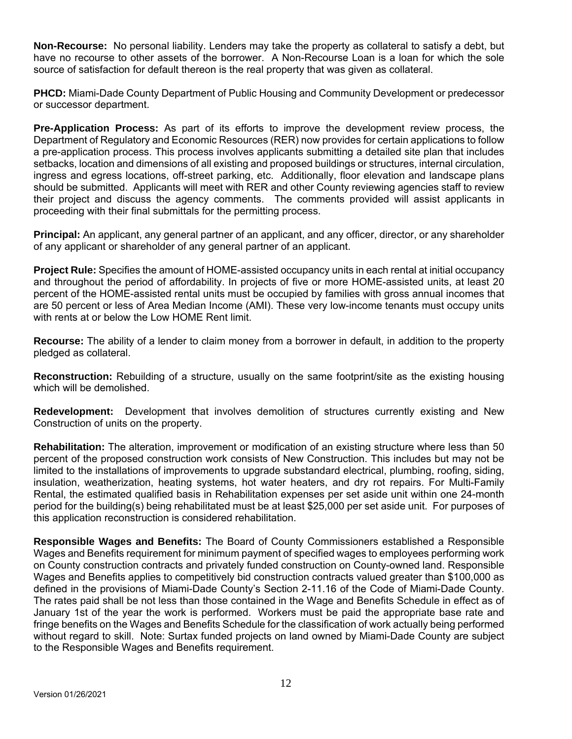**Non-Recourse:** No personal liability. Lenders may take the property as collateral to satisfy a debt, but have no recourse to other assets of the borrower. A Non-Recourse Loan is a loan for which the sole source of satisfaction for default thereon is the real property that was given as collateral.

**PHCD:** Miami-Dade County Department of Public Housing and Community Development or predecessor or successor department.

**Pre-Application Process:** As part of its efforts to improve the development review process, the Department of Regulatory and Economic Resources (RER) now provides for certain applications to follow a pre-application process. This process involves applicants submitting a detailed site plan that includes setbacks, location and dimensions of all existing and proposed buildings or structures, internal circulation, ingress and egress locations, off-street parking, etc. Additionally, floor elevation and landscape plans should be submitted. Applicants will meet with RER and other County reviewing agencies staff to review their project and discuss the agency comments. The comments provided will assist applicants in proceeding with their final submittals for the permitting process.

**Principal:** An applicant, any general partner of an applicant, and any officer, director, or any shareholder of any applicant or shareholder of any general partner of an applicant.

**Project Rule:** Specifies the amount of HOME-assisted occupancy units in each rental at initial occupancy and throughout the period of affordability. In projects of five or more HOME-assisted units, at least 20 percent of the HOME-assisted rental units must be occupied by families with gross annual incomes that are 50 percent or less of Area Median Income (AMI). These very low-income tenants must occupy units with rents at or below the Low HOME Rent limit.

**Recourse:** The ability of a lender to claim money from a borrower in default, in addition to the property pledged as collateral.

**Reconstruction:** Rebuilding of a structure, usually on the same footprint/site as the existing housing which will be demolished.

**Redevelopment:** Development that involves demolition of structures currently existing and New Construction of units on the property.

**Rehabilitation:** The alteration, improvement or modification of an existing structure where less than 50 percent of the proposed construction work consists of New Construction. This includes but may not be limited to the installations of improvements to upgrade substandard electrical, plumbing, roofing, siding, insulation, weatherization, heating systems, hot water heaters, and dry rot repairs. For Multi-Family Rental, the estimated qualified basis in Rehabilitation expenses per set aside unit within one 24-month period for the building(s) being rehabilitated must be at least $25,000 per set aside unit. For purposes of this application reconstruction is considered rehabilitation.

**Responsible Wages and Benefits:** The Board of County Commissioners established a Responsible Wages and Benefits requirement for minimum payment of specified wages to employees performing work on County construction contracts and privately funded construction on County-owned land. Responsible Wages and Benefits applies to competitively bid construction contracts valued greater than $100,000 as defined in the provisions of Miami-Dade County's Section 2-11.16 of the Code of Miami-Dade County. The rates paid shall be not less than those contained in the Wage and Benefits Schedule in effect as of January 1st of the year the work is performed. Workers must be paid the appropriate base rate and fringe benefits on the Wages and Benefits Schedule for the classification of work actually being performed without regard to skill. Note: Surtax funded projects on land owned by Miami-Dade County are subject to the Responsible Wages and Benefits requirement.

Version 01/26/2021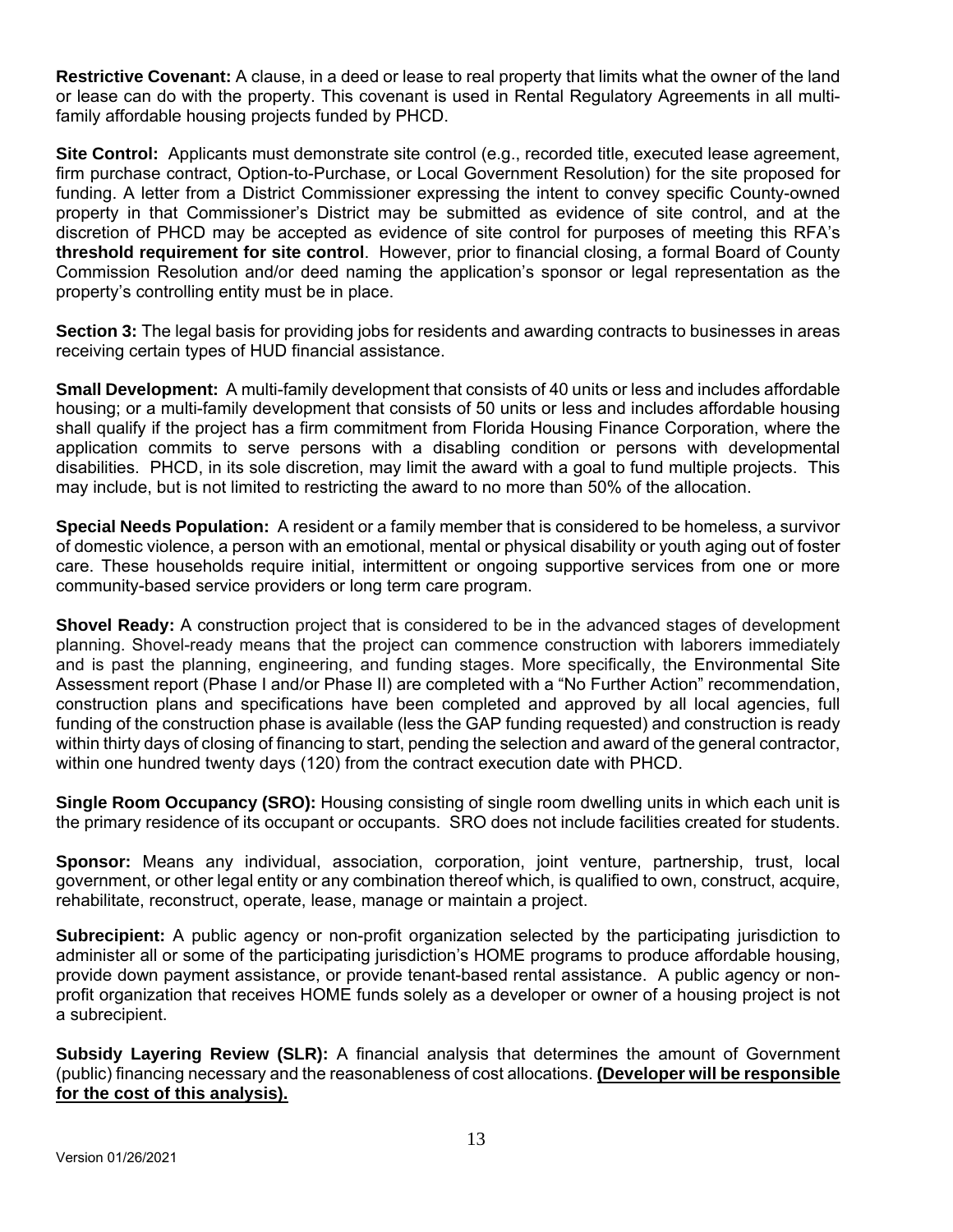**Restrictive Covenant:** A clause, in a deed or lease to real property that limits what the owner of the land or lease can do with the property. This covenant is used in Rental Regulatory Agreements in all multi-family affordable housing projects funded by PHCD.

**Site Control:** Applicants must demonstrate site control (e.g., recorded title, executed lease agreement, firm purchase contract, Option-to-Purchase, or Local Government Resolution) for the site proposed for funding. A letter from a District Commissioner expressing the intent to convey specific County-owned property in that Commissioner's District may be submitted as evidence of site control, and at the discretion of PHCD may be accepted as evidence of site control for purposes of meeting this RFA's **threshold requirement for site control**. However, prior to financial closing, a formal Board of County Commission Resolution and/or deed naming the application's sponsor or legal representation as the property's controlling entity must be in place.

**Section 3:** The legal basis for providing jobs for residents and awarding contracts to businesses in areas receiving certain types of HUD financial assistance.

**Small Development:** A multi-family development that consists of 40 units or less and includes affordable housing; or a multi-family development that consists of 50 units or less and includes affordable housing shall qualify if the project has a firm commitment from Florida Housing Finance Corporation, where the application commits to serve persons with a disabling condition or persons with developmental disabilities. PHCD, in its sole discretion, may limit the award with a goal to fund multiple projects. This may include, but is not limited to restricting the award to no more than 50% of the allocation.

**Special Needs Population:** A resident or a family member that is considered to be homeless, a survivor of domestic violence, a person with an emotional, mental or physical disability or youth aging out of foster care. These households require initial, intermittent or ongoing supportive services from one or more community-based service providers or long term care program.

**Shovel Ready:** A construction project that is considered to be in the advanced stages of development planning. Shovel-ready means that the project can commence construction with laborers immediately and is past the planning, engineering, and funding stages. More specifically, the Environmental Site Assessment report (Phase I and/or Phase II) are completed with a "No Further Action" recommendation, construction plans and specifications have been completed and approved by all local agencies, full funding of the construction phase is available (less the GAP funding requested) and construction is ready within thirty days of closing of financing to start, pending the selection and award of the general contractor, within one hundred twenty days (120) from the contract execution date with PHCD.

**Single Room Occupancy (SRO):** Housing consisting of single room dwelling units in which each unit is the primary residence of its occupant or occupants. SRO does not include facilities created for students.

**Sponsor:** Means any individual, association, corporation, joint venture, partnership, trust, local government, or other legal entity or any combination thereof which, is qualified to own, construct, acquire, rehabilitate, reconstruct, operate, lease, manage or maintain a project.

**Subrecipient:** A public agency or non-profit organization selected by the participating jurisdiction to administer all or some of the participating jurisdiction's HOME programs to produce affordable housing, provide down payment assistance, or provide tenant-based rental assistance. A public agency or non-profit organization that receives HOME funds solely as a developer or owner of a housing project is not a subrecipient.

**Subsidy Layering Review (SLR):** A financial analysis that determines the amount of Government (public) financing necessary and the reasonableness of cost allocations. **(Developer will be responsible for the cost of this analysis).**

Version 01/26/2021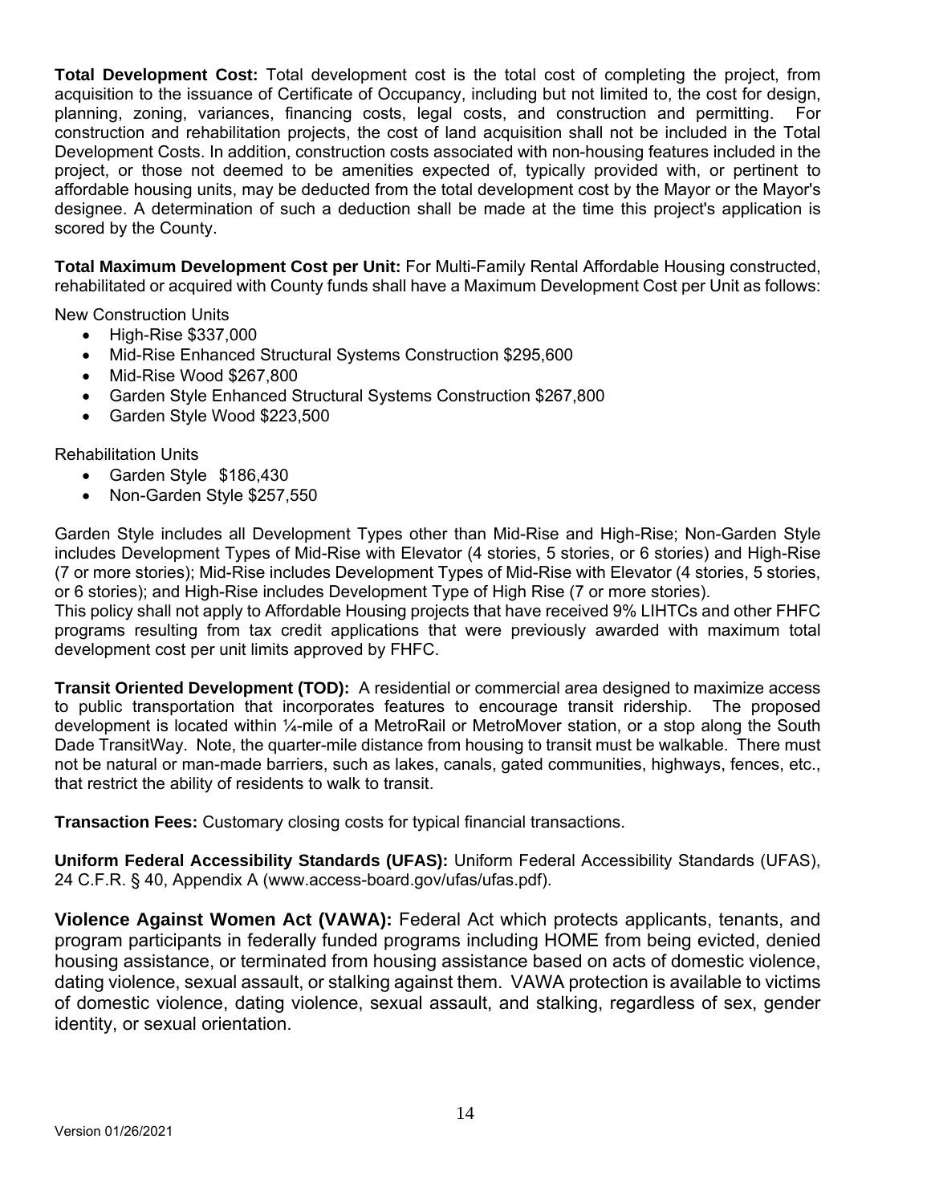**Total Development Cost:** Total development cost is the total cost of completing the project, from acquisition to the issuance of Certificate of Occupancy, including but not limited to, the cost for design, planning, zoning, variances, financing costs, legal costs, and construction and permitting. For construction and rehabilitation projects, the cost of land acquisition shall not be included in the Total Development Costs. In addition, construction costs associated with non-housing features included in the project, or those not deemed to be amenities expected of, typically provided with, or pertinent to affordable housing units, may be deducted from the total development cost by the Mayor or the Mayor's designee. A determination of such a deduction shall be made at the time this project's application is scored by the County.

**Total Maximum Development Cost per Unit:** For Multi-Family Rental Affordable Housing constructed, rehabilitated or acquired with County funds shall have a Maximum Development Cost per Unit as follows:

New Construction Units

- High-Rise $337,000
- Mid-Rise Enhanced Structural Systems Construction $295,600
- Mid-Rise Wood $267,800
- Garden Style Enhanced Structural Systems Construction $267,800
- Garden Style Wood $223,500

Rehabilitation Units

- Garden Style $186,430
- Non-Garden Style $257,550

Garden Style includes all Development Types other than Mid-Rise and High-Rise; Non-Garden Style includes Development Types of Mid-Rise with Elevator (4 stories, 5 stories, or 6 stories) and High-Rise (7 or more stories); Mid-Rise includes Development Types of Mid-Rise with Elevator (4 stories, 5 stories, or 6 stories); and High-Rise includes Development Type of High Rise (7 or more stories).
This policy shall not apply to Affordable Housing projects that have received 9% LIHTCs and other FHFC programs resulting from tax credit applications that were previously awarded with maximum total development cost per unit limits approved by FHFC.

**Transit Oriented Development (TOD):** A residential or commercial area designed to maximize access to public transportation that incorporates features to encourage transit ridership. The proposed development is located within ¼-mile of a MetroRail or MetroMover station, or a stop along the South Dade TransitWay. Note, the quarter-mile distance from housing to transit must be walkable. There must not be natural or man-made barriers, such as lakes, canals, gated communities, highways, fences, etc., that restrict the ability of residents to walk to transit.

**Transaction Fees:** Customary closing costs for typical financial transactions.

**Uniform Federal Accessibility Standards (UFAS):** Uniform Federal Accessibility Standards (UFAS), 24 C.F.R. § 40, Appendix A (www.access-board.gov/ufas/ufas.pdf).

**Violence Against Women Act (VAWA):** Federal Act which protects applicants, tenants, and program participants in federally funded programs including HOME from being evicted, denied housing assistance, or terminated from housing assistance based on acts of domestic violence, dating violence, sexual assault, or stalking against them. VAWA protection is available to victims of domestic violence, dating violence, sexual assault, and stalking, regardless of sex, gender identity, or sexual orientation.

Version 01/26/2021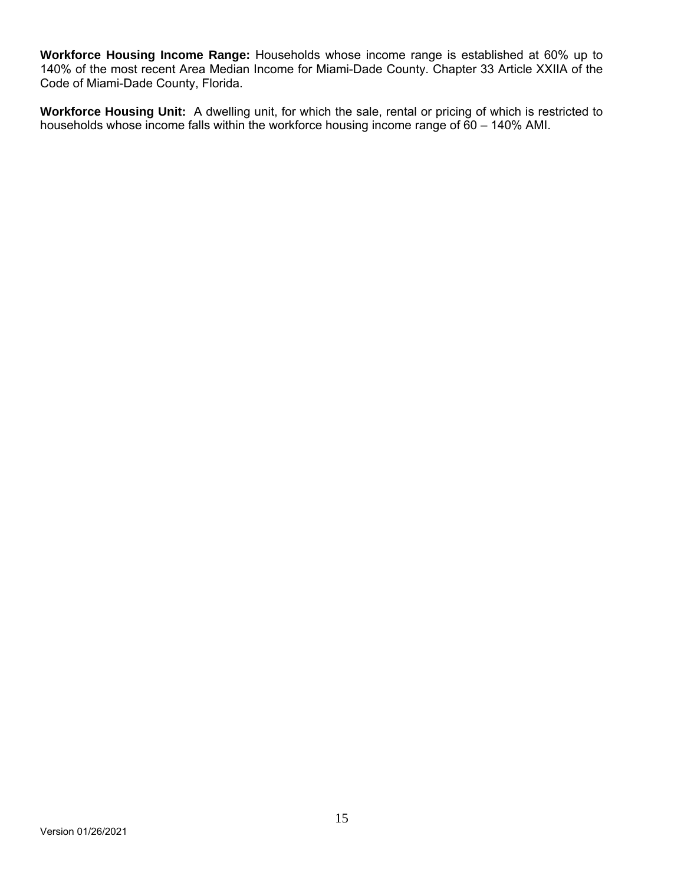**Workforce Housing Income Range:** Households whose income range is established at 60% up to 140% of the most recent Area Median Income for Miami-Dade County. Chapter 33 Article XXIIA of the Code of Miami-Dade County, Florida.

**Workforce Housing Unit:** A dwelling unit, for which the sale, rental or pricing of which is restricted to households whose income falls within the workforce housing income range of 60 – 140% AMI.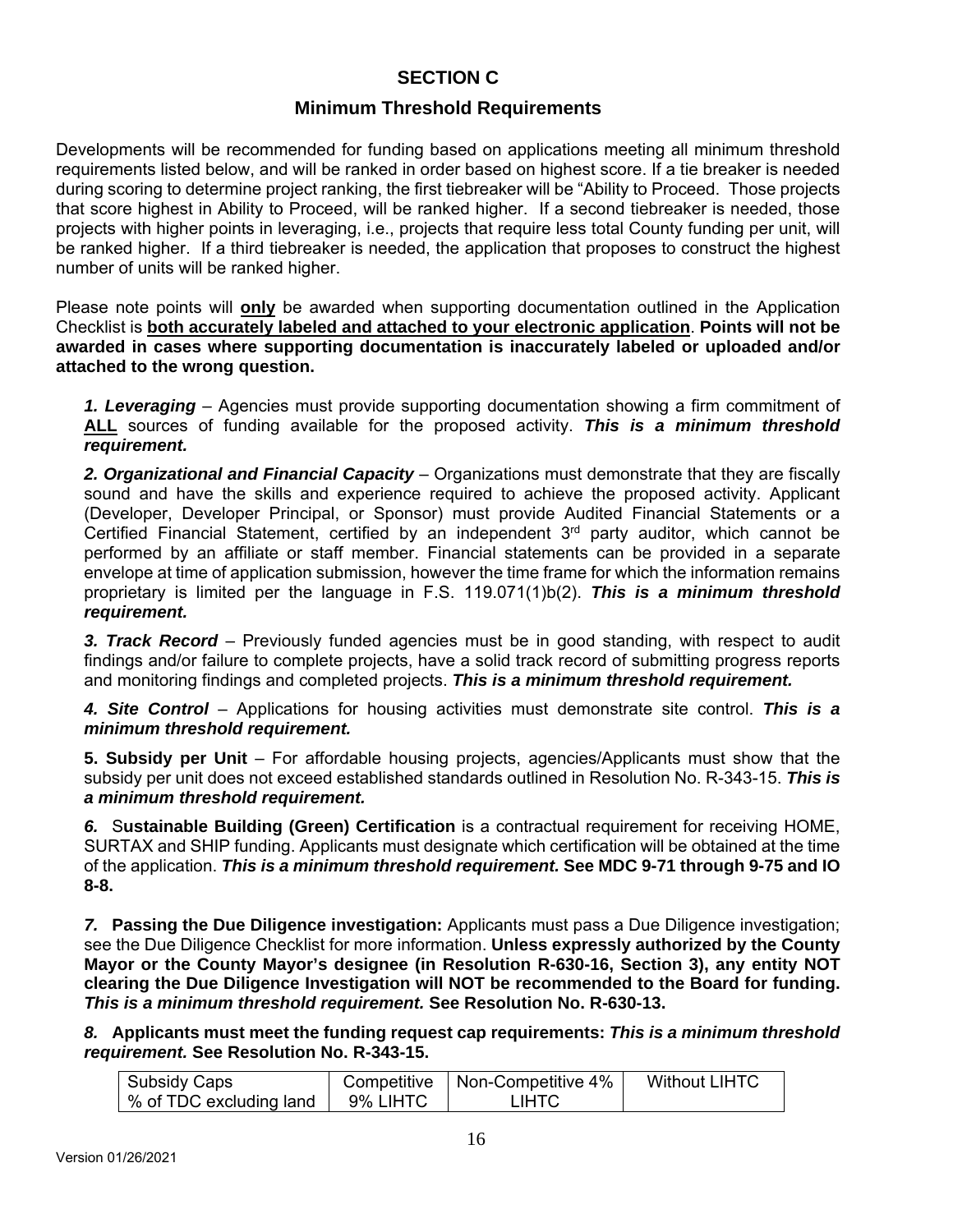## SECTION C

## Minimum Threshold Requirements

Developments will be recommended for funding based on applications meeting all minimum threshold requirements listed below, and will be ranked in order based on highest score. If a tie breaker is needed during scoring to determine project ranking, the first tiebreaker will be "Ability to Proceed. Those projects that score highest in Ability to Proceed, will be ranked higher. If a second tiebreaker is needed, those projects with higher points in leveraging, i.e., projects that require less total County funding per unit, will be ranked higher. If a third tiebreaker is needed, the application that proposes to construct the highest number of units will be ranked higher.

Please note points will **only** be awarded when supporting documentation outlined in the Application Checklist is **both accurately labeled and attached to your electronic application**. **Points will not be awarded in cases where supporting documentation is inaccurately labeled or uploaded and/or attached to the wrong question.**

***1. Leveraging*** – Agencies must provide supporting documentation showing a firm commitment of **ALL** sources of funding available for the proposed activity. ***This is a minimum threshold requirement.***

***2. Organizational and Financial Capacity*** – Organizations must demonstrate that they are fiscally sound and have the skills and experience required to achieve the proposed activity. Applicant (Developer, Developer Principal, or Sponsor) must provide Audited Financial Statements or a Certified Financial Statement, certified by an independent 3rd party auditor, which cannot be performed by an affiliate or staff member. Financial statements can be provided in a separate envelope at time of application submission, however the time frame for which the information remains proprietary is limited per the language in F.S. 119.071(1)b(2). ***This is a minimum threshold requirement.***

***3. Track Record*** – Previously funded agencies must be in good standing, with respect to audit findings and/or failure to complete projects, have a solid track record of submitting progress reports and monitoring findings and completed projects. ***This is a minimum threshold requirement.***

***4. Site Control*** – Applications for housing activities must demonstrate site control. ***This is a minimum threshold requirement.***

**5. Subsidy per Unit** – For affordable housing projects, agencies/Applicants must show that the subsidy per unit does not exceed established standards outlined in Resolution No. R-343-15. ***This is a minimum threshold requirement.***

***6.*** S**ustainable Building (Green) Certification** is a contractual requirement for receiving HOME, SURTAX and SHIP funding. Applicants must designate which certification will be obtained at the time of the application. ***This is a minimum threshold requirement.*** **See MDC 9-71 through 9-75 and IO 8-8.**

***7.*** **Passing the Due Diligence investigation:** Applicants must pass a Due Diligence investigation; see the Due Diligence Checklist for more information. **Unless expressly authorized by the County Mayor or the County Mayor's designee (in Resolution R-630-16, Section 3), any entity NOT clearing the Due Diligence Investigation will NOT be recommended to the Board for funding.** ***This is a minimum threshold requirement.*** **See Resolution No. R-630-13.**

***8.*** **Applicants must meet the funding request cap requirements:** ***This is a minimum threshold requirement.*** **See Resolution No. R-343-15.**

| Subsidy Caps % of TDC excluding land | Competitive 9% LIHTC | Non-Competitive 4% LIHTC | Without LIHTC |
|---|---|---|---|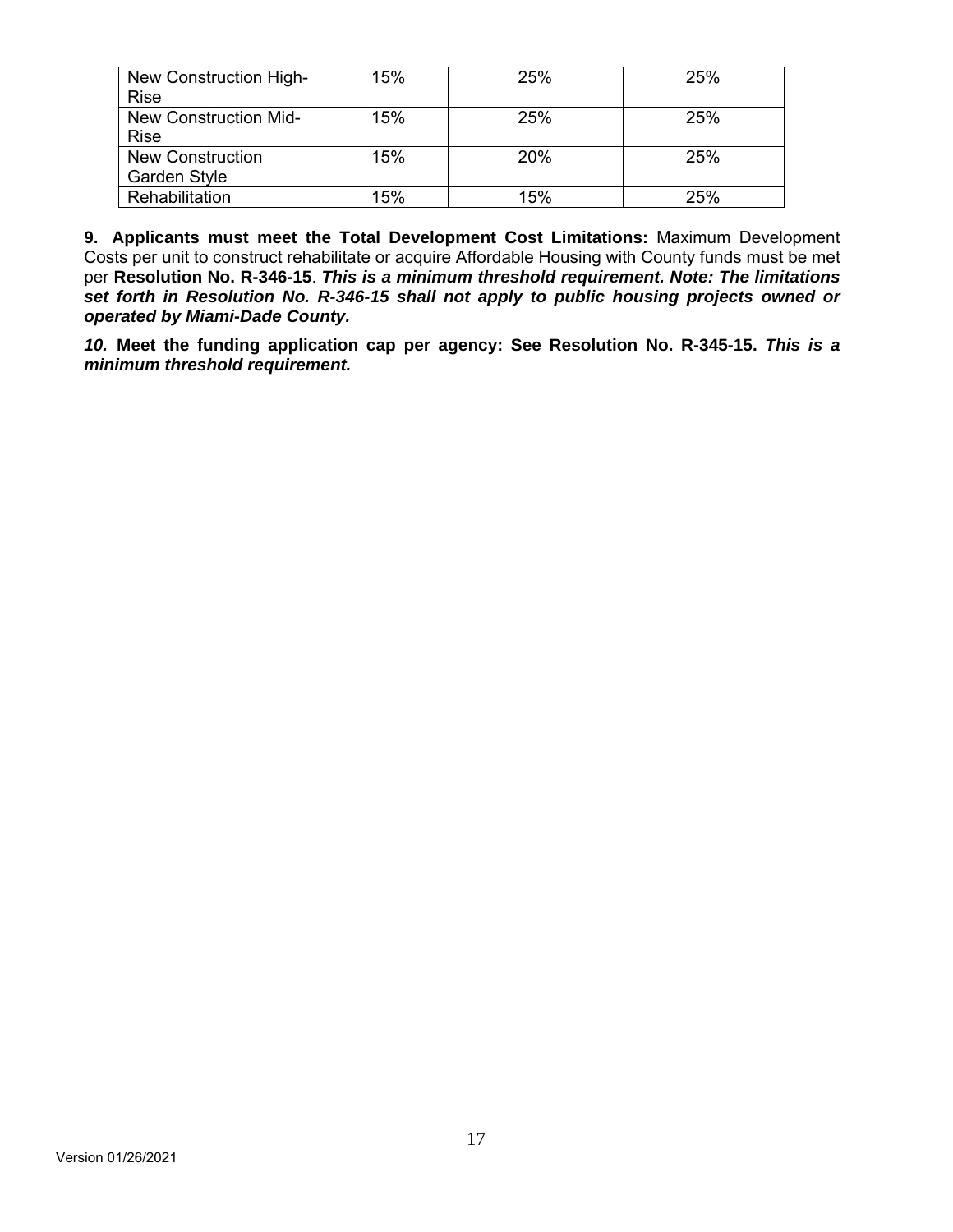| | | | |
|---|---|---|---|
| New Construction High-Rise | 15% | 25% | 25% |
| New Construction Mid-Rise | 15% | 25% | 25% |
| New Construction Garden Style | 15% | 20% | 25% |
| Rehabilitation | 15% | 15% | 25% |

**9. Applicants must meet the Total Development Cost Limitations:** Maximum Development Costs per unit to construct rehabilitate or acquire Affordable Housing with County funds must be met per **Resolution No. R-346-15**. ***This is a minimum threshold requirement. Note: The limitations set forth in Resolution No. R-346-15 shall not apply to public housing projects owned or operated by Miami-Dade County.***

***10.*** **Meet the funding application cap per agency: See Resolution No. R-345-15.** ***This is a minimum threshold requirement.***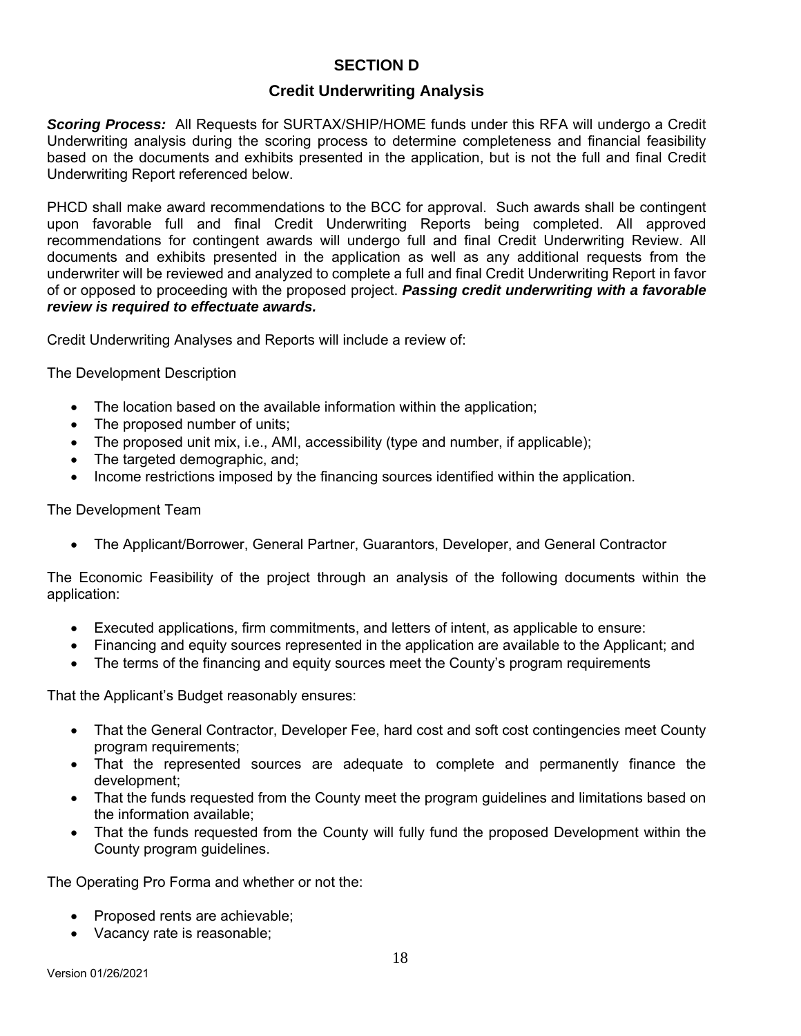# SECTION D

## Credit Underwriting Analysis

***Scoring Process:*** All Requests for SURTAX/SHIP/HOME funds under this RFA will undergo a Credit Underwriting analysis during the scoring process to determine completeness and financial feasibility based on the documents and exhibits presented in the application, but is not the full and final Credit Underwriting Report referenced below.

PHCD shall make award recommendations to the BCC for approval. Such awards shall be contingent upon favorable full and final Credit Underwriting Reports being completed. All approved recommendations for contingent awards will undergo full and final Credit Underwriting Review. All documents and exhibits presented in the application as well as any additional requests from the underwriter will be reviewed and analyzed to complete a full and final Credit Underwriting Report in favor of or opposed to proceeding with the proposed project. ***Passing credit underwriting with a favorable review is required to effectuate awards.***

Credit Underwriting Analyses and Reports will include a review of:

The Development Description

- The location based on the available information within the application;
- The proposed number of units;
- The proposed unit mix, i.e., AMI, accessibility (type and number, if applicable);
- The targeted demographic, and;
- Income restrictions imposed by the financing sources identified within the application.

The Development Team

- The Applicant/Borrower, General Partner, Guarantors, Developer, and General Contractor

The Economic Feasibility of the project through an analysis of the following documents within the application:

- Executed applications, firm commitments, and letters of intent, as applicable to ensure:
- Financing and equity sources represented in the application are available to the Applicant; and
- The terms of the financing and equity sources meet the County's program requirements

That the Applicant's Budget reasonably ensures:

- That the General Contractor, Developer Fee, hard cost and soft cost contingencies meet County program requirements;
- That the represented sources are adequate to complete and permanently finance the development;
- That the funds requested from the County meet the program guidelines and limitations based on the information available;
- That the funds requested from the County will fully fund the proposed Development within the County program guidelines.

The Operating Pro Forma and whether or not the:

- Proposed rents are achievable;
- Vacancy rate is reasonable;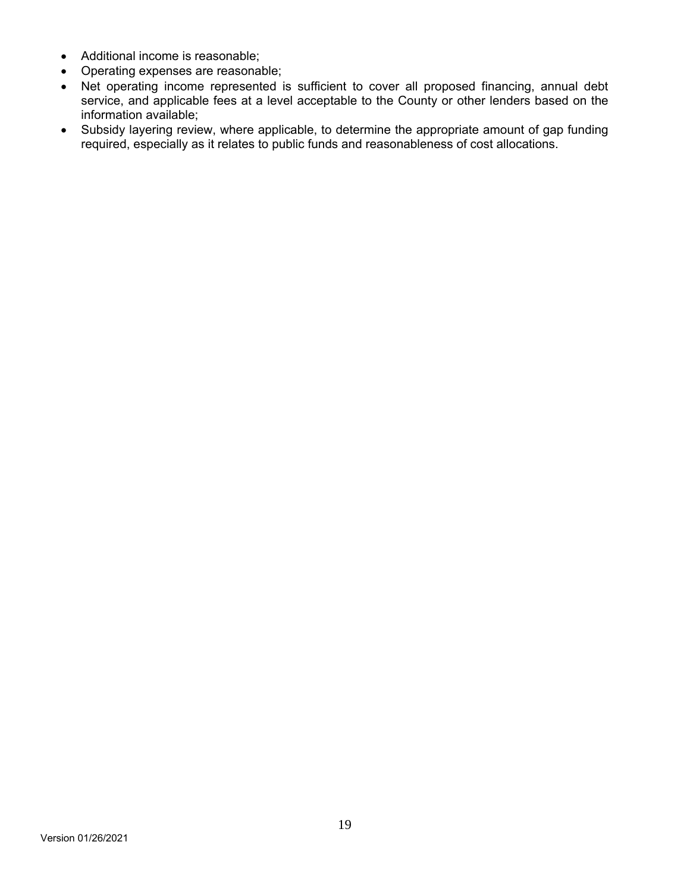- Additional income is reasonable;
- Operating expenses are reasonable;
- Net operating income represented is sufficient to cover all proposed financing, annual debt service, and applicable fees at a level acceptable to the County or other lenders based on the information available;
- Subsidy layering review, where applicable, to determine the appropriate amount of gap funding required, especially as it relates to public funds and reasonableness of cost allocations.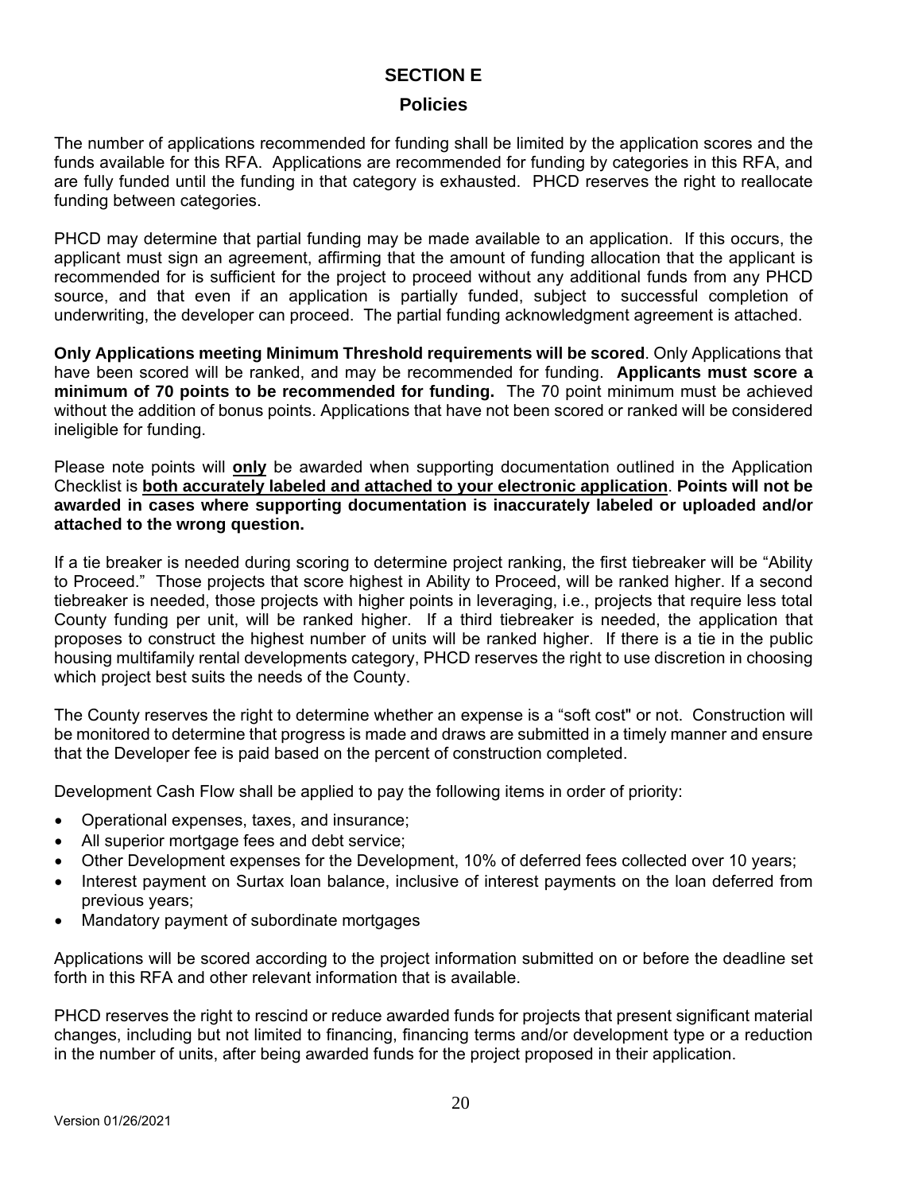## SECTION E

### Policies

The number of applications recommended for funding shall be limited by the application scores and the funds available for this RFA. Applications are recommended for funding by categories in this RFA, and are fully funded until the funding in that category is exhausted. PHCD reserves the right to reallocate funding between categories.

PHCD may determine that partial funding may be made available to an application. If this occurs, the applicant must sign an agreement, affirming that the amount of funding allocation that the applicant is recommended for is sufficient for the project to proceed without any additional funds from any PHCD source, and that even if an application is partially funded, subject to successful completion of underwriting, the developer can proceed. The partial funding acknowledgment agreement is attached.

**Only Applications meeting Minimum Threshold requirements will be scored**. Only Applications that have been scored will be ranked, and may be recommended for funding. **Applicants must score a minimum of 70 points to be recommended for funding.** The 70 point minimum must be achieved without the addition of bonus points. Applications that have not been scored or ranked will be considered ineligible for funding.

Please note points will **only** be awarded when supporting documentation outlined in the Application Checklist is **both accurately labeled and attached to your electronic application**. **Points will not be awarded in cases where supporting documentation is inaccurately labeled or uploaded and/or attached to the wrong question.**

If a tie breaker is needed during scoring to determine project ranking, the first tiebreaker will be "Ability to Proceed." Those projects that score highest in Ability to Proceed, will be ranked higher. If a second tiebreaker is needed, those projects with higher points in leveraging, i.e., projects that require less total County funding per unit, will be ranked higher. If a third tiebreaker is needed, the application that proposes to construct the highest number of units will be ranked higher. If there is a tie in the public housing multifamily rental developments category, PHCD reserves the right to use discretion in choosing which project best suits the needs of the County.

The County reserves the right to determine whether an expense is a "soft cost" or not. Construction will be monitored to determine that progress is made and draws are submitted in a timely manner and ensure that the Developer fee is paid based on the percent of construction completed.

Development Cash Flow shall be applied to pay the following items in order of priority:

- Operational expenses, taxes, and insurance;
- All superior mortgage fees and debt service;
- Other Development expenses for the Development, 10% of deferred fees collected over 10 years;
- Interest payment on Surtax loan balance, inclusive of interest payments on the loan deferred from previous years;
- Mandatory payment of subordinate mortgages

Applications will be scored according to the project information submitted on or before the deadline set forth in this RFA and other relevant information that is available.

PHCD reserves the right to rescind or reduce awarded funds for projects that present significant material changes, including but not limited to financing, financing terms and/or development type or a reduction in the number of units, after being awarded funds for the project proposed in their application.

Version 01/26/2021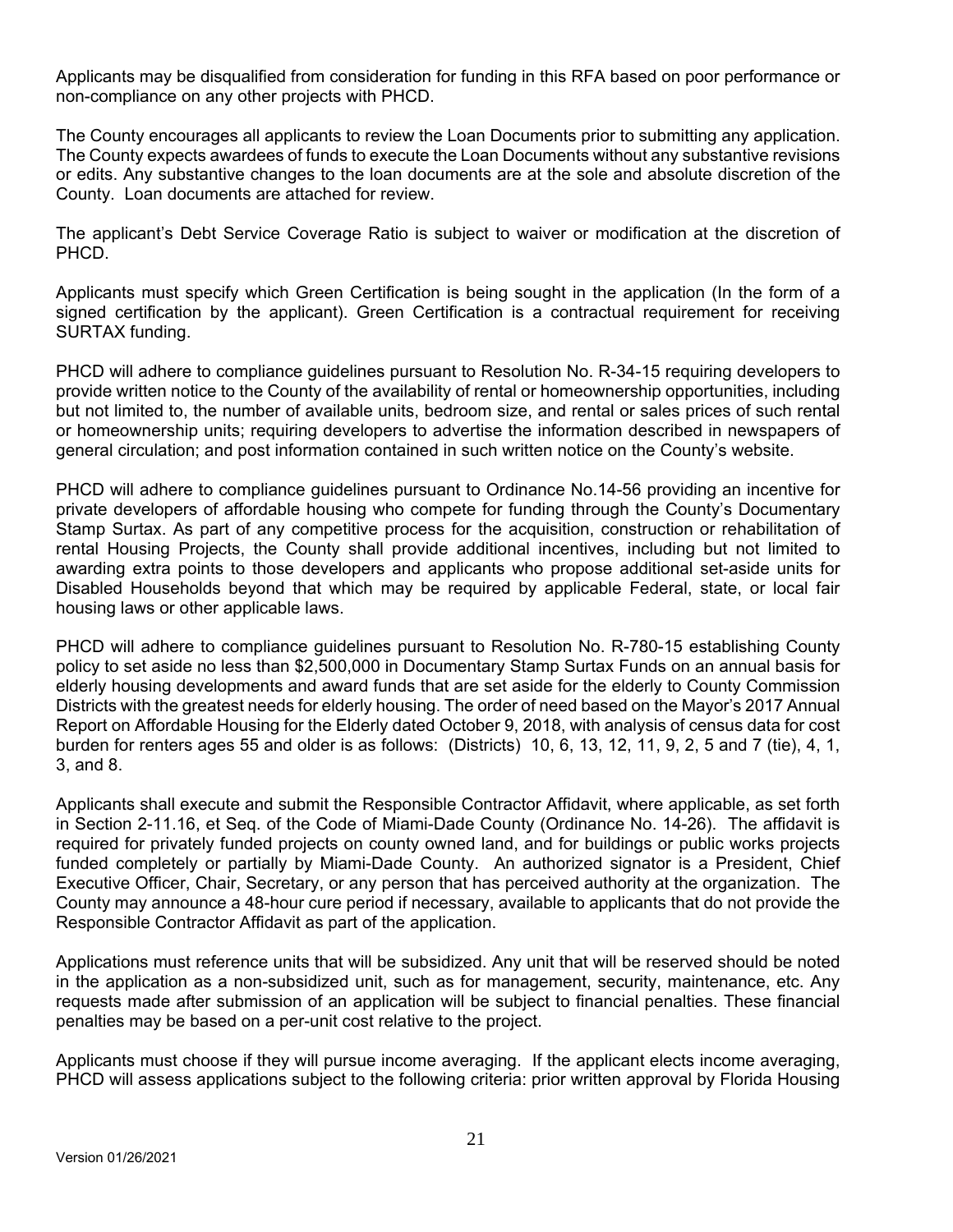Applicants may be disqualified from consideration for funding in this RFA based on poor performance or non-compliance on any other projects with PHCD.

The County encourages all applicants to review the Loan Documents prior to submitting any application. The County expects awardees of funds to execute the Loan Documents without any substantive revisions or edits. Any substantive changes to the loan documents are at the sole and absolute discretion of the County. Loan documents are attached for review.

The applicant's Debt Service Coverage Ratio is subject to waiver or modification at the discretion of PHCD.

Applicants must specify which Green Certification is being sought in the application (In the form of a signed certification by the applicant). Green Certification is a contractual requirement for receiving SURTAX funding.

PHCD will adhere to compliance guidelines pursuant to Resolution No. R-34-15 requiring developers to provide written notice to the County of the availability of rental or homeownership opportunities, including but not limited to, the number of available units, bedroom size, and rental or sales prices of such rental or homeownership units; requiring developers to advertise the information described in newspapers of general circulation; and post information contained in such written notice on the County's website.

PHCD will adhere to compliance guidelines pursuant to Ordinance No.14-56 providing an incentive for private developers of affordable housing who compete for funding through the County's Documentary Stamp Surtax. As part of any competitive process for the acquisition, construction or rehabilitation of rental Housing Projects, the County shall provide additional incentives, including but not limited to awarding extra points to those developers and applicants who propose additional set-aside units for Disabled Households beyond that which may be required by applicable Federal, state, or local fair housing laws or other applicable laws.

PHCD will adhere to compliance guidelines pursuant to Resolution No. R-780-15 establishing County policy to set aside no less than $2,500,000 in Documentary Stamp Surtax Funds on an annual basis for elderly housing developments and award funds that are set aside for the elderly to County Commission Districts with the greatest needs for elderly housing. The order of need based on the Mayor's 2017 Annual Report on Affordable Housing for the Elderly dated October 9, 2018, with analysis of census data for cost burden for renters ages 55 and older is as follows: (Districts) 10, 6, 13, 12, 11, 9, 2, 5 and 7 (tie), 4, 1, 3, and 8.

Applicants shall execute and submit the Responsible Contractor Affidavit, where applicable, as set forth in Section 2-11.16, et Seq. of the Code of Miami-Dade County (Ordinance No. 14-26). The affidavit is required for privately funded projects on county owned land, and for buildings or public works projects funded completely or partially by Miami-Dade County. An authorized signator is a President, Chief Executive Officer, Chair, Secretary, or any person that has perceived authority at the organization. The County may announce a 48-hour cure period if necessary, available to applicants that do not provide the Responsible Contractor Affidavit as part of the application.

Applications must reference units that will be subsidized. Any unit that will be reserved should be noted in the application as a non-subsidized unit, such as for management, security, maintenance, etc. Any requests made after submission of an application will be subject to financial penalties. These financial penalties may be based on a per-unit cost relative to the project.

Applicants must choose if they will pursue income averaging. If the applicant elects income averaging, PHCD will assess applications subject to the following criteria: prior written approval by Florida Housing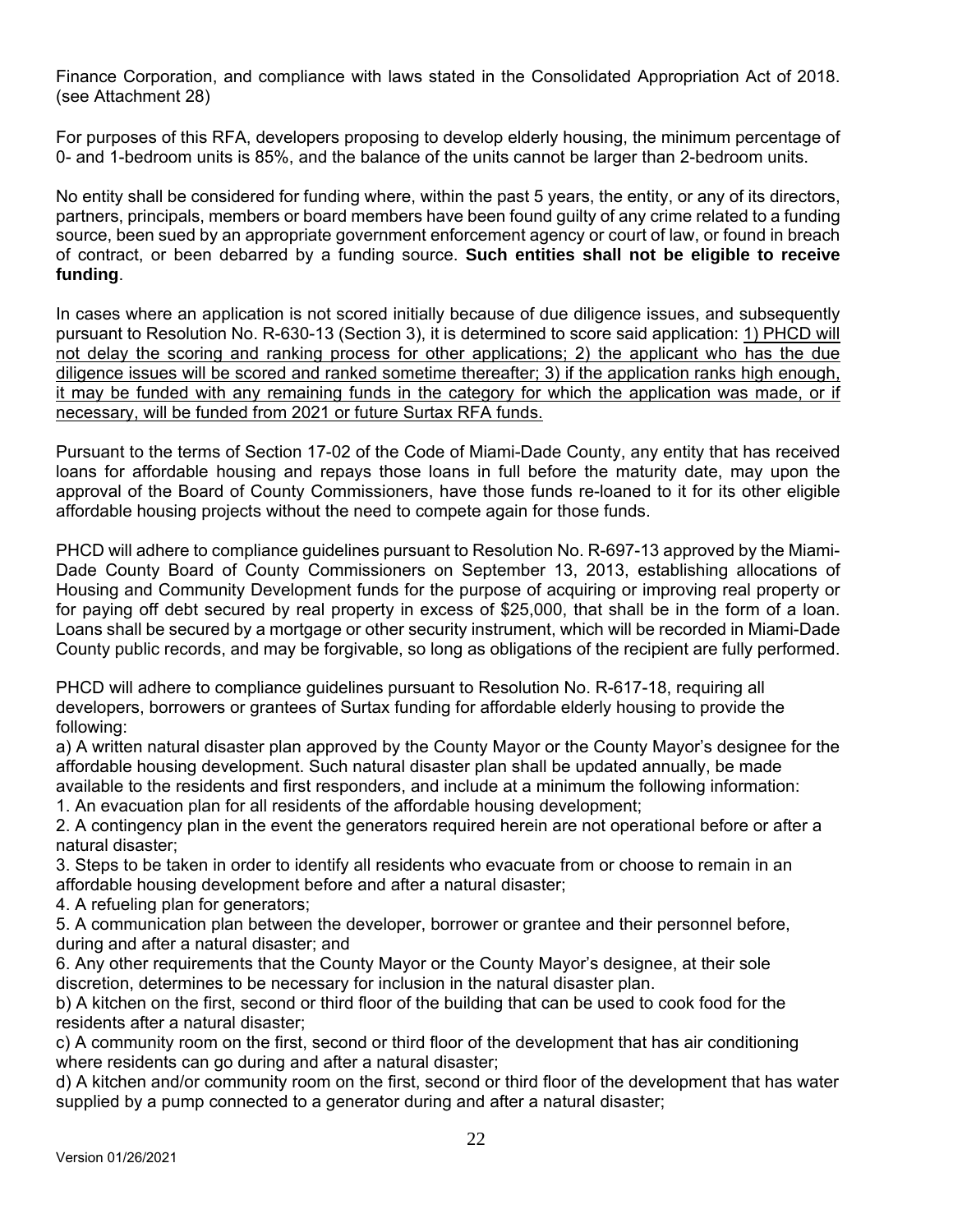Finance Corporation, and compliance with laws stated in the Consolidated Appropriation Act of 2018. (see Attachment 28)

For purposes of this RFA, developers proposing to develop elderly housing, the minimum percentage of 0- and 1-bedroom units is 85%, and the balance of the units cannot be larger than 2-bedroom units.

No entity shall be considered for funding where, within the past 5 years, the entity, or any of its directors, partners, principals, members or board members have been found guilty of any crime related to a funding source, been sued by an appropriate government enforcement agency or court of law, or found in breach of contract, or been debarred by a funding source. **Such entities shall not be eligible to receive funding**.

In cases where an application is not scored initially because of due diligence issues, and subsequently pursuant to Resolution No. R-630-13 (Section 3), it is determined to score said application: <u>1) PHCD will not delay the scoring and ranking process for other applications; 2) the applicant who has the due diligence issues will be scored and ranked sometime thereafter; 3) if the application ranks high enough, it may be funded with any remaining funds in the category for which the application was made, or if necessary, will be funded from 2021 or future Surtax RFA funds.</u>

Pursuant to the terms of Section 17-02 of the Code of Miami-Dade County, any entity that has received loans for affordable housing and repays those loans in full before the maturity date, may upon the approval of the Board of County Commissioners, have those funds re-loaned to it for its other eligible affordable housing projects without the need to compete again for those funds.

PHCD will adhere to compliance guidelines pursuant to Resolution No. R-697-13 approved by the Miami-Dade County Board of County Commissioners on September 13, 2013, establishing allocations of Housing and Community Development funds for the purpose of acquiring or improving real property or for paying off debt secured by real property in excess of $25,000, that shall be in the form of a loan. Loans shall be secured by a mortgage or other security instrument, which will be recorded in Miami-Dade County public records, and may be forgivable, so long as obligations of the recipient are fully performed.

PHCD will adhere to compliance guidelines pursuant to Resolution No. R-617-18, requiring all developers, borrowers or grantees of Surtax funding for affordable elderly housing to provide the following:

a) A written natural disaster plan approved by the County Mayor or the County Mayor's designee for the affordable housing development. Such natural disaster plan shall be updated annually, be made available to the residents and first responders, and include at a minimum the following information:

1. An evacuation plan for all residents of the affordable housing development;
2. A contingency plan in the event the generators required herein are not operational before or after a natural disaster;
3. Steps to be taken in order to identify all residents who evacuate from or choose to remain in an affordable housing development before and after a natural disaster;
4. A refueling plan for generators;
5. A communication plan between the developer, borrower or grantee and their personnel before, during and after a natural disaster; and
6. Any other requirements that the County Mayor or the County Mayor's designee, at their sole discretion, determines to be necessary for inclusion in the natural disaster plan.

b) A kitchen on the first, second or third floor of the building that can be used to cook food for the residents after a natural disaster;

c) A community room on the first, second or third floor of the development that has air conditioning where residents can go during and after a natural disaster;

d) A kitchen and/or community room on the first, second or third floor of the development that has water supplied by a pump connected to a generator during and after a natural disaster;

Version 01/26/2021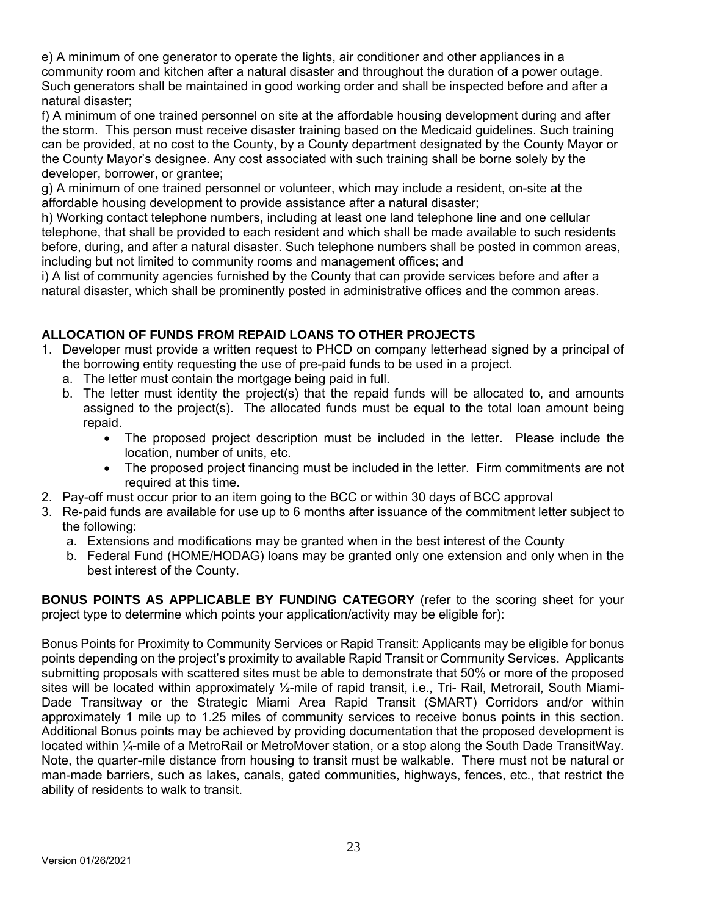e) A minimum of one generator to operate the lights, air conditioner and other appliances in a community room and kitchen after a natural disaster and throughout the duration of a power outage. Such generators shall be maintained in good working order and shall be inspected before and after a natural disaster;

f) A minimum of one trained personnel on site at the affordable housing development during and after the storm. This person must receive disaster training based on the Medicaid guidelines. Such training can be provided, at no cost to the County, by a County department designated by the County Mayor or the County Mayor's designee. Any cost associated with such training shall be borne solely by the developer, borrower, or grantee;

g) A minimum of one trained personnel or volunteer, which may include a resident, on-site at the affordable housing development to provide assistance after a natural disaster;

h) Working contact telephone numbers, including at least one land telephone line and one cellular telephone, that shall be provided to each resident and which shall be made available to such residents before, during, and after a natural disaster. Such telephone numbers shall be posted in common areas, including but not limited to community rooms and management offices; and

i) A list of community agencies furnished by the County that can provide services before and after a natural disaster, which shall be prominently posted in administrative offices and the common areas.

## ALLOCATION OF FUNDS FROM REPAID LOANS TO OTHER PROJECTS

1. Developer must provide a written request to PHCD on company letterhead signed by a principal of the borrowing entity requesting the use of pre-paid funds to be used in a project.
   a. The letter must contain the mortgage being paid in full.
   b. The letter must identity the project(s) that the repaid funds will be allocated to, and amounts assigned to the project(s). The allocated funds must be equal to the total loan amount being repaid.
      - The proposed project description must be included in the letter. Please include the location, number of units, etc.
      - The proposed project financing must be included in the letter. Firm commitments are not required at this time.
2. Pay-off must occur prior to an item going to the BCC or within 30 days of BCC approval
3. Re-paid funds are available for use up to 6 months after issuance of the commitment letter subject to the following:
   a. Extensions and modifications may be granted when in the best interest of the County
   b. Federal Fund (HOME/HODAG) loans may be granted only one extension and only when in the best interest of the County.

**BONUS POINTS AS APPLICABLE BY FUNDING CATEGORY** (refer to the scoring sheet for your project type to determine which points your application/activity may be eligible for):

Bonus Points for Proximity to Community Services or Rapid Transit: Applicants may be eligible for bonus points depending on the project's proximity to available Rapid Transit or Community Services. Applicants submitting proposals with scattered sites must be able to demonstrate that 50% or more of the proposed sites will be located within approximately ½-mile of rapid transit, i.e., Tri- Rail, Metrorail, South Miami-Dade Transitway or the Strategic Miami Area Rapid Transit (SMART) Corridors and/or within approximately 1 mile up to 1.25 miles of community services to receive bonus points in this section. Additional Bonus points may be achieved by providing documentation that the proposed development is located within ¼-mile of a MetroRail or MetroMover station, or a stop along the South Dade TransitWay. Note, the quarter-mile distance from housing to transit must be walkable. There must not be natural or man-made barriers, such as lakes, canals, gated communities, highways, fences, etc., that restrict the ability of residents to walk to transit.

Version 01/26/2021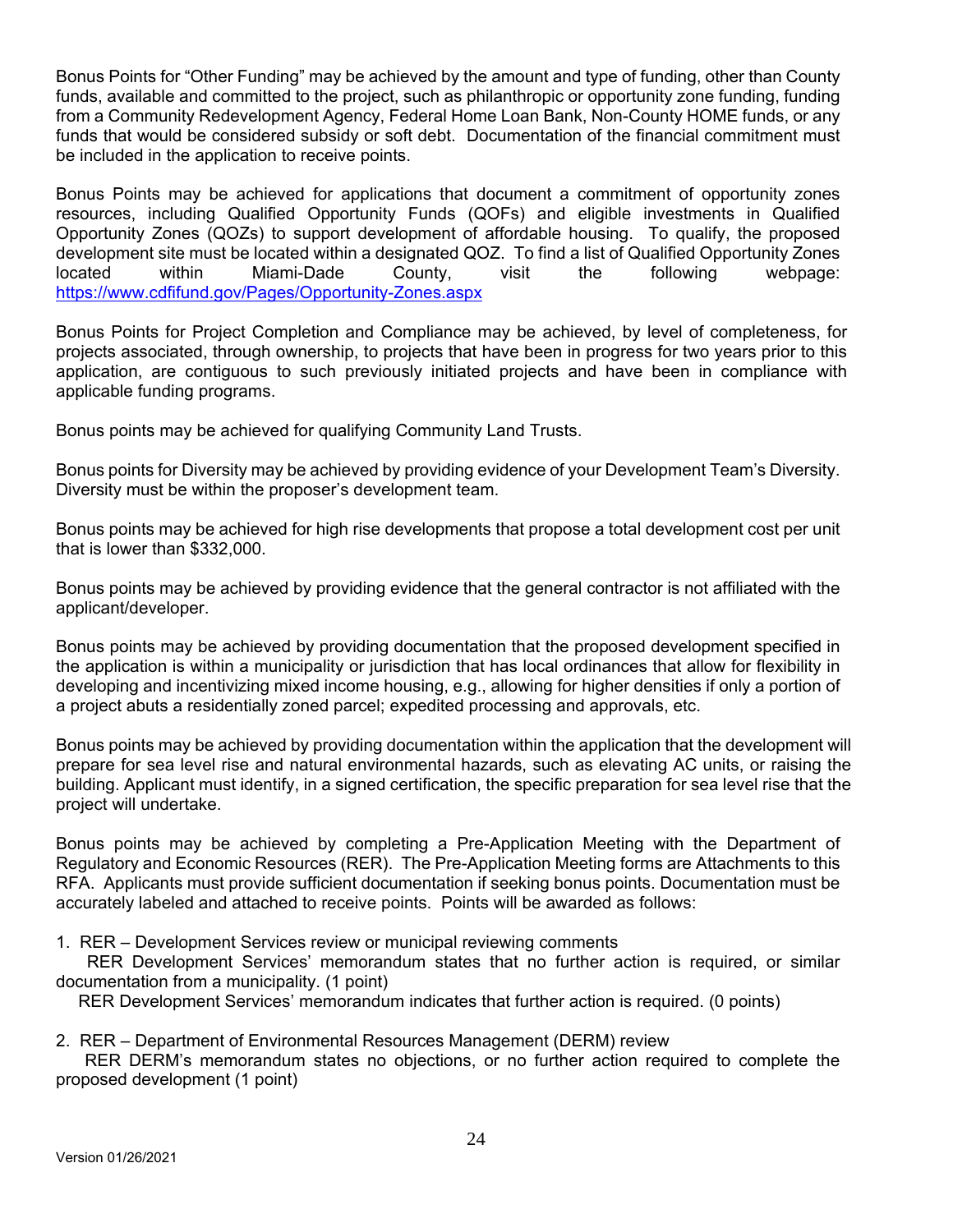Bonus Points for "Other Funding" may be achieved by the amount and type of funding, other than County funds, available and committed to the project, such as philanthropic or opportunity zone funding, funding from a Community Redevelopment Agency, Federal Home Loan Bank, Non-County HOME funds, or any funds that would be considered subsidy or soft debt. Documentation of the financial commitment must be included in the application to receive points.

Bonus Points may be achieved for applications that document a commitment of opportunity zones resources, including Qualified Opportunity Funds (QOFs) and eligible investments in Qualified Opportunity Zones (QOZs) to support development of affordable housing. To qualify, the proposed development site must be located within a designated QOZ. To find a list of Qualified Opportunity Zones located within Miami-Dade County, visit the following webpage: https://www.cdfifund.gov/Pages/Opportunity-Zones.aspx

Bonus Points for Project Completion and Compliance may be achieved, by level of completeness, for projects associated, through ownership, to projects that have been in progress for two years prior to this application, are contiguous to such previously initiated projects and have been in compliance with applicable funding programs.

Bonus points may be achieved for qualifying Community Land Trusts.

Bonus points for Diversity may be achieved by providing evidence of your Development Team's Diversity. Diversity must be within the proposer's development team.

Bonus points may be achieved for high rise developments that propose a total development cost per unit that is lower than $332,000.

Bonus points may be achieved by providing evidence that the general contractor is not affiliated with the applicant/developer.

Bonus points may be achieved by providing documentation that the proposed development specified in the application is within a municipality or jurisdiction that has local ordinances that allow for flexibility in developing and incentivizing mixed income housing, e.g., allowing for higher densities if only a portion of a project abuts a residentially zoned parcel; expedited processing and approvals, etc.

Bonus points may be achieved by providing documentation within the application that the development will prepare for sea level rise and natural environmental hazards, such as elevating AC units, or raising the building. Applicant must identify, in a signed certification, the specific preparation for sea level rise that the project will undertake.

Bonus points may be achieved by completing a Pre-Application Meeting with the Department of Regulatory and Economic Resources (RER). The Pre-Application Meeting forms are Attachments to this RFA. Applicants must provide sufficient documentation if seeking bonus points. Documentation must be accurately labeled and attached to receive points. Points will be awarded as follows:

1. RER – Development Services review or municipal reviewing comments
   RER Development Services' memorandum states that no further action is required, or similar documentation from a municipality. (1 point)
   RER Development Services' memorandum indicates that further action is required. (0 points)

2. RER – Department of Environmental Resources Management (DERM) review
   RER DERM's memorandum states no objections, or no further action required to complete the proposed development (1 point)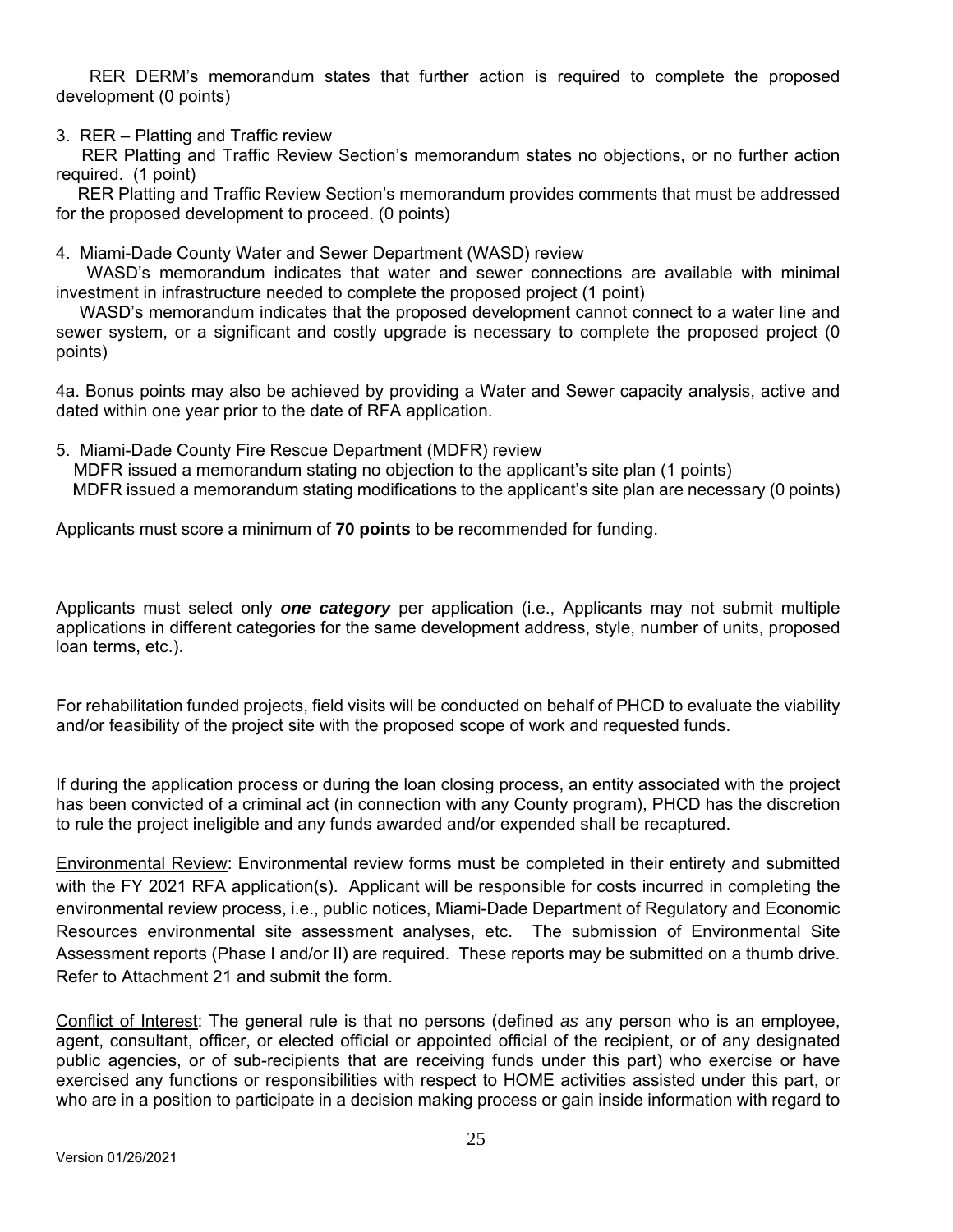RER DERM's memorandum states that further action is required to complete the proposed development (0 points)

3. RER – Platting and Traffic review

RER Platting and Traffic Review Section's memorandum states no objections, or no further action required. (1 point)

RER Platting and Traffic Review Section's memorandum provides comments that must be addressed for the proposed development to proceed. (0 points)

4. Miami-Dade County Water and Sewer Department (WASD) review

WASD's memorandum indicates that water and sewer connections are available with minimal investment in infrastructure needed to complete the proposed project (1 point)

WASD's memorandum indicates that the proposed development cannot connect to a water line and sewer system, or a significant and costly upgrade is necessary to complete the proposed project (0 points)

4a. Bonus points may also be achieved by providing a Water and Sewer capacity analysis, active and dated within one year prior to the date of RFA application.

5. Miami-Dade County Fire Rescue Department (MDFR) review

MDFR issued a memorandum stating no objection to the applicant's site plan (1 points)

MDFR issued a memorandum stating modifications to the applicant's site plan are necessary (0 points)

Applicants must score a minimum of **70 points** to be recommended for funding.

Applicants must select only ***one category*** per application (i.e., Applicants may not submit multiple applications in different categories for the same development address, style, number of units, proposed loan terms, etc.).

For rehabilitation funded projects, field visits will be conducted on behalf of PHCD to evaluate the viability and/or feasibility of the project site with the proposed scope of work and requested funds.

If during the application process or during the loan closing process, an entity associated with the project has been convicted of a criminal act (in connection with any County program), PHCD has the discretion to rule the project ineligible and any funds awarded and/or expended shall be recaptured.

Environmental Review: Environmental review forms must be completed in their entirety and submitted with the FY 2021 RFA application(s). Applicant will be responsible for costs incurred in completing the environmental review process, i.e., public notices, Miami-Dade Department of Regulatory and Economic Resources environmental site assessment analyses, etc. The submission of Environmental Site Assessment reports (Phase I and/or II) are required. These reports may be submitted on a thumb drive. Refer to Attachment 21 and submit the form.

Conflict of Interest: The general rule is that no persons (defined *as* any person who is an employee, agent, consultant, officer, or elected official or appointed official of the recipient, or of any designated public agencies, or of sub-recipients that are receiving funds under this part) who exercise or have exercised any functions or responsibilities with respect to HOME activities assisted under this part, or who are in a position to participate in a decision making process or gain inside information with regard to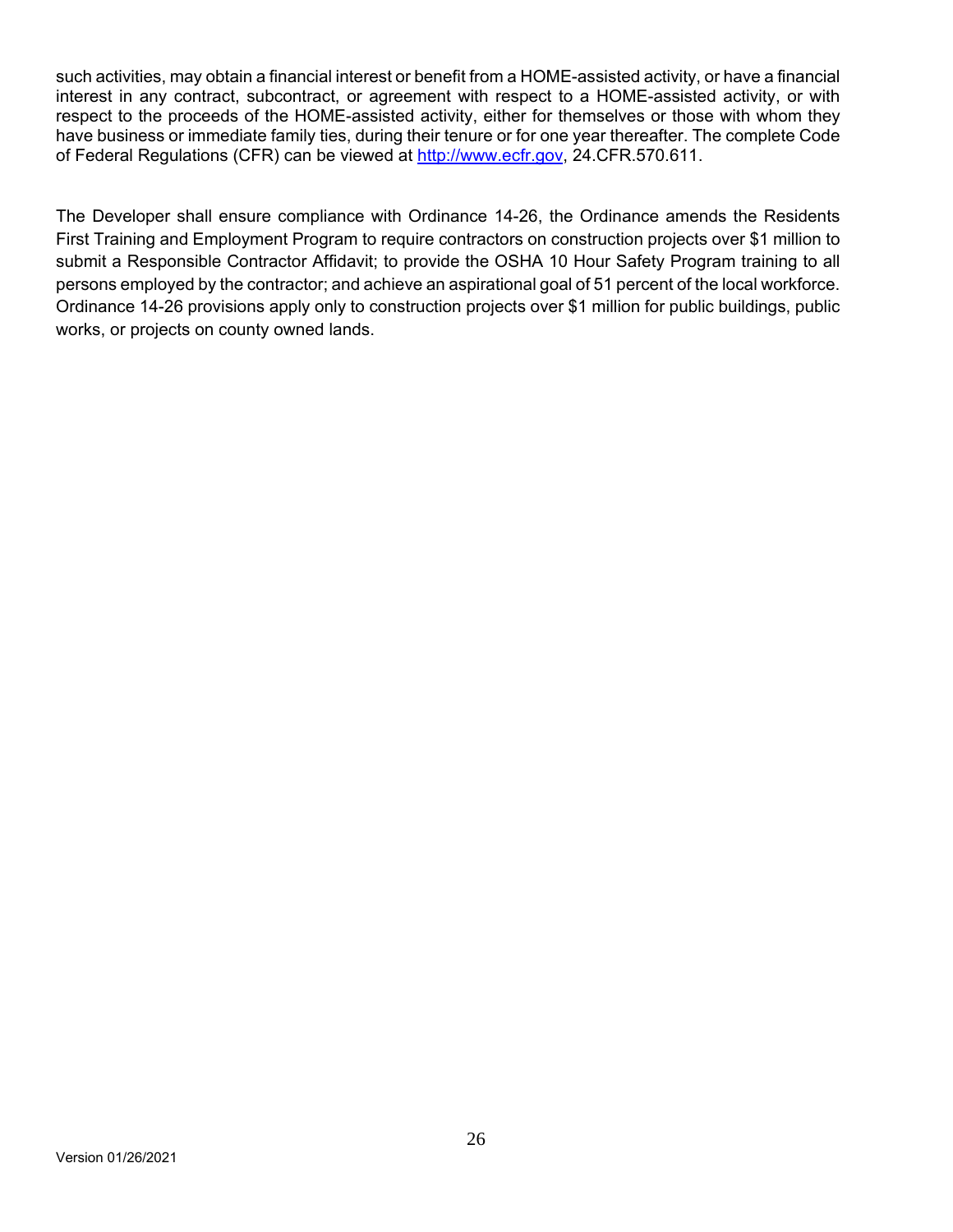such activities, may obtain a financial interest or benefit from a HOME-assisted activity, or have a financial interest in any contract, subcontract, or agreement with respect to a HOME-assisted activity, or with respect to the proceeds of the HOME-assisted activity, either for themselves or those with whom they have business or immediate family ties, during their tenure or for one year thereafter. The complete Code of Federal Regulations (CFR) can be viewed at [http://www.ecfr.gov](http://www.ecfr.gov), 24.CFR.570.611.

The Developer shall ensure compliance with Ordinance 14-26, the Ordinance amends the Residents First Training and Employment Program to require contractors on construction projects over $1 million to submit a Responsible Contractor Affidavit; to provide the OSHA 10 Hour Safety Program training to all persons employed by the contractor; and achieve an aspirational goal of 51 percent of the local workforce. Ordinance 14-26 provisions apply only to construction projects over $1 million for public buildings, public works, or projects on county owned lands.

Version 01/26/2021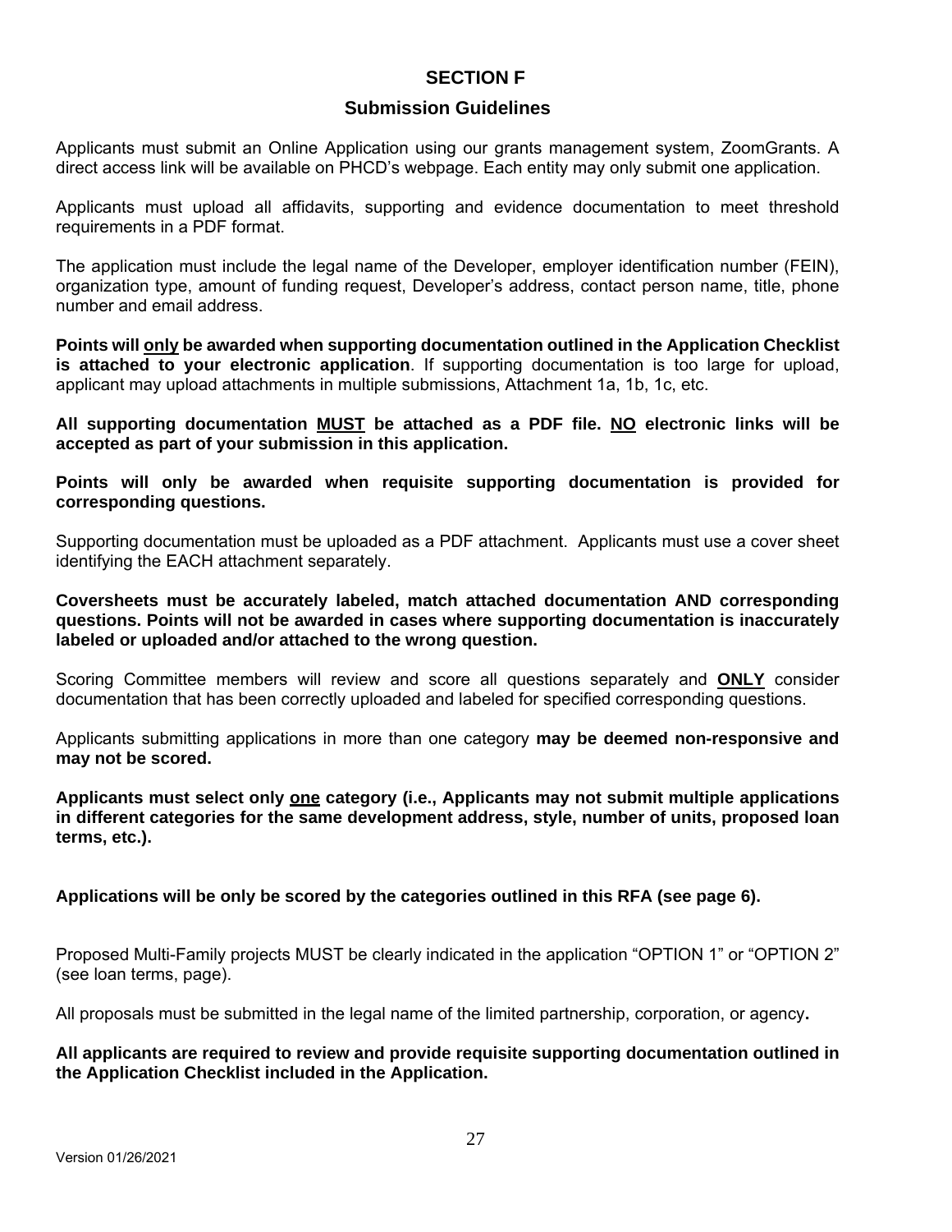## SECTION F

### Submission Guidelines

Applicants must submit an Online Application using our grants management system, ZoomGrants. A direct access link will be available on PHCD's webpage. Each entity may only submit one application.

Applicants must upload all affidavits, supporting and evidence documentation to meet threshold requirements in a PDF format.

The application must include the legal name of the Developer, employer identification number (FEIN), organization type, amount of funding request, Developer's address, contact person name, title, phone number and email address.

**Points will only be awarded when supporting documentation outlined in the Application Checklist is attached to your electronic application**. If supporting documentation is too large for upload, applicant may upload attachments in multiple submissions, Attachment 1a, 1b, 1c, etc.

**All supporting documentation MUST be attached as a PDF file. NO electronic links will be accepted as part of your submission in this application.**

**Points will only be awarded when requisite supporting documentation is provided for corresponding questions.**

Supporting documentation must be uploaded as a PDF attachment. Applicants must use a cover sheet identifying the EACH attachment separately.

**Coversheets must be accurately labeled, match attached documentation AND corresponding questions. Points will not be awarded in cases where supporting documentation is inaccurately labeled or uploaded and/or attached to the wrong question.**

Scoring Committee members will review and score all questions separately and **ONLY** consider documentation that has been correctly uploaded and labeled for specified corresponding questions.

Applicants submitting applications in more than one category **may be deemed non-responsive and may not be scored.**

**Applicants must select only one category (i.e., Applicants may not submit multiple applications in different categories for the same development address, style, number of units, proposed loan terms, etc.).**

**Applications will be only be scored by the categories outlined in this RFA (see page 6).**

Proposed Multi-Family projects MUST be clearly indicated in the application "OPTION 1" or "OPTION 2" (see loan terms, page).

All proposals must be submitted in the legal name of the limited partnership, corporation, or agency**.**

**All applicants are required to review and provide requisite supporting documentation outlined in the Application Checklist included in the Application.**

Version 01/26/2021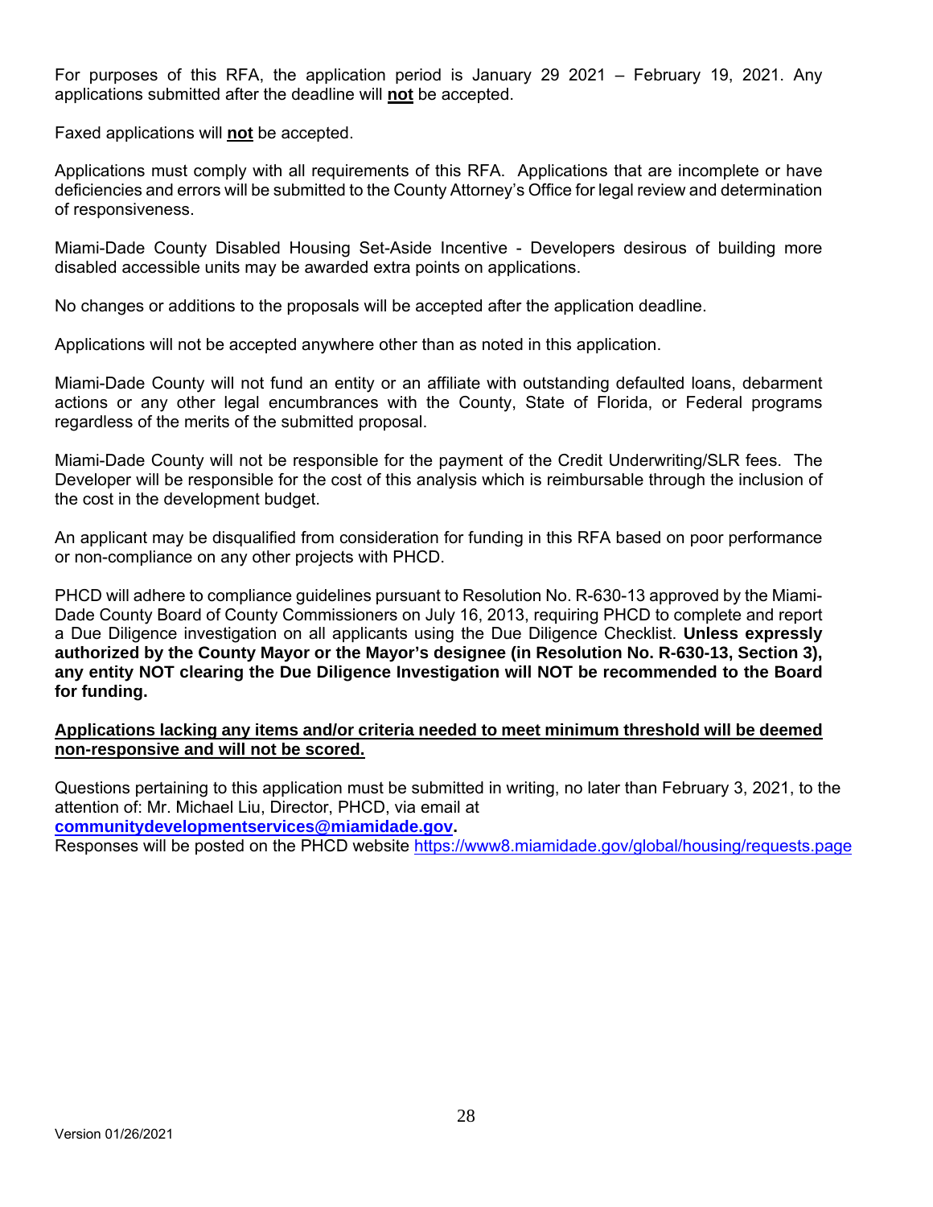For purposes of this RFA, the application period is January 29 2021 – February 19, 2021. Any applications submitted after the deadline will **not** be accepted.

Faxed applications will **not** be accepted.

Applications must comply with all requirements of this RFA. Applications that are incomplete or have deficiencies and errors will be submitted to the County Attorney's Office for legal review and determination of responsiveness.

Miami-Dade County Disabled Housing Set-Aside Incentive - Developers desirous of building more disabled accessible units may be awarded extra points on applications.

No changes or additions to the proposals will be accepted after the application deadline.

Applications will not be accepted anywhere other than as noted in this application.

Miami-Dade County will not fund an entity or an affiliate with outstanding defaulted loans, debarment actions or any other legal encumbrances with the County, State of Florida, or Federal programs regardless of the merits of the submitted proposal.

Miami-Dade County will not be responsible for the payment of the Credit Underwriting/SLR fees. The Developer will be responsible for the cost of this analysis which is reimbursable through the inclusion of the cost in the development budget.

An applicant may be disqualified from consideration for funding in this RFA based on poor performance or non-compliance on any other projects with PHCD.

PHCD will adhere to compliance guidelines pursuant to Resolution No. R-630-13 approved by the Miami-Dade County Board of County Commissioners on July 16, 2013, requiring PHCD to complete and report a Due Diligence investigation on all applicants using the Due Diligence Checklist. **Unless expressly authorized by the County Mayor or the Mayor's designee (in Resolution No. R-630-13, Section 3), any entity NOT clearing the Due Diligence Investigation will NOT be recommended to the Board for funding.**

**Applications lacking any items and/or criteria needed to meet minimum threshold will be deemed non-responsive and will not be scored.**

Questions pertaining to this application must be submitted in writing, no later than February 3, 2021, to the attention of: Mr. Michael Liu, Director, PHCD, via email at **communitydevelopmentservices@miamidade.gov.**
Responses will be posted on the PHCD website https://www8.miamidade.gov/global/housing/requests.page

Version 01/26/2021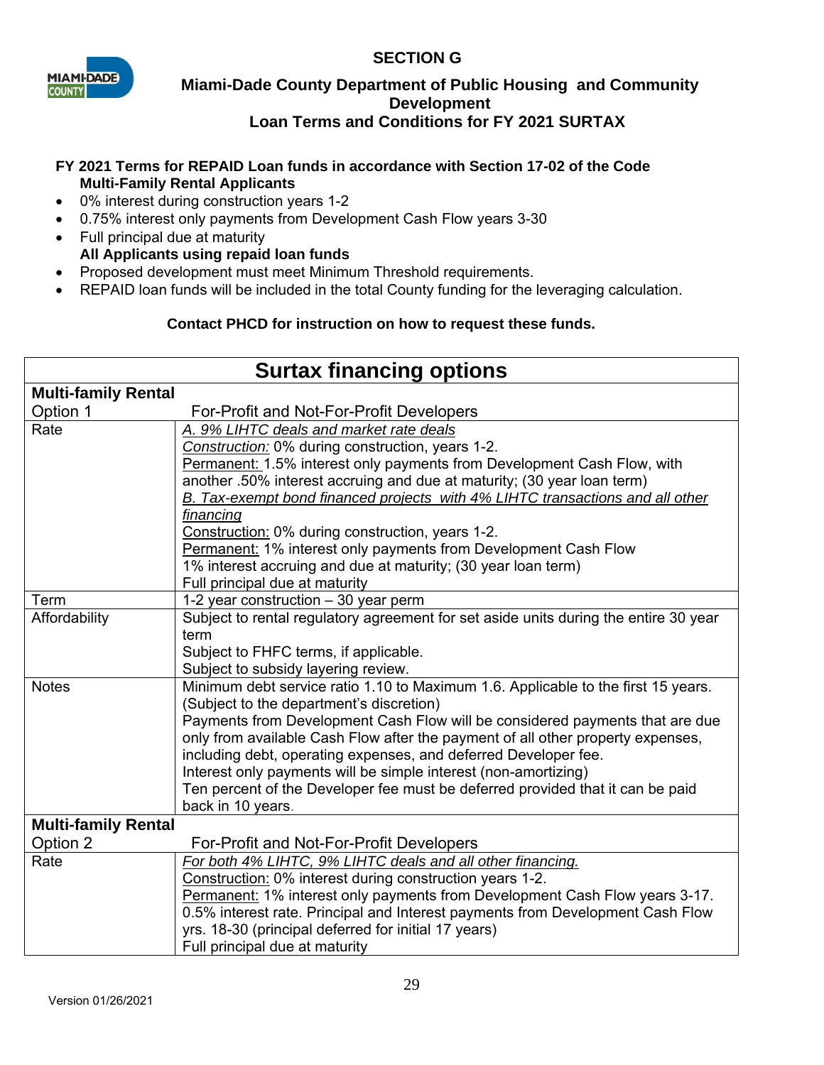## SECTION G

### Miami-Dade County Department of Public Housing and Community Development
### Loan Terms and Conditions for FY 2021 SURTAX

**FY 2021 Terms for REPAID Loan funds in accordance with Section 17-02 of the Code**
**Multi-Family Rental Applicants**

- 0% interest during construction years 1-2
- 0.75% interest only payments from Development Cash Flow years 3-30
- Full principal due at maturity

**All Applicants using repaid loan funds**

- Proposed development must meet Minimum Threshold requirements.
- REPAID loan funds will be included in the total County funding for the leveraging calculation.

**Contact PHCD for instruction on how to request these funds.**

| Surtax financing options | |
|---|---|
| **Multi-family Rental** Option 1 | For-Profit and Not-For-Profit Developers |
| Rate | *A. 9% LIHTC deals and market rate deals*<br>*Construction:* 0% during construction, years 1-2.<br>Permanent: 1.5% interest only payments from Development Cash Flow, with another .50% interest accruing and due at maturity; (30 year loan term)<br>*B. Tax-exempt bond financed projects with 4% LIHTC transactions and all other financing*<br>Construction: 0% during construction, years 1-2.<br>Permanent: 1% interest only payments from Development Cash Flow<br>1% interest accruing and due at maturity; (30 year loan term)<br>Full principal due at maturity |
| Term | 1-2 year construction – 30 year perm |
| Affordability | Subject to rental regulatory agreement for set aside units during the entire 30 year term<br>Subject to FHFC terms, if applicable.<br>Subject to subsidy layering review. |
| Notes | Minimum debt service ratio 1.10 to Maximum 1.6. Applicable to the first 15 years. (Subject to the department's discretion)<br>Payments from Development Cash Flow will be considered payments that are due only from available Cash Flow after the payment of all other property expenses, including debt, operating expenses, and deferred Developer fee.<br>Interest only payments will be simple interest (non-amortizing)<br>Ten percent of the Developer fee must be deferred provided that it can be paid back in 10 years. |
| **Multi-family Rental** Option 2 | For-Profit and Not-For-Profit Developers |
| Rate | *For both 4% LIHTC, 9% LIHTC deals and all other financing.*<br>Construction: 0% interest during construction years 1-2.<br>Permanent: 1% interest only payments from Development Cash Flow years 3-17.<br>0.5% interest rate. Principal and Interest payments from Development Cash Flow yrs. 18-30 (principal deferred for initial 17 years)<br>Full principal due at maturity |

Version 01/26/2021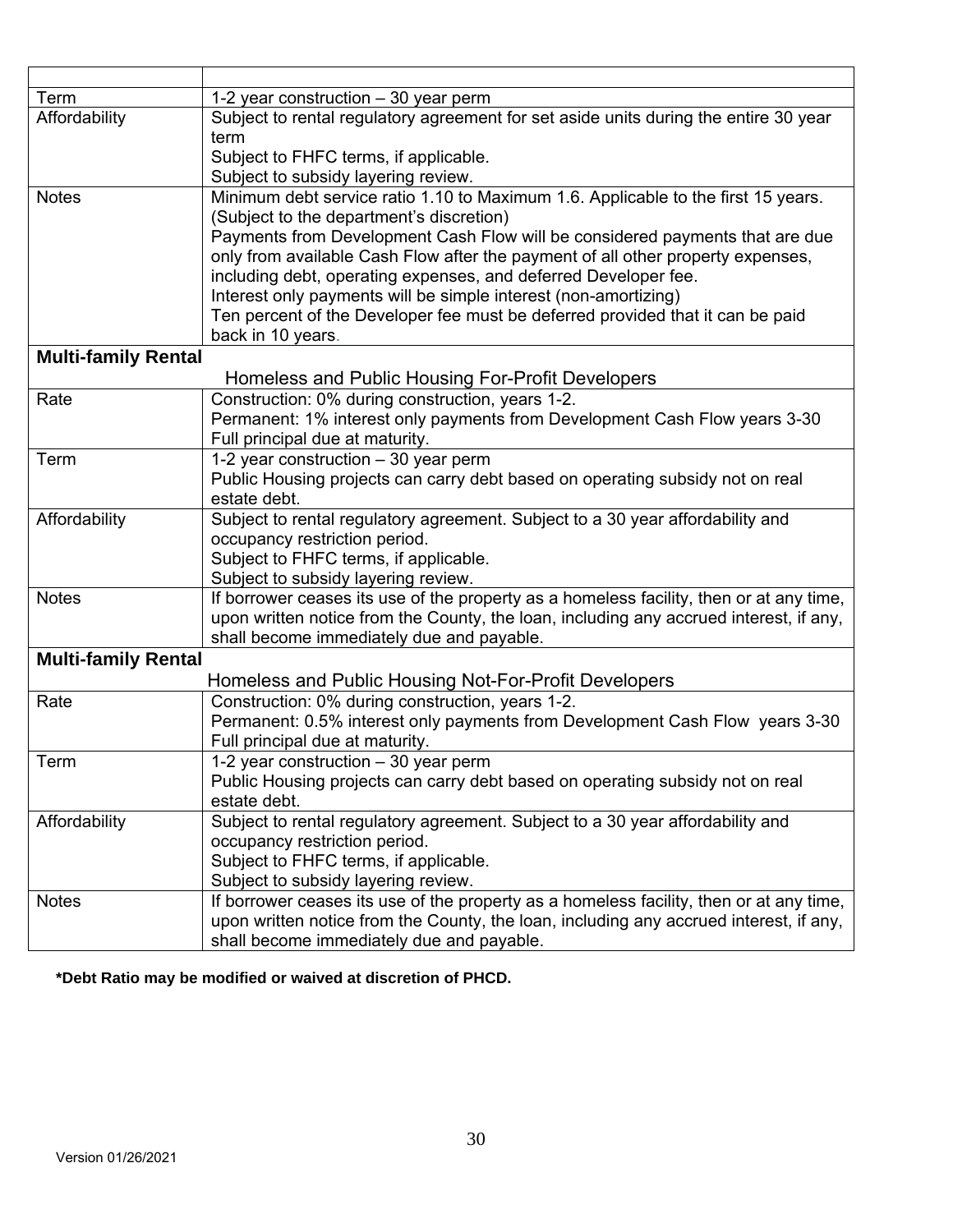| | |
|---|---|
| Term | 1-2 year construction – 30 year perm |
| Affordability | Subject to rental regulatory agreement for set aside units during the entire 30 year term<br>Subject to FHFC terms, if applicable.<br>Subject to subsidy layering review. |
| Notes | Minimum debt service ratio 1.10 to Maximum 1.6. Applicable to the first 15 years. (Subject to the department's discretion)<br>Payments from Development Cash Flow will be considered payments that are due only from available Cash Flow after the payment of all other property expenses, including debt, operating expenses, and deferred Developer fee.<br>Interest only payments will be simple interest (non-amortizing)<br>Ten percent of the Developer fee must be deferred provided that it can be paid back in 10 years. |
| **Multi-family Rental** | |
| Homeless and Public Housing For-Profit Developers | |
| Rate | Construction: 0% during construction, years 1-2.<br>Permanent: 1% interest only payments from Development Cash Flow years 3-30<br>Full principal due at maturity. |
| Term | 1-2 year construction – 30 year perm<br>Public Housing projects can carry debt based on operating subsidy not on real estate debt. |
| Affordability | Subject to rental regulatory agreement. Subject to a 30 year affordability and occupancy restriction period.<br>Subject to FHFC terms, if applicable.<br>Subject to subsidy layering review. |
| Notes | If borrower ceases its use of the property as a homeless facility, then or at any time, upon written notice from the County, the loan, including any accrued interest, if any, shall become immediately due and payable. |
| **Multi-family Rental** | |
| Homeless and Public Housing Not-For-Profit Developers | |
| Rate | Construction: 0% during construction, years 1-2.<br>Permanent: 0.5% interest only payments from Development Cash Flow years 3-30<br>Full principal due at maturity. |
| Term | 1-2 year construction – 30 year perm<br>Public Housing projects can carry debt based on operating subsidy not on real estate debt. |
| Affordability | Subject to rental regulatory agreement. Subject to a 30 year affordability and occupancy restriction period.<br>Subject to FHFC terms, if applicable.<br>Subject to subsidy layering review. |
| Notes | If borrower ceases its use of the property as a homeless facility, then or at any time, upon written notice from the County, the loan, including any accrued interest, if any, shall become immediately due and payable. |

**\*Debt Ratio may be modified or waived at discretion of PHCD.**

Version 01/26/2021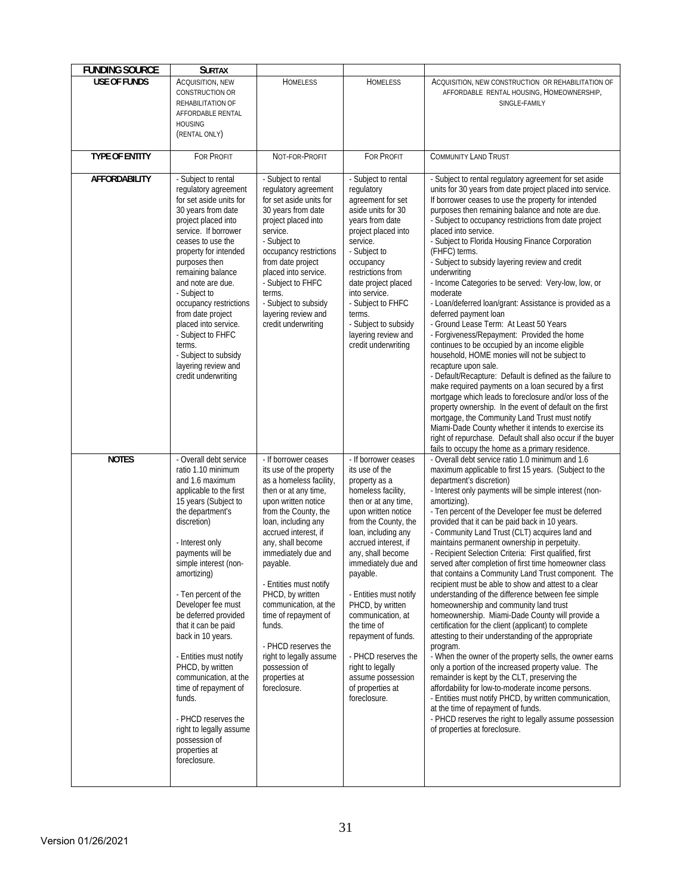| FUNDING SOURCE | SURTAX | | | |
|---|---|---|---|---|
| USE OF FUNDS | ACQUISITION, NEW CONSTRUCTION OR REHABILITATION OF AFFORDABLE RENTAL HOUSING (RENTAL ONLY) | HOMELESS | HOMELESS | ACQUISITION, NEW CONSTRUCTION OR REHABILITATION OF AFFORDABLE RENTAL HOUSING, HOMEOWNERSHIP, SINGLE-FAMILY |
| TYPE OF ENTITY | FOR PROFIT | NOT-FOR-PROFIT | FOR PROFIT | COMMUNITY LAND TRUST |
| AFFORDABILITY | - Subject to rental regulatory agreement for set aside units for 30 years from date project placed into service. If borrower ceases to use the property for intended purposes then remaining balance and note are due.<br>- Subject to occupancy restrictions from date project placed into service.<br>- Subject to FHFC terms.<br>- Subject to subsidy layering review and credit underwriting | - Subject to rental regulatory agreement for set aside units for 30 years from date project placed into service.<br>- Subject to occupancy restrictions from date project placed into service.<br>- Subject to FHFC terms.<br>- Subject to subsidy layering review and credit underwriting | - Subject to rental regulatory agreement for set aside units for 30 years from date project placed into service.<br>- Subject to occupancy restrictions from date project placed into service.<br>- Subject to FHFC terms.<br>- Subject to subsidy layering review and credit underwriting | - Subject to rental regulatory agreement for set aside units for 30 years from date project placed into service. If borrower ceases to use the property for intended purposes then remaining balance and note are due.<br>- Subject to occupancy restrictions from date project placed into service.<br>- Subject to Florida Housing Finance Corporation (FHFC) terms.<br>- Subject to subsidy layering review and credit underwriting<br>- Income Categories to be served: Very-low, low, or moderate<br>- Loan/deferred loan/grant: Assistance is provided as a deferred payment loan<br>- Ground Lease Term: At Least 50 Years<br>- Forgiveness/Repayment: Provided the home continues to be occupied by an income eligible household, HOME monies will not be subject to recapture upon sale.<br>- Default/Recapture: Default is defined as the failure to make required payments on a loan secured by a first mortgage which leads to foreclosure and/or loss of the property ownership. In the event of default on the first mortgage, the Community Land Trust must notify Miami-Dade County whether it intends to exercise its right of repurchase. Default shall also occur if the buyer fails to occupy the home as a primary residence. |
| NOTES | - Overall debt service ratio 1.10 minimum and 1.6 maximum applicable to the first 15 years (Subject to the department's discretion)<br><br>- Interest only payments will be simple interest (non-amortizing)<br><br>- Ten percent of the Developer fee must be deferred provided that it can be paid back in 10 years.<br><br>- Entities must notify PHCD, by written communication, at the time of repayment of funds.<br><br>- PHCD reserves the right to legally assume possession of properties at foreclosure. | - If borrower ceases its use of the property as a homeless facility, then or at any time, upon written notice from the County, the loan, including any accrued interest, if any, shall become immediately due and payable.<br><br>- Entities must notify PHCD, by written communication, at the time of repayment of funds.<br><br>- PHCD reserves the right to legally assume possession of properties at foreclosure. | - If borrower ceases its use of the property as a homeless facility, then or at any time, upon written notice from the County, the loan, including any accrued interest, if any, shall become immediately due and payable.<br><br>- Entities must notify PHCD, by written communication, at the time of repayment of funds.<br><br>- PHCD reserves the right to legally assume possession of properties at foreclosure. | - Overall debt service ratio 1.0 minimum and 1.6 maximum applicable to first 15 years. (Subject to the department's discretion)<br>- Interest only payments will be simple interest (non-amortizing).<br>- Ten percent of the Developer fee must be deferred provided that it can be paid back in 10 years.<br>- Community Land Trust (CLT) acquires land and maintains permanent ownership in perpetuity.<br>- Recipient Selection Criteria: First qualified, first served after completion of first time homeowner class that contains a Community Land Trust component. The recipient must be able to show and attest to a clear understanding of the difference between fee simple homeownership and community land trust homeownership. Miami-Dade County will provide a certification for the client (applicant) to complete attesting to their understanding of the appropriate program.<br>- When the owner of the property sells, the owner earns only a portion of the increased property value. The remainder is kept by the CLT, preserving the affordability for low-to-moderate income persons.<br>- Entities must notify PHCD, by written communication, at the time of repayment of funds.<br>- PHCD reserves the right to legally assume possession of properties at foreclosure. |

Version 01/26/2021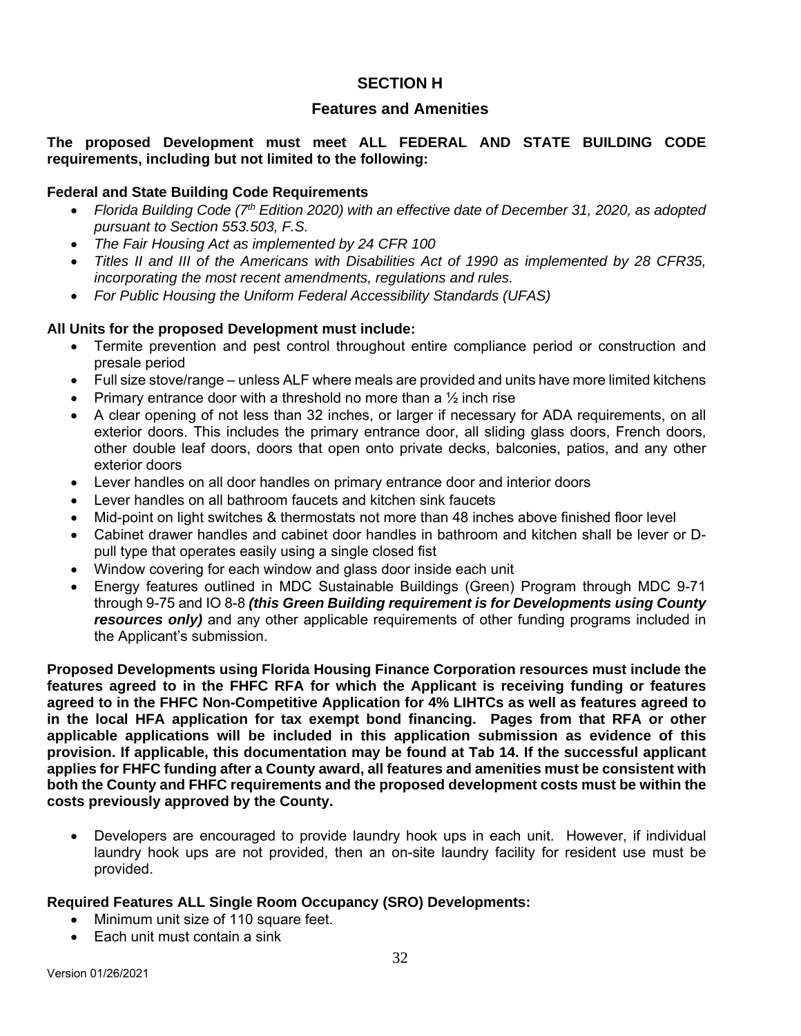# SECTION H

## Features and Amenities

**The proposed Development must meet ALL FEDERAL AND STATE BUILDING CODE requirements, including but not limited to the following:**

**Federal and State Building Code Requirements**

- *Florida Building Code (7th Edition 2020) with an effective date of December 31, 2020, as adopted pursuant to Section 553.503, F.S.*
- *The Fair Housing Act as implemented by 24 CFR 100*
- *Titles II and III of the Americans with Disabilities Act of 1990 as implemented by 28 CFR35, incorporating the most recent amendments, regulations and rules.*
- *For Public Housing the Uniform Federal Accessibility Standards (UFAS)*

**All Units for the proposed Development must include:**

- Termite prevention and pest control throughout entire compliance period or construction and presale period
- Full size stove/range – unless ALF where meals are provided and units have more limited kitchens
- Primary entrance door with a threshold no more than a ½ inch rise
- A clear opening of not less than 32 inches, or larger if necessary for ADA requirements, on all exterior doors. This includes the primary entrance door, all sliding glass doors, French doors, other double leaf doors, doors that open onto private decks, balconies, patios, and any other exterior doors
- Lever handles on all door handles on primary entrance door and interior doors
- Lever handles on all bathroom faucets and kitchen sink faucets
- Mid-point on light switches & thermostats not more than 48 inches above finished floor level
- Cabinet drawer handles and cabinet door handles in bathroom and kitchen shall be lever or D-pull type that operates easily using a single closed fist
- Window covering for each window and glass door inside each unit
- Energy features outlined in MDC Sustainable Buildings (Green) Program through MDC 9-71 through 9-75 and IO 8-8 ***(this Green Building requirement is for Developments using County resources only)*** and any other applicable requirements of other funding programs included in the Applicant's submission.

**Proposed Developments using Florida Housing Finance Corporation resources must include the features agreed to in the FHFC RFA for which the Applicant is receiving funding or features agreed to in the FHFC Non-Competitive Application for 4% LIHTCs as well as features agreed to in the local HFA application for tax exempt bond financing. Pages from that RFA or other applicable applications will be included in this application submission as evidence of this provision. If applicable, this documentation may be found at Tab 14. If the successful applicant applies for FHFC funding after a County award, all features and amenities must be consistent with both the County and FHFC requirements and the proposed development costs must be within the costs previously approved by the County.**

- Developers are encouraged to provide laundry hook ups in each unit. However, if individual laundry hook ups are not provided, then an on-site laundry facility for resident use must be provided.

**Required Features ALL Single Room Occupancy (SRO) Developments:**

- Minimum unit size of 110 square feet.
- Each unit must contain a sink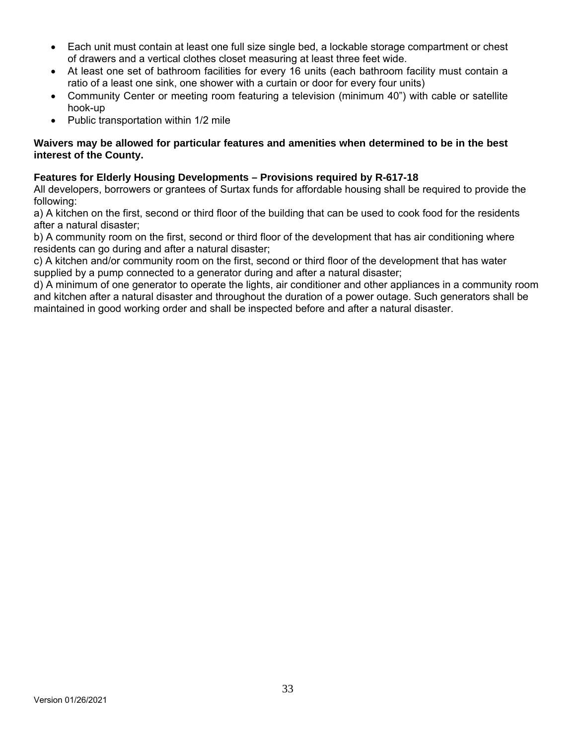- Each unit must contain at least one full size single bed, a lockable storage compartment or chest of drawers and a vertical clothes closet measuring at least three feet wide.
- At least one set of bathroom facilities for every 16 units (each bathroom facility must contain a ratio of a least one sink, one shower with a curtain or door for every four units)
- Community Center or meeting room featuring a television (minimum 40") with cable or satellite hook-up
- Public transportation within 1/2 mile

**Waivers may be allowed for particular features and amenities when determined to be in the best interest of the County.**

**Features for Elderly Housing Developments – Provisions required by R-617-18**

All developers, borrowers or grantees of Surtax funds for affordable housing shall be required to provide the following:

a) A kitchen on the first, second or third floor of the building that can be used to cook food for the residents after a natural disaster;

b) A community room on the first, second or third floor of the development that has air conditioning where residents can go during and after a natural disaster;

c) A kitchen and/or community room on the first, second or third floor of the development that has water supplied by a pump connected to a generator during and after a natural disaster;

d) A minimum of one generator to operate the lights, air conditioner and other appliances in a community room and kitchen after a natural disaster and throughout the duration of a power outage. Such generators shall be maintained in good working order and shall be inspected before and after a natural disaster.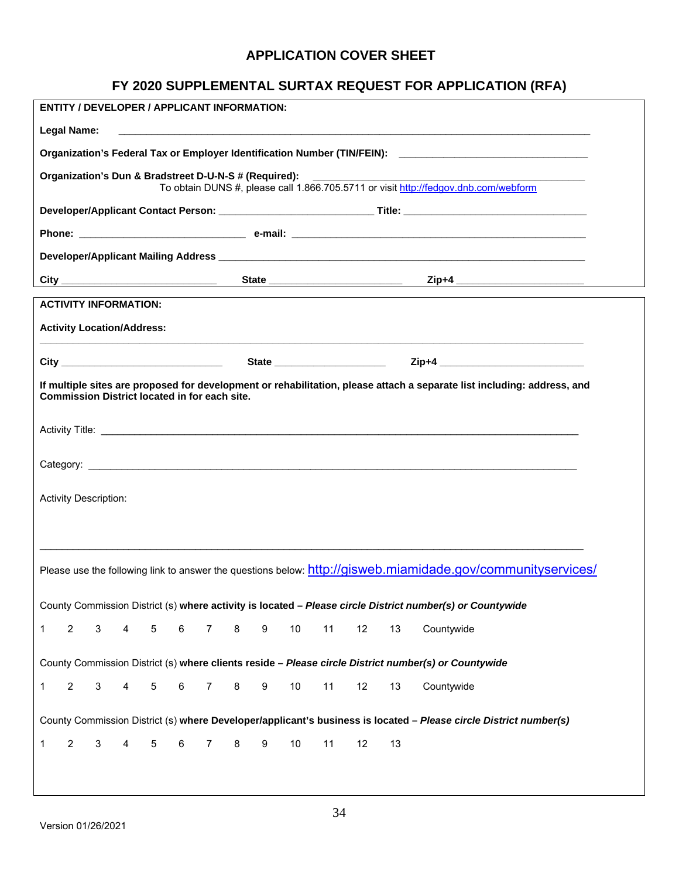## APPLICATION COVER SHEET

## FY 2020 SUPPLEMENTAL SURTAX REQUEST FOR APPLICATION (RFA)

**ENTITY / DEVELOPER / APPLICANT INFORMATION:**

**Legal Name:** ____________________________________________________________________________

**Organization's Federal Tax or Employer Identification Number (TIN/FEIN):** ______________________________

**Organization's Dun & Bradstreet D-U-N-S # (Required):** ____________________________________________
To obtain DUNS #, please call 1.866.705.5711 or visit http://fedgov.dnb.com/webform

**Developer/Applicant Contact Person:** __________________________ **Title:** ______________________________

**Phone:** ____________________________ **e-mail:** __________________________________________________

**Developer/Applicant Mailing Address** ___________________________________________________________

**City** __________________________ **State** ______________________ **Zip+4** _____________________

**ACTIVITY INFORMATION:**

**Activity Location/Address:**

_____________________________________________________________________________________________

**City** ____________________________ **State** ___________________ **Zip+4** _________________________

**If multiple sites are proposed for development or rehabilitation, please attach a separate list including: address, and Commission District located in for each site.**

Activity Title: _________________________________________________________________________________

Category: _____________________________________________________________________________________

Activity Description:

_____________________________________________________________________________________________

Please use the following link to answer the questions below: http://gisweb.miamidade.gov/communityservices/

County Commission District (s) **where activity is located –** ***Please circle District number(s) or Countywide***

1 2 3 4 5 6 7 8 9 10 11 12 13 Countywide

County Commission District (s) **where clients reside –** ***Please circle District number(s) or Countywide***

1 2 3 4 5 6 7 8 9 10 11 12 13 Countywide

County Commission District (s) **where Developer/applicant's business is located –** ***Please circle District number(s)***

1 2 3 4 5 6 7 8 9 10 11 12 13

Version 01/26/2021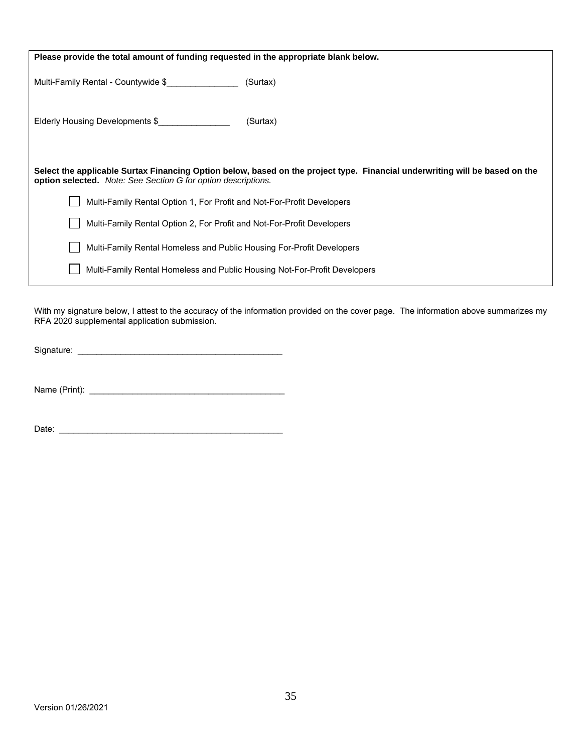**Please provide the total amount of funding requested in the appropriate blank below.**

Multi-Family Rental - Countywide $_______________ (Surtax)

Elderly Housing Developments $_______________ (Surtax)

**Select the applicable Surtax Financing Option below, based on the project type. Financial underwriting will be based on the option selected.** *Note: See Section G for option descriptions.*

- ☐ Multi-Family Rental Option 1, For Profit and Not-For-Profit Developers
- ☐ Multi-Family Rental Option 2, For Profit and Not-For-Profit Developers
- ☐ Multi-Family Rental Homeless and Public Housing For-Profit Developers
- ☐ Multi-Family Rental Homeless and Public Housing Not-For-Profit Developers

With my signature below, I attest to the accuracy of the information provided on the cover page. The information above summarizes my RFA 2020 supplemental application submission.

Signature: ____________________________________________

Name (Print): __________________________________________

Date: ________________________________________________

Version 01/26/2021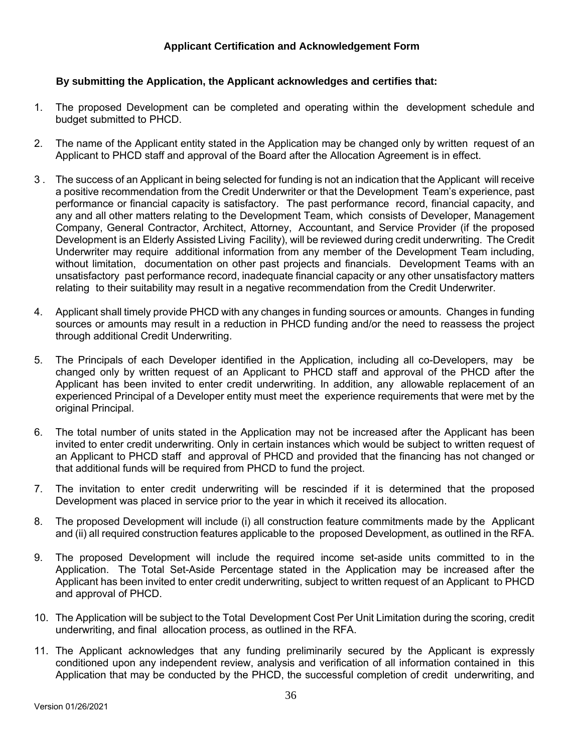## Applicant Certification and Acknowledgement Form

**By submitting the Application, the Applicant acknowledges and certifies that:**

1. The proposed Development can be completed and operating within the development schedule and budget submitted to PHCD.
2. The name of the Applicant entity stated in the Application may be changed only by written request of an Applicant to PHCD staff and approval of the Board after the Allocation Agreement is in effect.
3. The success of an Applicant in being selected for funding is not an indication that the Applicant will receive a positive recommendation from the Credit Underwriter or that the Development Team's experience, past performance or financial capacity is satisfactory. The past performance record, financial capacity, and any and all other matters relating to the Development Team, which consists of Developer, Management Company, General Contractor, Architect, Attorney, Accountant, and Service Provider (if the proposed Development is an Elderly Assisted Living Facility), will be reviewed during credit underwriting. The Credit Underwriter may require additional information from any member of the Development Team including, without limitation, documentation on other past projects and financials. Development Teams with an unsatisfactory past performance record, inadequate financial capacity or any other unsatisfactory matters relating to their suitability may result in a negative recommendation from the Credit Underwriter.
4. Applicant shall timely provide PHCD with any changes in funding sources or amounts. Changes in funding sources or amounts may result in a reduction in PHCD funding and/or the need to reassess the project through additional Credit Underwriting.
5. The Principals of each Developer identified in the Application, including all co-Developers, may be changed only by written request of an Applicant to PHCD staff and approval of the PHCD after the Applicant has been invited to enter credit underwriting. In addition, any allowable replacement of an experienced Principal of a Developer entity must meet the experience requirements that were met by the original Principal.
6. The total number of units stated in the Application may not be increased after the Applicant has been invited to enter credit underwriting. Only in certain instances which would be subject to written request of an Applicant to PHCD staff and approval of PHCD and provided that the financing has not changed or that additional funds will be required from PHCD to fund the project.
7. The invitation to enter credit underwriting will be rescinded if it is determined that the proposed Development was placed in service prior to the year in which it received its allocation.
8. The proposed Development will include (i) all construction feature commitments made by the Applicant and (ii) all required construction features applicable to the proposed Development, as outlined in the RFA.
9. The proposed Development will include the required income set-aside units committed to in the Application. The Total Set-Aside Percentage stated in the Application may be increased after the Applicant has been invited to enter credit underwriting, subject to written request of an Applicant to PHCD and approval of PHCD.
10. The Application will be subject to the Total Development Cost Per Unit Limitation during the scoring, credit underwriting, and final allocation process, as outlined in the RFA.
11. The Applicant acknowledges that any funding preliminarily secured by the Applicant is expressly conditioned upon any independent review, analysis and verification of all information contained in this Application that may be conducted by the PHCD, the successful completion of credit underwriting, and

Version 01/26/2021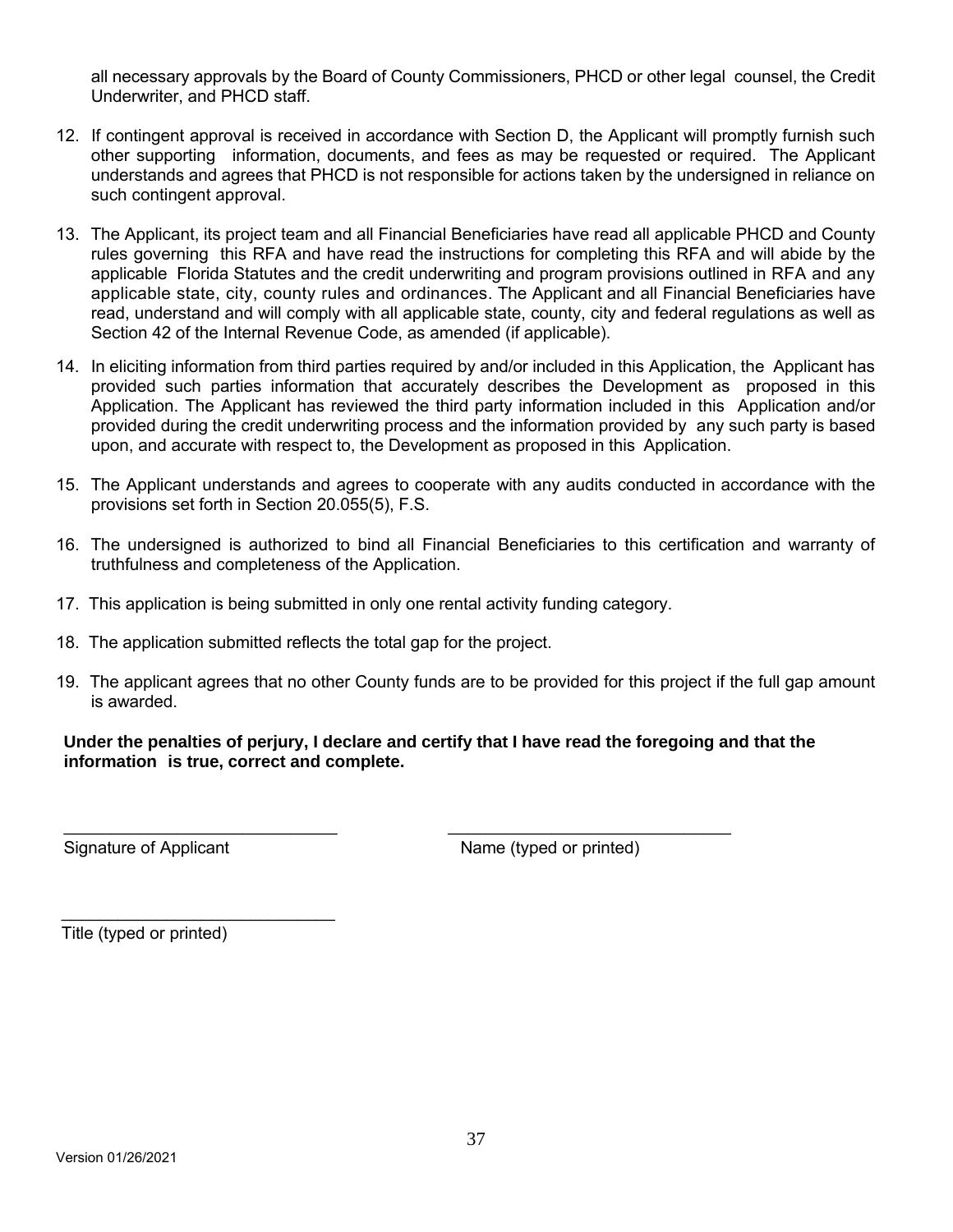all necessary approvals by the Board of County Commissioners, PHCD or other legal counsel, the Credit Underwriter, and PHCD staff.

12. If contingent approval is received in accordance with Section D, the Applicant will promptly furnish such other supporting information, documents, and fees as may be requested or required. The Applicant understands and agrees that PHCD is not responsible for actions taken by the undersigned in reliance on such contingent approval.
13. The Applicant, its project team and all Financial Beneficiaries have read all applicable PHCD and County rules governing this RFA and have read the instructions for completing this RFA and will abide by the applicable Florida Statutes and the credit underwriting and program provisions outlined in RFA and any applicable state, city, county rules and ordinances. The Applicant and all Financial Beneficiaries have read, understand and will comply with all applicable state, county, city and federal regulations as well as Section 42 of the Internal Revenue Code, as amended (if applicable).
14. In eliciting information from third parties required by and/or included in this Application, the Applicant has provided such parties information that accurately describes the Development as proposed in this Application. The Applicant has reviewed the third party information included in this Application and/or provided during the credit underwriting process and the information provided by any such party is based upon, and accurate with respect to, the Development as proposed in this Application.
15. The Applicant understands and agrees to cooperate with any audits conducted in accordance with the provisions set forth in Section 20.055(5), F.S.
16. The undersigned is authorized to bind all Financial Beneficiaries to this certification and warranty of truthfulness and completeness of the Application.
17. This application is being submitted in only one rental activity funding category.
18. The application submitted reflects the total gap for the project.
19. The applicant agrees that no other County funds are to be provided for this project if the full gap amount is awarded.

**Under the penalties of perjury, I declare and certify that I have read the foregoing and that the information is true, correct and complete.**

_____________________________ Signature of Applicant

_____________________________ Name (typed or printed)

_____________________________ Title (typed or printed)

Version 01/26/2021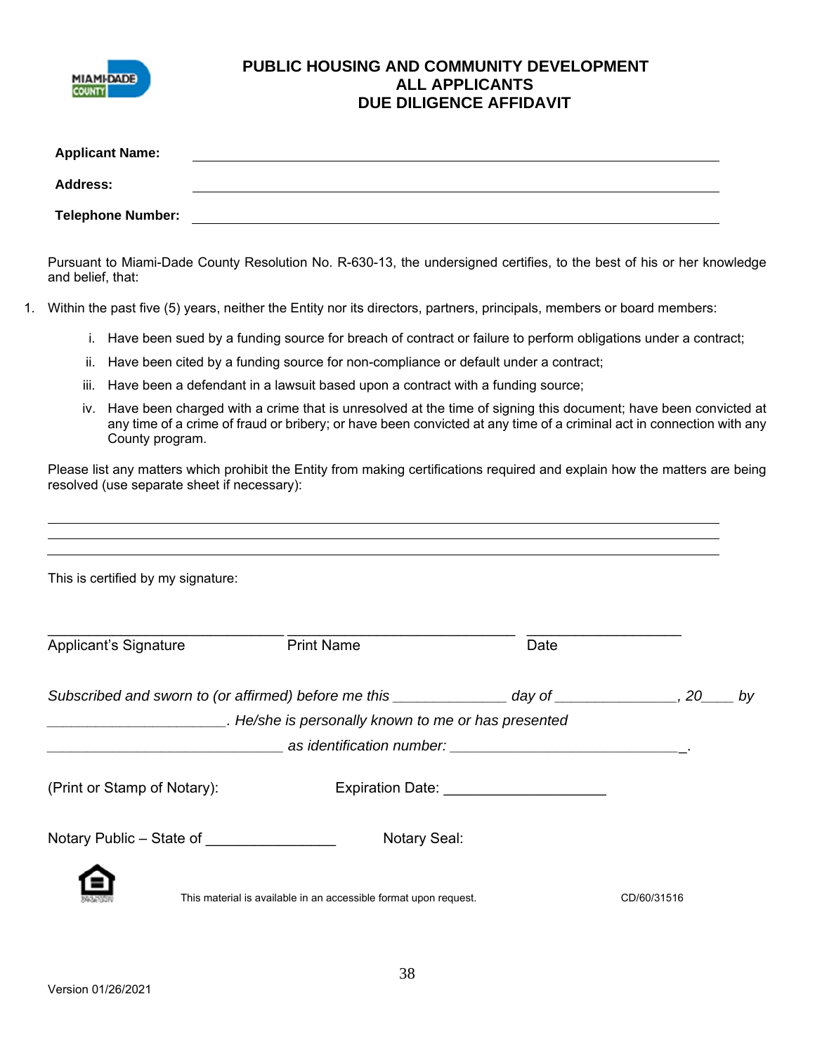# PUBLIC HOUSING AND COMMUNITY DEVELOPMENT
## ALL APPLICANTS
## DUE DILIGENCE AFFIDAVIT

**Applicant Name:** ______________________________________________

**Address:** ______________________________________________

**Telephone Number:** ______________________________________________

Pursuant to Miami-Dade County Resolution No. R-630-13, the undersigned certifies, to the best of his or her knowledge and belief, that:

1. Within the past five (5) years, neither the Entity nor its directors, partners, principals, members or board members:

   i. Have been sued by a funding source for breach of contract or failure to perform obligations under a contract;

   ii. Have been cited by a funding source for non-compliance or default under a contract;

   iii. Have been a defendant in a lawsuit based upon a contract with a funding source;

   iv. Have been charged with a crime that is unresolved at the time of signing this document; have been convicted at any time of a crime of fraud or bribery; or have been convicted at any time of a criminal act in connection with any County program.

Please list any matters which prohibit the Entity from making certifications required and explain how the matters are being resolved (use separate sheet if necessary):

______________________________________________

______________________________________________

______________________________________________

This is certified by my signature:

______________________________ ______________________________ ____________________

Applicant's Signature Print Name Date

*Subscribed and sworn to (or affirmed) before me this ______________ day of _______________, 20____ by ______________________. He/she is personally known to me or has presented ______________________________ as identification number: _____________________________.*

(Print or Stamp of Notary): Expiration Date: ____________________

Notary Public – State of _______________ Notary Seal:

This material is available in an accessible format upon request. CD/60/31516

Version 01/26/2021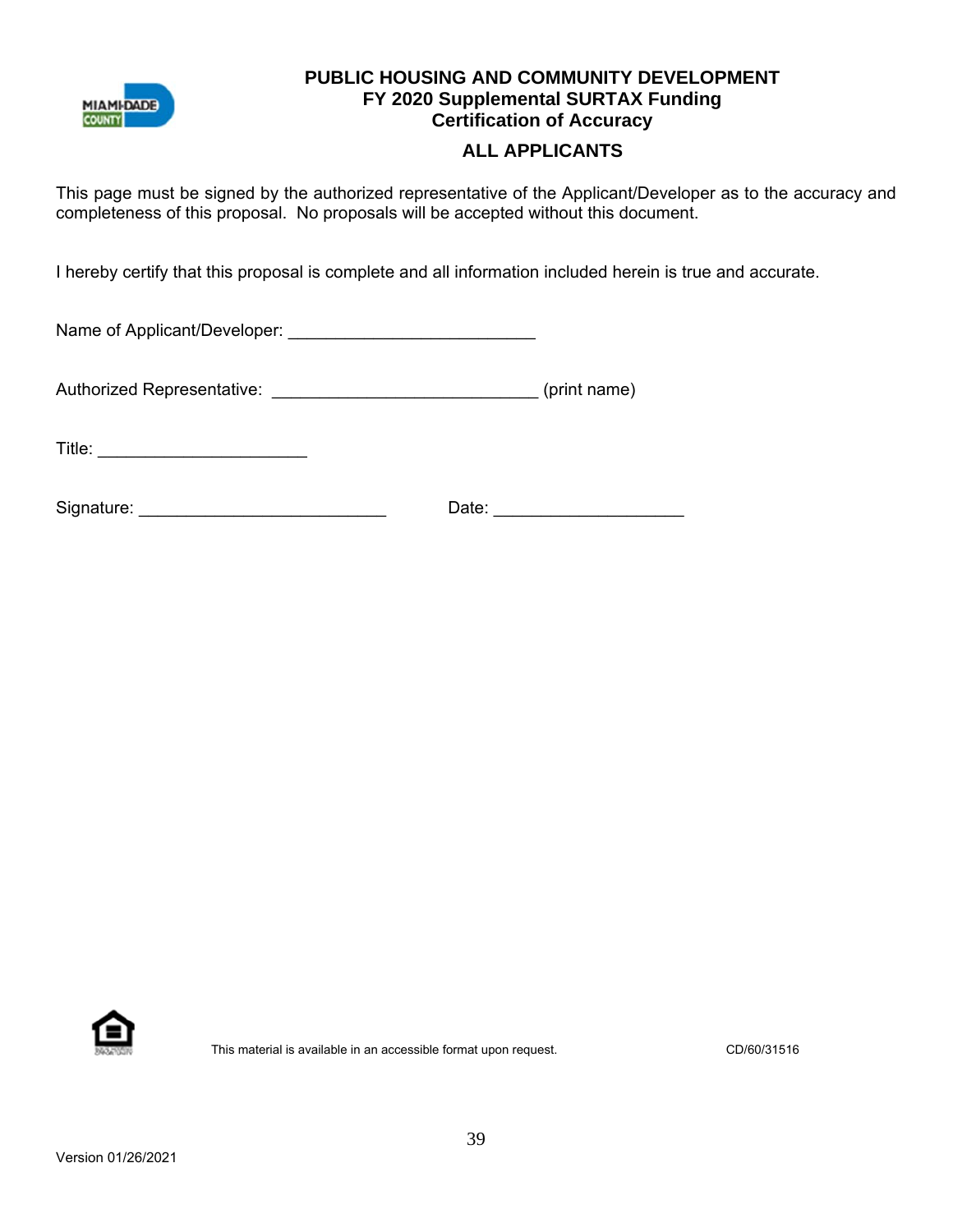# PUBLIC HOUSING AND COMMUNITY DEVELOPMENT
## FY 2020 Supplemental SURTAX Funding
## Certification of Accuracy

### ALL APPLICANTS

This page must be signed by the authorized representative of the Applicant/Developer as to the accuracy and completeness of this proposal. No proposals will be accepted without this document.

I hereby certify that this proposal is complete and all information included herein is true and accurate.

Name of Applicant/Developer: ___________________________

Authorized Representative: _____________________________ (print name)

Title: ______________________

Signature: ___________________________ Date: ____________________

This material is available in an accessible format upon request.

CD/60/31516

Version 01/26/2021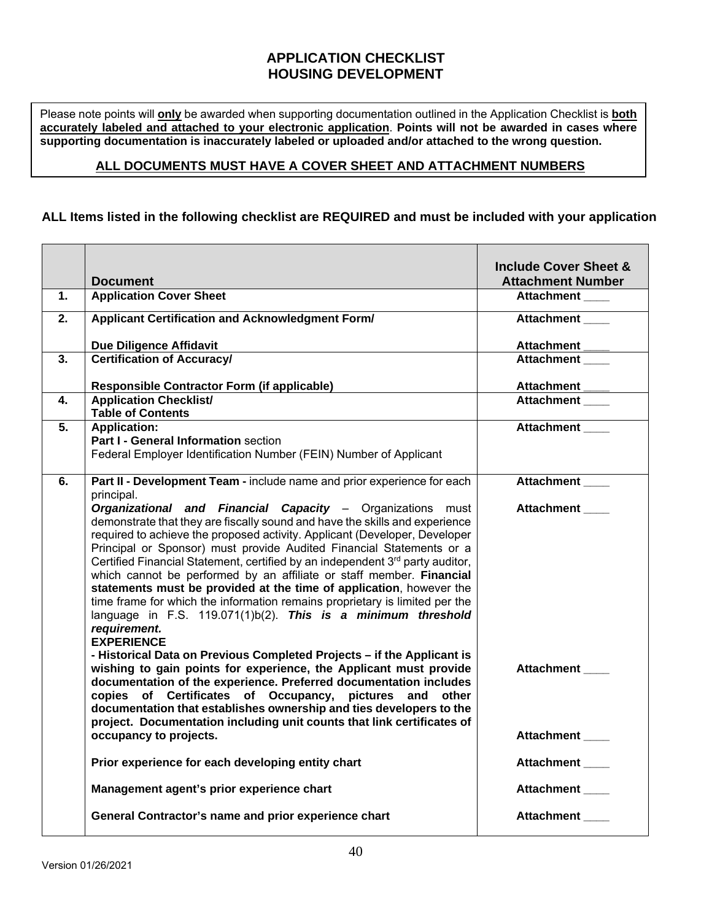# APPLICATION CHECKLIST
# HOUSING DEVELOPMENT

Please note points will **only** be awarded when supporting documentation outlined in the Application Checklist is **both accurately labeled and attached to your electronic application**. **Points will not be awarded in cases where supporting documentation is inaccurately labeled or uploaded and/or attached to the wrong question.**

**ALL DOCUMENTS MUST HAVE A COVER SHEET AND ATTACHMENT NUMBERS**

**ALL Items listed in the following checklist are REQUIRED and must be included with your application**

| | Document | Include Cover Sheet & Attachment Number |
|---|---|---|
| **1.** | **Application Cover Sheet** | **Attachment ____** |
| **2.** | **Applicant Certification and Acknowledgment Form/**<br><br>**Due Diligence Affidavit** | **Attachment ____**<br><br>**Attachment ____** |
| **3.** | **Certification of Accuracy/**<br><br>**Responsible Contractor Form (if applicable)** | **Attachment ____**<br><br>**Attachment ____** |
| **4.** | **Application Checklist/**<br>**Table of Contents** | **Attachment ____** |
| **5.** | **Application:**<br>**Part I - General Information** section<br>Federal Employer Identification Number (FEIN) Number of Applicant | **Attachment ____** |
| **6.** | **Part II - Development Team -** include name and prior experience for each principal.<br>***Organizational and Financial Capacity*** – Organizations must demonstrate that they are fiscally sound and have the skills and experience required to achieve the proposed activity. Applicant (Developer, Developer Principal or Sponsor) must provide Audited Financial Statements or a Certified Financial Statement, certified by an independent 3rd party auditor, which cannot be performed by an affiliate or staff member. **Financial statements must be provided at the time of application**, however the time frame for which the information remains proprietary is limited per the language in F.S. 119.071(1)b(2). ***This is a minimum threshold requirement.***<br>**EXPERIENCE**<br>**- Historical Data on Previous Completed Projects – if the Applicant is wishing to gain points for experience, the Applicant must provide documentation of the experience. Preferred documentation includes copies of Certificates of Occupancy, pictures and other documentation that establishes ownership and ties developers to the project. Documentation including unit counts that link certificates of occupancy to projects.**<br><br>**Prior experience for each developing entity chart**<br><br>**Management agent's prior experience chart**<br><br>**General Contractor's name and prior experience chart** | **Attachment ____**<br><br>**Attachment ____**<br><br>**Attachment ____**<br><br>**Attachment ____**<br><br>**Attachment ____**<br><br>**Attachment ____**<br><br>**Attachment ____** |

Version 01/26/2021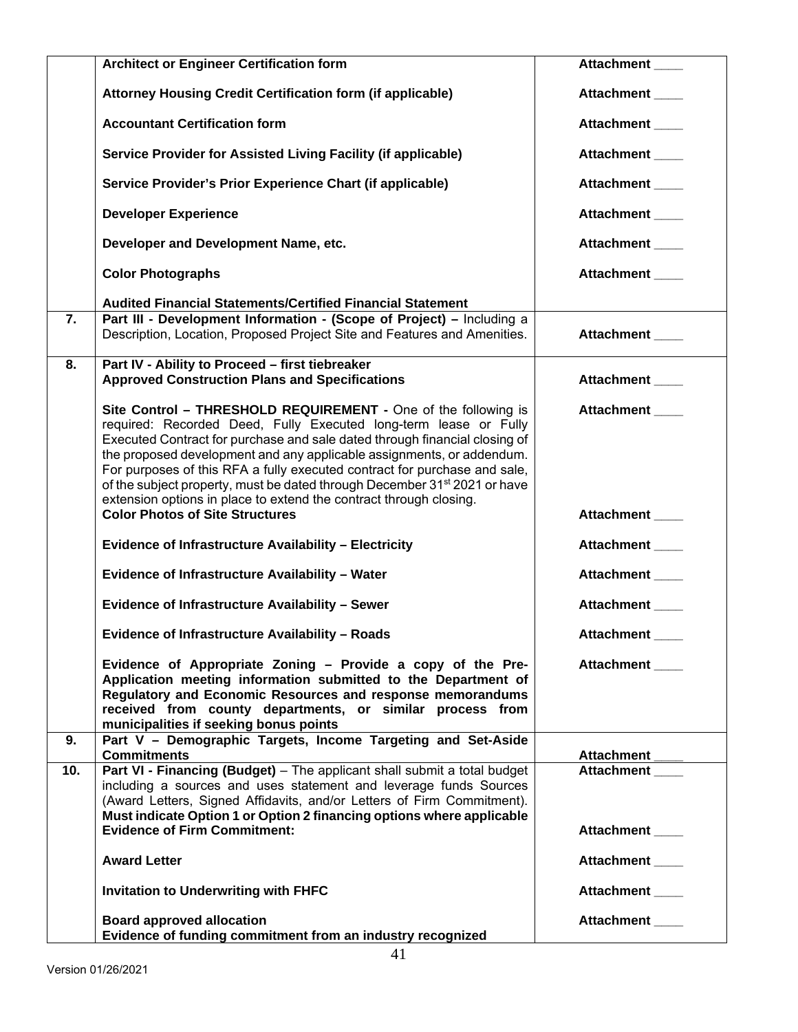| | | |
|---|---|---|
| | **Architect or Engineer Certification form** | **Attachment ____** |
| | **Attorney Housing Credit Certification form (if applicable)** | **Attachment ____** |
| | **Accountant Certification form** | **Attachment ____** |
| | **Service Provider for Assisted Living Facility (if applicable)** | **Attachment ____** |
| | **Service Provider's Prior Experience Chart (if applicable)** | **Attachment ____** |
| | **Developer Experience** | **Attachment ____** |
| | **Developer and Development Name, etc.** | **Attachment ____** |
| | **Color Photographs** | **Attachment ____** |
| | **Audited Financial Statements/Certified Financial Statement** | |
| **7.** | **Part III - Development Information - (Scope of Project) –** Including a Description, Location, Proposed Project Site and Features and Amenities. | **Attachment ____** |
| **8.** | **Part IV - Ability to Proceed – first tiebreaker**<br>**Approved Construction Plans and Specifications** | **Attachment ____** |
| | **Site Control – THRESHOLD REQUIREMENT -** One of the following is required: Recorded Deed, Fully Executed long-term lease or Fully Executed Contract for purchase and sale dated through financial closing of the proposed development and any applicable assignments, or addendum. For purposes of this RFA a fully executed contract for purchase and sale, of the subject property, must be dated through December 31st 2021 or have extension options in place to extend the contract through closing. | **Attachment ____** |
| | **Color Photos of Site Structures** | **Attachment ____** |
| | **Evidence of Infrastructure Availability – Electricity** | **Attachment ____** |
| | **Evidence of Infrastructure Availability – Water** | **Attachment ____** |
| | **Evidence of Infrastructure Availability – Sewer** | **Attachment ____** |
| | **Evidence of Infrastructure Availability – Roads** | **Attachment ____** |
| | **Evidence of Appropriate Zoning – Provide a copy of the Pre-Application meeting information submitted to the Department of Regulatory and Economic Resources and response memorandums received from county departments, or similar process from municipalities if seeking bonus points** | **Attachment ____** |
| **9.** | **Part V – Demographic Targets, Income Targeting and Set-Aside Commitments** | **Attachment ____** |
| **10.** | **Part VI - Financing (Budget)** – The applicant shall submit a total budget including a sources and uses statement and leverage funds Sources (Award Letters, Signed Affidavits, and/or Letters of Firm Commitment). **Must indicate Option 1 or Option 2 financing options where applicable** | **Attachment ____** |
| | **Evidence of Firm Commitment:** | **Attachment ____** |
| | **Award Letter** | **Attachment ____** |
| | **Invitation to Underwriting with FHFC** | **Attachment ____** |
| | **Board approved allocation**<br>**Evidence of funding commitment from an industry recognized** | **Attachment ____** |

Version 01/26/2021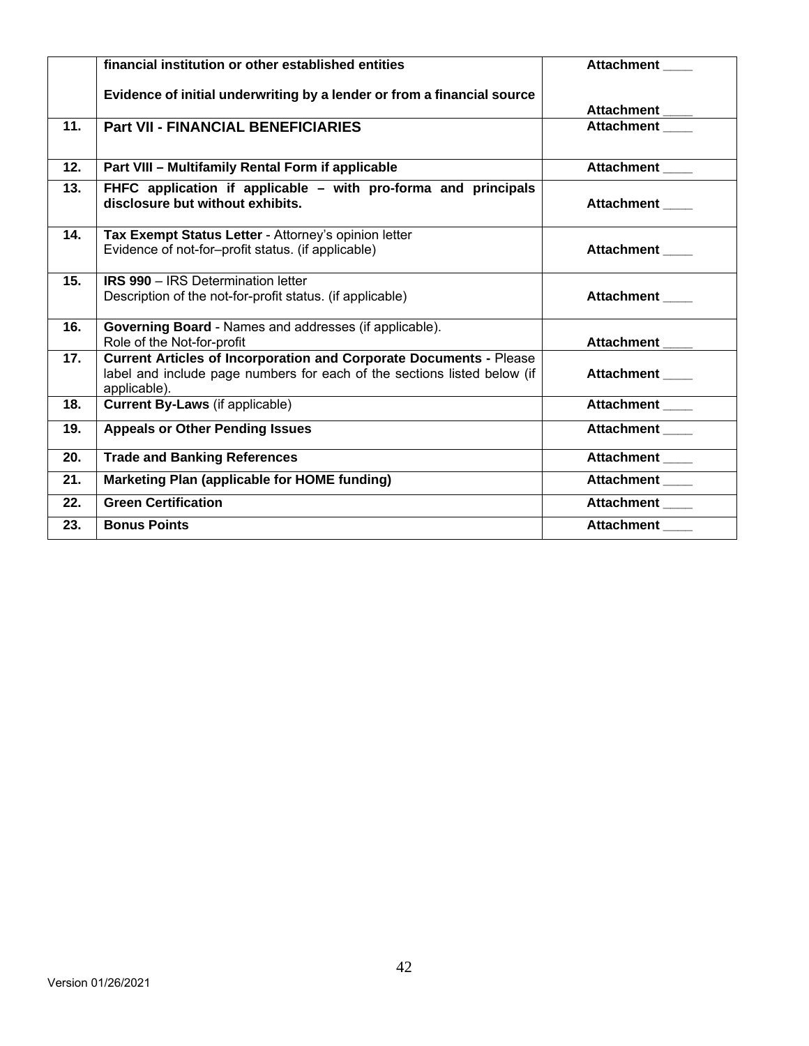| | | |
|---|---|---|
| | **financial institution or other established entities**<br><br>**Evidence of initial underwriting by a lender or from a financial source** | **Attachment ____**<br><br>**Attachment ____** |
| **11.** | **Part VII - FINANCIAL BENEFICIARIES** | **Attachment ____** |
| **12.** | **Part VIII – Multifamily Rental Form if applicable** | **Attachment ____** |
| **13.** | **FHFC application if applicable – with pro-forma and principals disclosure but without exhibits.** | **Attachment ____** |
| **14.** | **Tax Exempt Status Letter** - Attorney's opinion letter<br>Evidence of not-for–profit status. (if applicable) | **Attachment ____** |
| **15.** | **IRS 990** – IRS Determination letter<br>Description of the not-for-profit status. (if applicable) | **Attachment ____** |
| **16.** | **Governing Board** - Names and addresses (if applicable).<br>Role of the Not-for-profit | **Attachment ____** |
| **17.** | **Current Articles of Incorporation and Corporate Documents -** Please label and include page numbers for each of the sections listed below (if applicable). | **Attachment ____** |
| **18.** | **Current By-Laws** (if applicable) | **Attachment ____** |
| **19.** | **Appeals or Other Pending Issues** | **Attachment ____** |
| **20.** | **Trade and Banking References** | **Attachment ____** |
| **21.** | **Marketing Plan (applicable for HOME funding)** | **Attachment ____** |
| **22.** | **Green Certification** | **Attachment ____** |
| **23.** | **Bonus Points** | **Attachment ____** |

Version 01/26/2021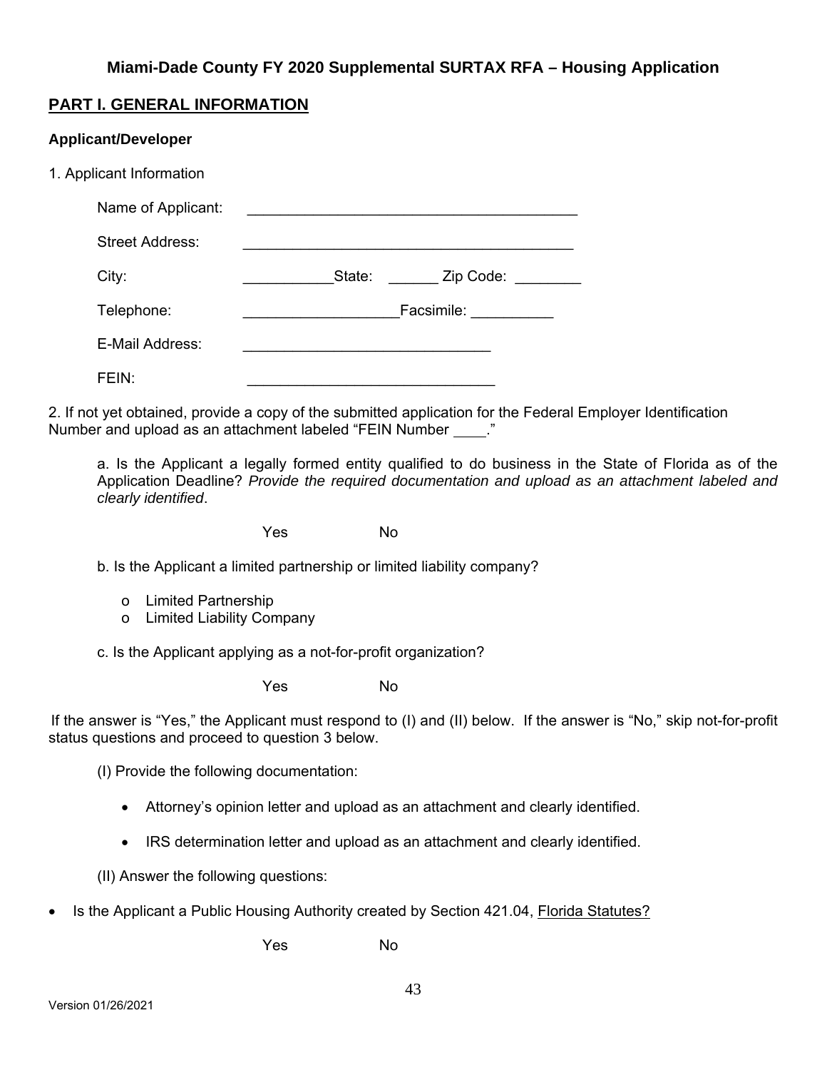## Miami-Dade County FY 2020 Supplemental SURTAX RFA – Housing Application

## PART I. GENERAL INFORMATION

### Applicant/Developer

1. Applicant Information

Name of Applicant: ________________________________________

Street Address: ________________________________________

City: ___________State: ______ Zip Code: ________

Telephone: __________________Facsimile: __________

E-Mail Address: ______________________________

FEIN: ______________________________

2. If not yet obtained, provide a copy of the submitted application for the Federal Employer Identification Number and upload as an attachment labeled "FEIN Number ____."

a. Is the Applicant a legally formed entity qualified to do business in the State of Florida as of the Application Deadline? *Provide the required documentation and upload as an attachment labeled and clearly identified*.

Yes No

b. Is the Applicant a limited partnership or limited liability company?

- Limited Partnership
- Limited Liability Company

c. Is the Applicant applying as a not-for-profit organization?

Yes No

If the answer is "Yes," the Applicant must respond to (I) and (II) below. If the answer is "No," skip not-for-profit status questions and proceed to question 3 below.

(I) Provide the following documentation:

- Attorney's opinion letter and upload as an attachment and clearly identified.
- IRS determination letter and upload as an attachment and clearly identified.

(II) Answer the following questions:

- Is the Applicant a Public Housing Authority created by Section 421.04, Florida Statutes?

Yes No

Version 01/26/2021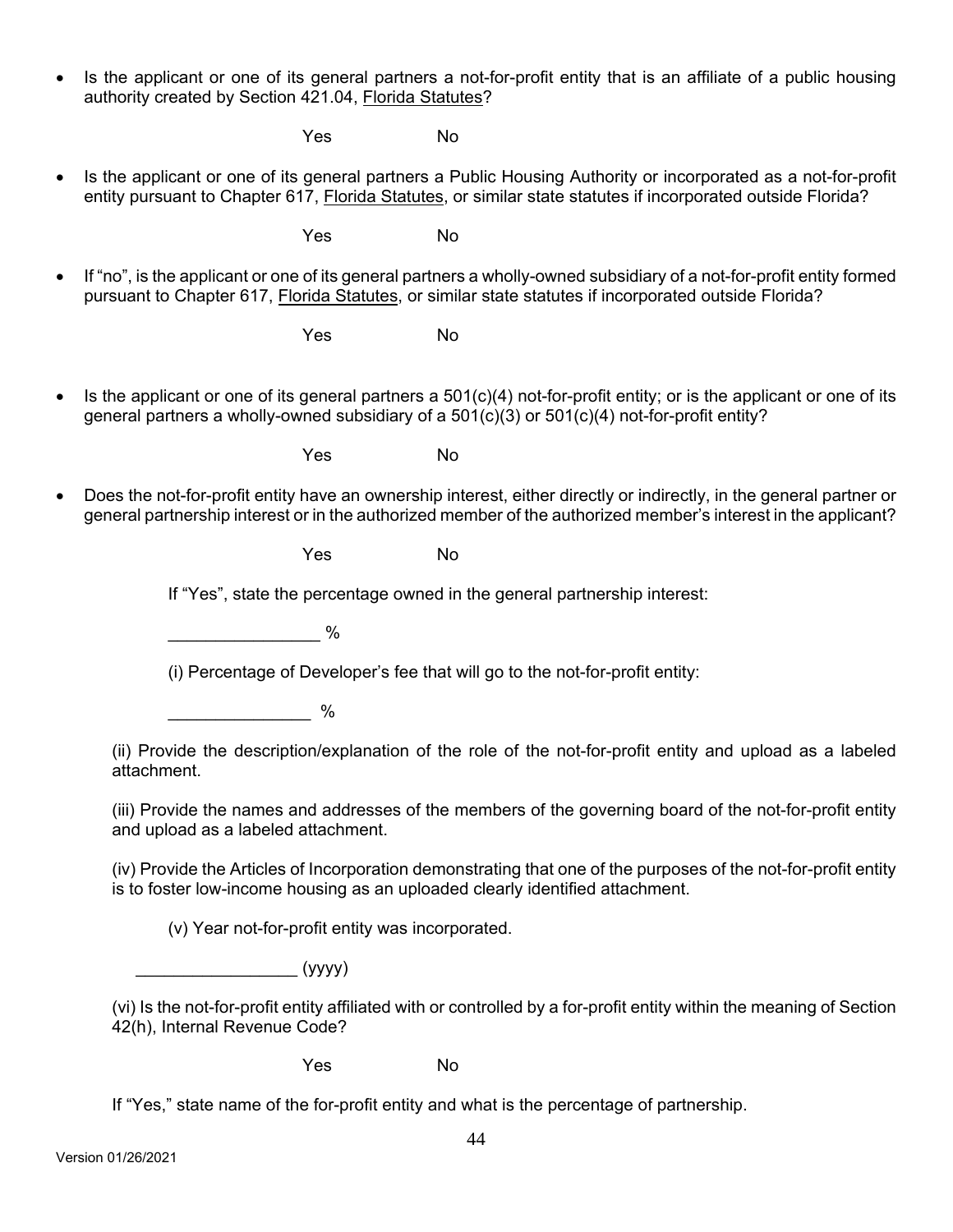- Is the applicant or one of its general partners a not-for-profit entity that is an affiliate of a public housing authority created by Section 421.04, Florida Statutes?

  Yes No

- Is the applicant or one of its general partners a Public Housing Authority or incorporated as a not-for-profit entity pursuant to Chapter 617, Florida Statutes, or similar state statutes if incorporated outside Florida?

  Yes No

- If "no", is the applicant or one of its general partners a wholly-owned subsidiary of a not-for-profit entity formed pursuant to Chapter 617, Florida Statutes, or similar state statutes if incorporated outside Florida?

  Yes No

- Is the applicant or one of its general partners a 501(c)(4) not-for-profit entity; or is the applicant or one of its general partners a wholly-owned subsidiary of a 501(c)(3) or 501(c)(4) not-for-profit entity?

  Yes No

- Does the not-for-profit entity have an ownership interest, either directly or indirectly, in the general partner or general partnership interest or in the authorized member of the authorized member's interest in the applicant?

  Yes No

  If "Yes", state the percentage owned in the general partnership interest:

  ________________ %

  (i) Percentage of Developer's fee that will go to the not-for-profit entity:

  _______________ %

  (ii) Provide the description/explanation of the role of the not-for-profit entity and upload as a labeled attachment.

  (iii) Provide the names and addresses of the members of the governing board of the not-for-profit entity and upload as a labeled attachment.

  (iv) Provide the Articles of Incorporation demonstrating that one of the purposes of the not-for-profit entity is to foster low-income housing as an uploaded clearly identified attachment.

  (v) Year not-for-profit entity was incorporated.

  _________________ (yyyy)

  (vi) Is the not-for-profit entity affiliated with or controlled by a for-profit entity within the meaning of Section 42(h), Internal Revenue Code?

  Yes No

  If "Yes," state name of the for-profit entity and what is the percentage of partnership.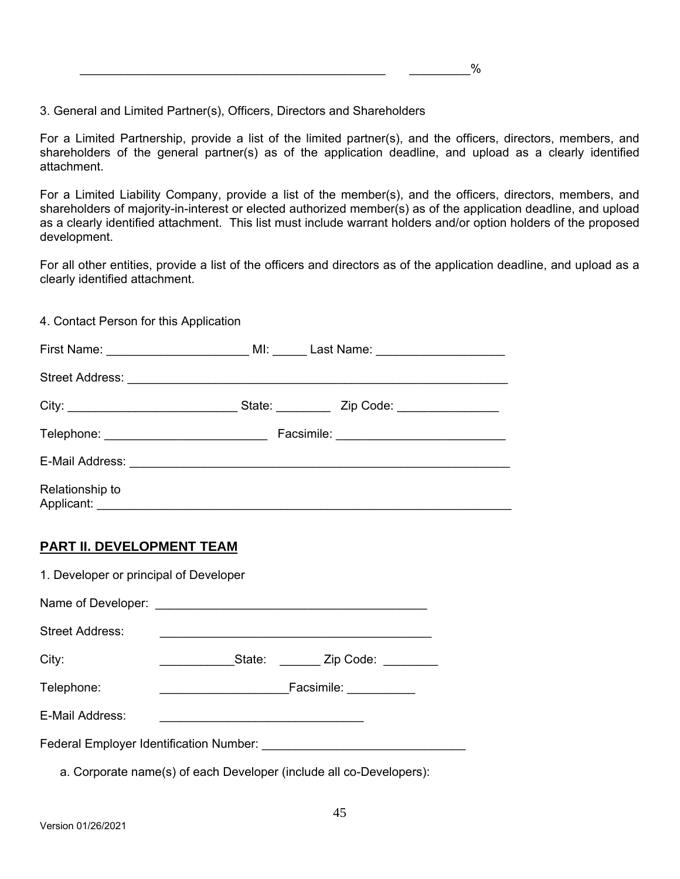\_\_\_\_\_\_\_\_\_\_\_\_\_\_\_\_\_\_\_\_\_\_\_\_\_\_\_\_\_\_\_\_\_\_\_\_\_\_\_\_\_\_\_ \_\_\_\_\_\_\_\_\_%

3. General and Limited Partner(s), Officers, Directors and Shareholders

For a Limited Partnership, provide a list of the limited partner(s), and the officers, directors, members, and shareholders of the general partner(s) as of the application deadline, and upload as a clearly identified attachment.

For a Limited Liability Company, provide a list of the member(s), and the officers, directors, members, and shareholders of majority-in-interest or elected authorized member(s) as of the application deadline, and upload as a clearly identified attachment. This list must include warrant holders and/or option holders of the proposed development.

For all other entities, provide a list of the officers and directors as of the application deadline, and upload as a clearly identified attachment.

4. Contact Person for this Application

First Name: \_\_\_\_\_\_\_\_\_\_\_\_\_\_\_\_\_\_\_\_ MI: \_\_\_\_\_ Last Name: \_\_\_\_\_\_\_\_\_\_\_\_\_\_\_\_\_\_

Street Address: \_\_\_\_\_\_\_\_\_\_\_\_\_\_\_\_\_\_\_\_\_\_\_\_\_\_\_\_\_\_\_\_\_\_\_\_\_\_\_\_\_\_\_\_\_\_\_\_\_\_\_\_\_

City: \_\_\_\_\_\_\_\_\_\_\_\_\_\_\_\_\_\_\_\_\_\_\_\_\_ State: \_\_\_\_\_\_\_\_ Zip Code: \_\_\_\_\_\_\_\_\_\_\_\_\_\_\_

Telephone: \_\_\_\_\_\_\_\_\_\_\_\_\_\_\_\_\_\_\_\_\_\_\_\_ Facsimile: \_\_\_\_\_\_\_\_\_\_\_\_\_\_\_\_\_\_\_\_\_\_\_\_\_

E-Mail Address: \_\_\_\_\_\_\_\_\_\_\_\_\_\_\_\_\_\_\_\_\_\_\_\_\_\_\_\_\_\_\_\_\_\_\_\_\_\_\_\_\_\_\_\_\_\_\_\_\_\_\_\_\_\_

Relationship to Applicant: \_\_\_\_\_\_\_\_\_\_\_\_\_\_\_\_\_\_\_\_\_\_\_\_\_\_\_\_\_\_\_\_\_\_\_\_\_\_\_\_\_\_\_\_\_\_\_\_\_\_\_\_\_\_\_\_\_\_\_\_\_

## PART II. DEVELOPMENT TEAM

1. Developer or principal of Developer

Name of Developer: \_\_\_\_\_\_\_\_\_\_\_\_\_\_\_\_\_\_\_\_\_\_\_\_\_\_\_\_\_\_\_\_\_\_\_\_\_\_\_\_

Street Address: \_\_\_\_\_\_\_\_\_\_\_\_\_\_\_\_\_\_\_\_\_\_\_\_\_\_\_\_\_\_\_\_\_\_\_\_\_\_\_\_

City: \_\_\_\_\_\_\_\_\_\_\_ State: \_\_\_\_\_\_ Zip Code: \_\_\_\_\_\_\_\_

Telephone: \_\_\_\_\_\_\_\_\_\_\_\_\_\_\_\_\_\_\_ Facsimile: \_\_\_\_\_\_\_\_\_\_

E-Mail Address: \_\_\_\_\_\_\_\_\_\_\_\_\_\_\_\_\_\_\_\_\_\_\_\_\_\_\_\_\_\_

Federal Employer Identification Number: \_\_\_\_\_\_\_\_\_\_\_\_\_\_\_\_\_\_\_\_\_\_\_\_\_\_\_\_\_\_

a. Corporate name(s) of each Developer (include all co-Developers):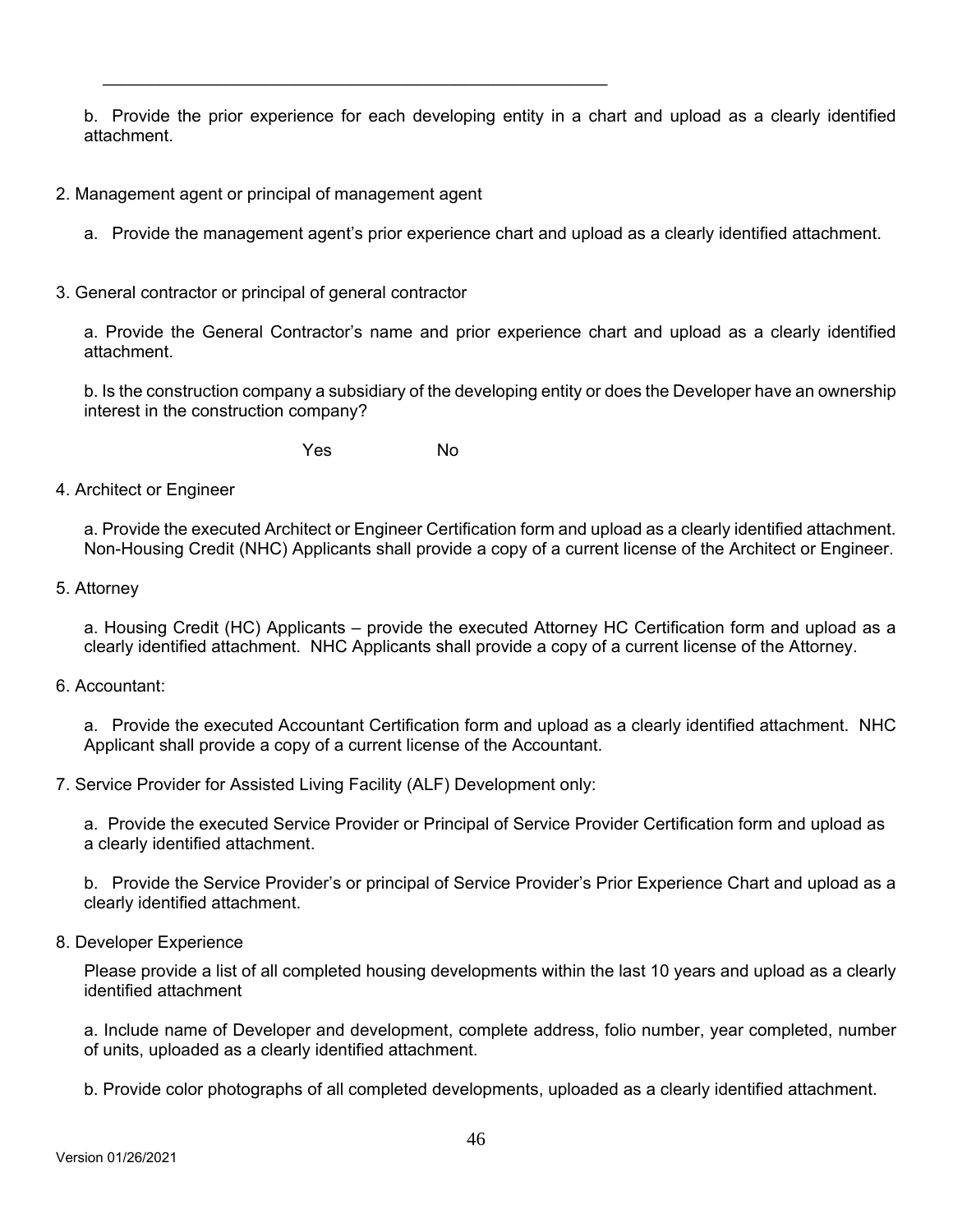\_\_\_\_\_\_\_\_\_\_\_\_\_\_\_\_\_\_\_\_\_\_\_\_\_\_\_\_\_\_\_\_\_\_\_\_\_\_\_\_\_\_\_\_\_\_\_\_\_\_\_\_\_\_\_\_

b. Provide the prior experience for each developing entity in a chart and upload as a clearly identified attachment.

2. Management agent or principal of management agent

    a. Provide the management agent's prior experience chart and upload as a clearly identified attachment.

3. General contractor or principal of general contractor

    a. Provide the General Contractor's name and prior experience chart and upload as a clearly identified attachment.

    b. Is the construction company a subsidiary of the developing entity or does the Developer have an ownership interest in the construction company?

    Yes        No

4. Architect or Engineer

    a. Provide the executed Architect or Engineer Certification form and upload as a clearly identified attachment. Non-Housing Credit (NHC) Applicants shall provide a copy of a current license of the Architect or Engineer.

5. Attorney

    a. Housing Credit (HC) Applicants – provide the executed Attorney HC Certification form and upload as a clearly identified attachment. NHC Applicants shall provide a copy of a current license of the Attorney.

6. Accountant:

    a. Provide the executed Accountant Certification form and upload as a clearly identified attachment. NHC Applicant shall provide a copy of a current license of the Accountant.

7. Service Provider for Assisted Living Facility (ALF) Development only:

    a. Provide the executed Service Provider or Principal of Service Provider Certification form and upload as a clearly identified attachment.

    b. Provide the Service Provider's or principal of Service Provider's Prior Experience Chart and upload as a clearly identified attachment.

8. Developer Experience

    Please provide a list of all completed housing developments within the last 10 years and upload as a clearly identified attachment

    a. Include name of Developer and development, complete address, folio number, year completed, number of units, uploaded as a clearly identified attachment.

    b. Provide color photographs of all completed developments, uploaded as a clearly identified attachment.

Version 01/26/2021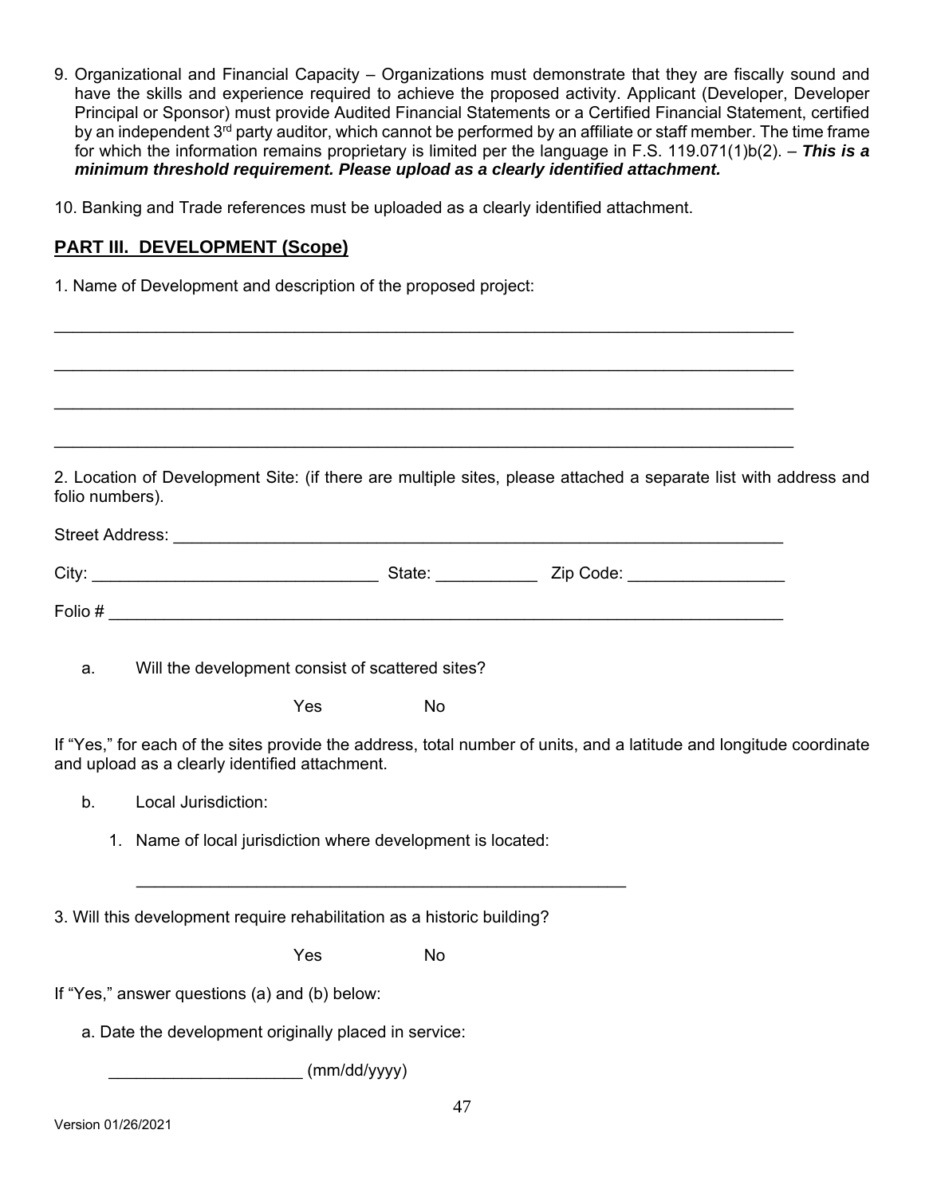9. Organizational and Financial Capacity – Organizations must demonstrate that they are fiscally sound and have the skills and experience required to achieve the proposed activity. Applicant (Developer, Developer Principal or Sponsor) must provide Audited Financial Statements or a Certified Financial Statement, certified by an independent 3rd party auditor, which cannot be performed by an affiliate or staff member. The time frame for which the information remains proprietary is limited per the language in F.S. 119.071(1)b(2). – ***This is a minimum threshold requirement. Please upload as a clearly identified attachment.***

10. Banking and Trade references must be uploaded as a clearly identified attachment.

## PART III. DEVELOPMENT (Scope)

1. Name of Development and description of the proposed project:

\_\_\_\_\_\_\_\_\_\_\_\_\_\_\_\_\_\_\_\_\_\_\_\_\_\_\_\_\_\_\_\_\_\_\_\_\_\_\_\_\_\_\_\_\_\_\_\_\_\_\_\_\_\_\_\_\_\_\_\_\_\_\_\_\_\_\_\_\_\_

\_\_\_\_\_\_\_\_\_\_\_\_\_\_\_\_\_\_\_\_\_\_\_\_\_\_\_\_\_\_\_\_\_\_\_\_\_\_\_\_\_\_\_\_\_\_\_\_\_\_\_\_\_\_\_\_\_\_\_\_\_\_\_\_\_\_\_\_\_\_

\_\_\_\_\_\_\_\_\_\_\_\_\_\_\_\_\_\_\_\_\_\_\_\_\_\_\_\_\_\_\_\_\_\_\_\_\_\_\_\_\_\_\_\_\_\_\_\_\_\_\_\_\_\_\_\_\_\_\_\_\_\_\_\_\_\_\_\_\_\_

\_\_\_\_\_\_\_\_\_\_\_\_\_\_\_\_\_\_\_\_\_\_\_\_\_\_\_\_\_\_\_\_\_\_\_\_\_\_\_\_\_\_\_\_\_\_\_\_\_\_\_\_\_\_\_\_\_\_\_\_\_\_\_\_\_\_\_\_\_\_

2. Location of Development Site: (if there are multiple sites, please attached a separate list with address and folio numbers).

Street Address: \_\_\_\_\_\_\_\_\_\_\_\_\_\_\_\_\_\_\_\_\_\_\_\_\_\_\_\_\_\_\_\_\_\_\_\_\_\_\_\_\_\_\_\_\_\_\_\_\_\_\_\_\_\_\_\_\_\_

City: \_\_\_\_\_\_\_\_\_\_\_\_\_\_\_\_\_\_\_\_\_\_\_\_\_\_\_\_\_ State: \_\_\_\_\_\_\_\_\_\_ Zip Code: \_\_\_\_\_\_\_\_\_\_\_\_\_\_\_

Folio # \_\_\_\_\_\_\_\_\_\_\_\_\_\_\_\_\_\_\_\_\_\_\_\_\_\_\_\_\_\_\_\_\_\_\_\_\_\_\_\_\_\_\_\_\_\_\_\_\_\_\_\_\_\_\_\_\_\_\_\_\_\_\_\_

a. Will the development consist of scattered sites?

Yes No

If "Yes," for each of the sites provide the address, total number of units, and a latitude and longitude coordinate and upload as a clearly identified attachment.

b. Local Jurisdiction:

1. Name of local jurisdiction where development is located:

\_\_\_\_\_\_\_\_\_\_\_\_\_\_\_\_\_\_\_\_\_\_\_\_\_\_\_\_\_\_\_\_\_\_\_\_\_\_\_\_\_\_\_\_\_\_\_\_\_\_

3. Will this development require rehabilitation as a historic building?

Yes No

If "Yes," answer questions (a) and (b) below:

a. Date the development originally placed in service:

\_\_\_\_\_\_\_\_\_\_\_\_\_\_\_\_\_\_\_\_ (mm/dd/yyyy)

Version 01/26/2021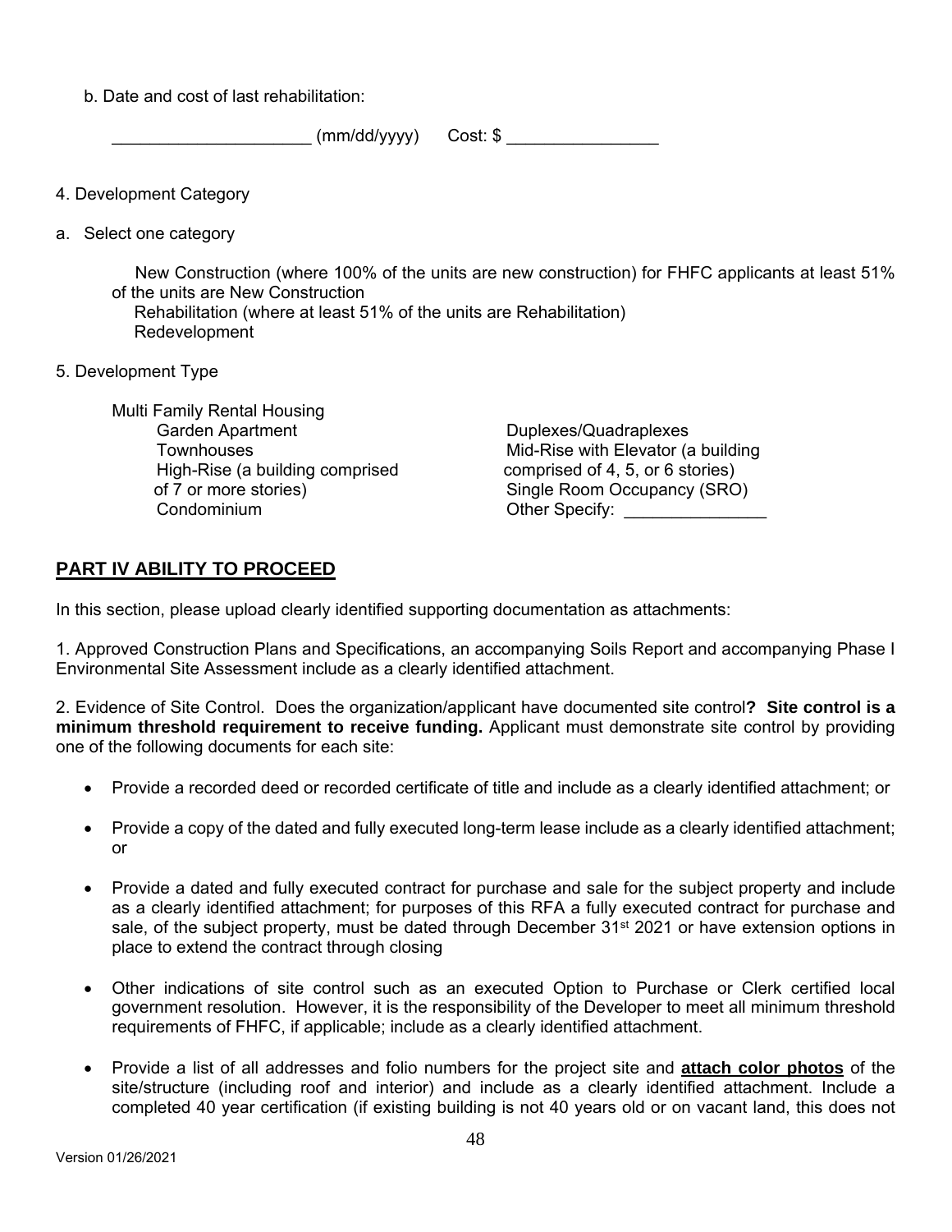b. Date and cost of last rehabilitation:

_____________________ (mm/dd/yyyy)   Cost: $ ________________

4. Development Category

a. Select one category

New Construction (where 100% of the units are new construction) for FHFC applicants at least 51% of the units are New Construction

Rehabilitation (where at least 51% of the units are Rehabilitation)

Redevelopment

5. Development Type

Multi Family Rental Housing

Garden Apartment

Townhouses

High-Rise (a building comprised of 7 or more stories)

Condominium

Duplexes/Quadraplexes

Mid-Rise with Elevator (a building comprised of 4, 5, or 6 stories)

Single Room Occupancy (SRO)

Other Specify: _______________

## PART IV ABILITY TO PROCEED

In this section, please upload clearly identified supporting documentation as attachments:

1. Approved Construction Plans and Specifications, an accompanying Soils Report and accompanying Phase I Environmental Site Assessment include as a clearly identified attachment.

2. Evidence of Site Control. Does the organization/applicant have documented site control**? Site control is a minimum threshold requirement to receive funding.** Applicant must demonstrate site control by providing one of the following documents for each site:

- Provide a recorded deed or recorded certificate of title and include as a clearly identified attachment; or
- Provide a copy of the dated and fully executed long-term lease include as a clearly identified attachment; or
- Provide a dated and fully executed contract for purchase and sale for the subject property and include as a clearly identified attachment; for purposes of this RFA a fully executed contract for purchase and sale, of the subject property, must be dated through December 31st 2021 or have extension options in place to extend the contract through closing
- Other indications of site control such as an executed Option to Purchase or Clerk certified local government resolution. However, it is the responsibility of the Developer to meet all minimum threshold requirements of FHFC, if applicable; include as a clearly identified attachment.
- Provide a list of all addresses and folio numbers for the project site and **attach color photos** of the site/structure (including roof and interior) and include as a clearly identified attachment. Include a completed 40 year certification (if existing building is not 40 years old or on vacant land, this does not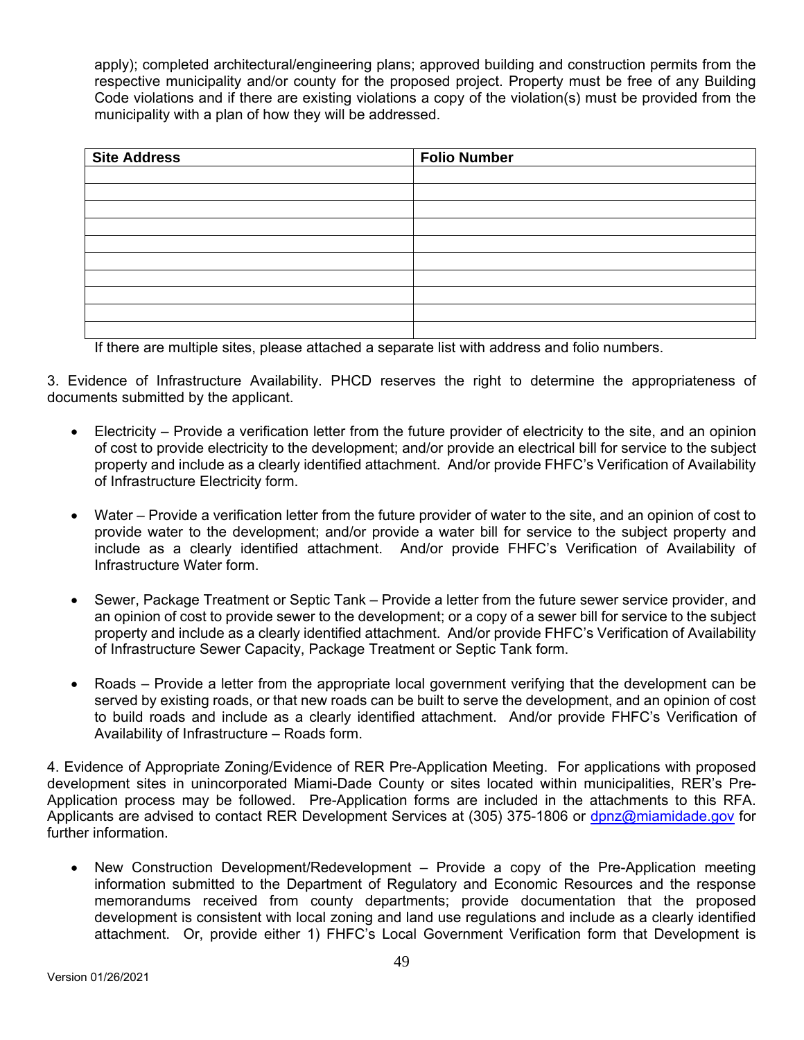apply); completed architectural/engineering plans; approved building and construction permits from the respective municipality and/or county for the proposed project. Property must be free of any Building Code violations and if there are existing violations a copy of the violation(s) must be provided from the municipality with a plan of how they will be addressed.

| Site Address | Folio Number |
|---|---|
| | |
| | |
| | |
| | |
| | |
| | |
| | |
| | |
| | |
| | |

If there are multiple sites, please attached a separate list with address and folio numbers.

3. Evidence of Infrastructure Availability. PHCD reserves the right to determine the appropriateness of documents submitted by the applicant.

- Electricity – Provide a verification letter from the future provider of electricity to the site, and an opinion of cost to provide electricity to the development; and/or provide an electrical bill for service to the subject property and include as a clearly identified attachment. And/or provide FHFC's Verification of Availability of Infrastructure Electricity form.

- Water – Provide a verification letter from the future provider of water to the site, and an opinion of cost to provide water to the development; and/or provide a water bill for service to the subject property and include as a clearly identified attachment. And/or provide FHFC's Verification of Availability of Infrastructure Water form.

- Sewer, Package Treatment or Septic Tank – Provide a letter from the future sewer service provider, and an opinion of cost to provide sewer to the development; or a copy of a sewer bill for service to the subject property and include as a clearly identified attachment. And/or provide FHFC's Verification of Availability of Infrastructure Sewer Capacity, Package Treatment or Septic Tank form.

- Roads – Provide a letter from the appropriate local government verifying that the development can be served by existing roads, or that new roads can be built to serve the development, and an opinion of cost to build roads and include as a clearly identified attachment. And/or provide FHFC's Verification of Availability of Infrastructure – Roads form.

4. Evidence of Appropriate Zoning/Evidence of RER Pre-Application Meeting. For applications with proposed development sites in unincorporated Miami-Dade County or sites located within municipalities, RER's Pre-Application process may be followed. Pre-Application forms are included in the attachments to this RFA. Applicants are advised to contact RER Development Services at (305) 375-1806 or dpnz@miamidade.gov for further information.

- New Construction Development/Redevelopment – Provide a copy of the Pre-Application meeting information submitted to the Department of Regulatory and Economic Resources and the response memorandums received from county departments; provide documentation that the proposed development is consistent with local zoning and land use regulations and include as a clearly identified attachment. Or, provide either 1) FHFC's Local Government Verification form that Development is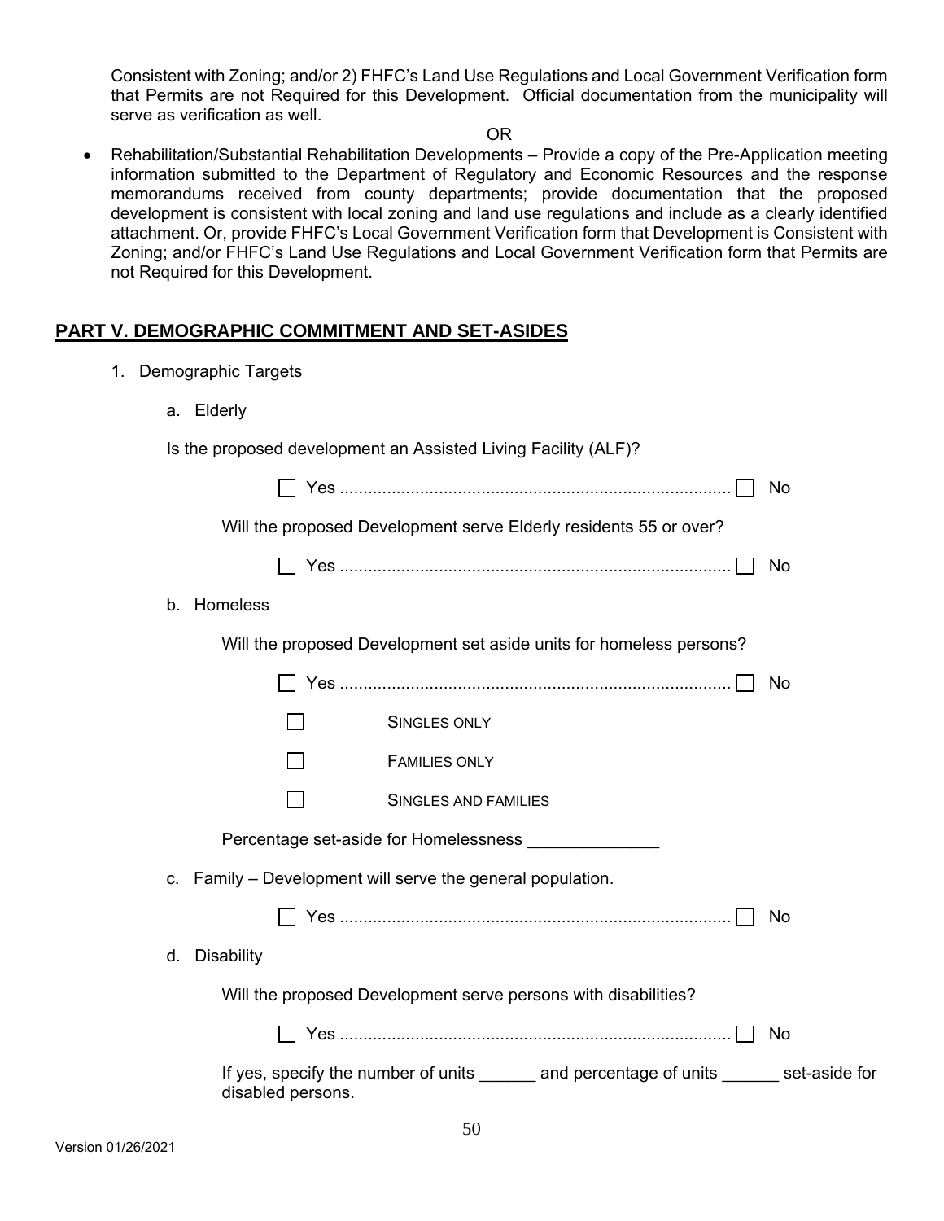Consistent with Zoning; and/or 2) FHFC's Land Use Regulations and Local Government Verification form that Permits are not Required for this Development. Official documentation from the municipality will serve as verification as well.

OR

- Rehabilitation/Substantial Rehabilitation Developments – Provide a copy of the Pre-Application meeting information submitted to the Department of Regulatory and Economic Resources and the response memorandums received from county departments; provide documentation that the proposed development is consistent with local zoning and land use regulations and include as a clearly identified attachment. Or, provide FHFC's Local Government Verification form that Development is Consistent with Zoning; and/or FHFC's Land Use Regulations and Local Government Verification form that Permits are not Required for this Development.

## PART V. DEMOGRAPHIC COMMITMENT AND SET-ASIDES

1. Demographic Targets

   a. Elderly

   Is the proposed development an Assisted Living Facility (ALF)?

   ☐ Yes .................................................................................. ☐ No

   Will the proposed Development serve Elderly residents 55 or over?

   ☐ Yes .................................................................................. ☐ No

   b. Homeless

   Will the proposed Development set aside units for homeless persons?

   ☐ Yes .................................................................................. ☐ No

   ☐ SINGLES ONLY

   ☐ FAMILIES ONLY

   ☐ SINGLES AND FAMILIES

   Percentage set-aside for Homelessness ______________

   c. Family – Development will serve the general population.

   ☐ Yes .................................................................................. ☐ No

   d. Disability

   Will the proposed Development serve persons with disabilities?

   ☐ Yes .................................................................................. ☐ No

   If yes, specify the number of units ______ and percentage of units ______ set-aside for disabled persons.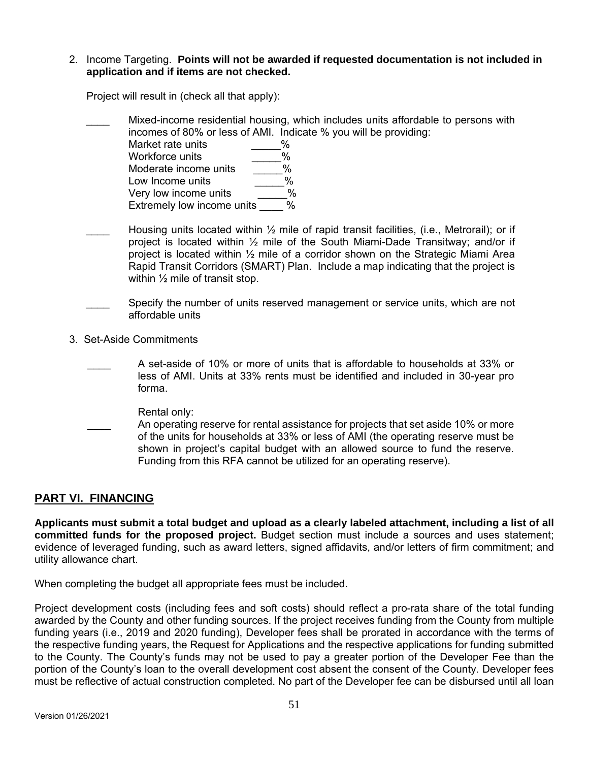2. Income Targeting. **Points will not be awarded if requested documentation is not included in application and if items are not checked.**

   Project will result in (check all that apply):

   ____ Mixed-income residential housing, which includes units affordable to persons with incomes of 80% or less of AMI. Indicate % you will be providing:
   Market rate units _____%
   Workforce units _____%
   Moderate income units _____%
   Low Income units _____%
   Very low income units _____%
   Extremely low income units ____ %

   ____ Housing units located within ½ mile of rapid transit facilities, (i.e., Metrorail); or if project is located within ½ mile of the South Miami-Dade Transitway; and/or if project is located within ½ mile of a corridor shown on the Strategic Miami Area Rapid Transit Corridors (SMART) Plan. Include a map indicating that the project is within ½ mile of transit stop.

   ____ Specify the number of units reserved management or service units, which are not affordable units

3. Set-Aside Commitments

   ____ A set-aside of 10% or more of units that is affordable to households at 33% or less of AMI. Units at 33% rents must be identified and included in 30-year pro forma.

   Rental only:
   ____ An operating reserve for rental assistance for projects that set aside 10% or more of the units for households at 33% or less of AMI (the operating reserve must be shown in project's capital budget with an allowed source to fund the reserve. Funding from this RFA cannot be utilized for an operating reserve).

## PART VI. FINANCING

**Applicants must submit a total budget and upload as a clearly labeled attachment, including a list of all committed funds for the proposed project.** Budget section must include a sources and uses statement; evidence of leveraged funding, such as award letters, signed affidavits, and/or letters of firm commitment; and utility allowance chart.

When completing the budget all appropriate fees must be included.

Project development costs (including fees and soft costs) should reflect a pro-rata share of the total funding awarded by the County and other funding sources. If the project receives funding from the County from multiple funding years (i.e., 2019 and 2020 funding), Developer fees shall be prorated in accordance with the terms of the respective funding years, the Request for Applications and the respective applications for funding submitted to the County. The County's funds may not be used to pay a greater portion of the Developer Fee than the portion of the County's loan to the overall development cost absent the consent of the County. Developer fees must be reflective of actual construction completed. No part of the Developer fee can be disbursed until all loan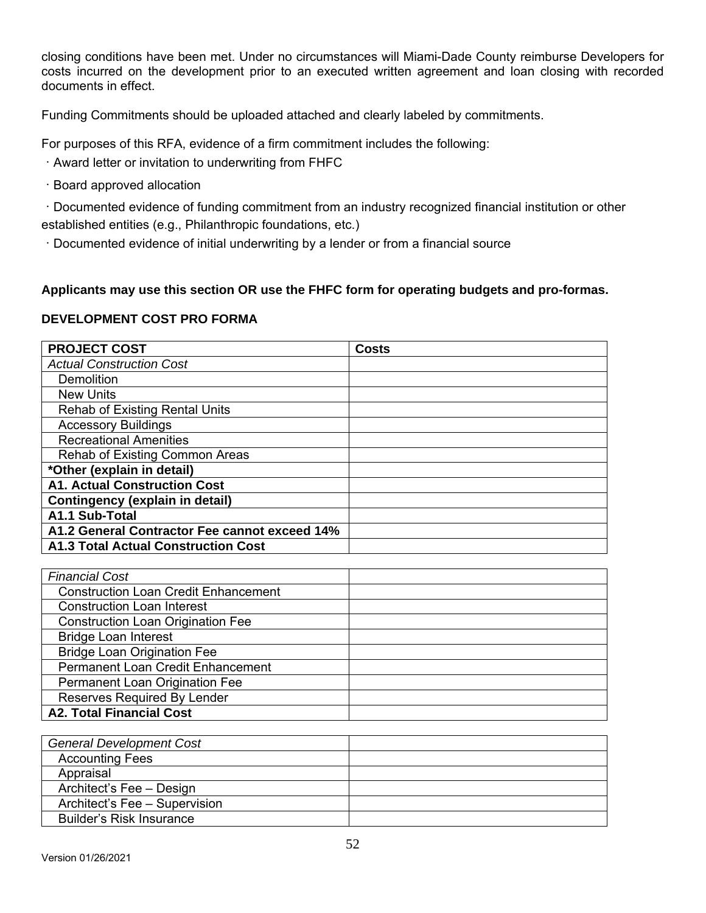closing conditions have been met. Under no circumstances will Miami-Dade County reimburse Developers for costs incurred on the development prior to an executed written agreement and loan closing with recorded documents in effect.

Funding Commitments should be uploaded attached and clearly labeled by commitments.

For purposes of this RFA, evidence of a firm commitment includes the following:

· Award letter or invitation to underwriting from FHFC

· Board approved allocation

· Documented evidence of funding commitment from an industry recognized financial institution or other established entities (e.g., Philanthropic foundations, etc.)

· Documented evidence of initial underwriting by a lender or from a financial source

**Applicants may use this section OR use the FHFC form for operating budgets and pro-formas.**

**DEVELOPMENT COST PRO FORMA**

| **PROJECT COST** | **Costs** |
|---|---|
| *Actual Construction Cost* | |
| Demolition | |
| New Units | |
| Rehab of Existing Rental Units | |
| Accessory Buildings | |
| Recreational Amenities | |
| Rehab of Existing Common Areas | |
| **\*Other (explain in detail)** | |
| **A1. Actual Construction Cost** | |
| **Contingency (explain in detail)** | |
| **A1.1 Sub-Total** | |
| **A1.2 General Contractor Fee cannot exceed 14%** | |
| **A1.3 Total Actual Construction Cost** | |

| | |
|---|---|
| *Financial Cost* | |
| Construction Loan Credit Enhancement | |
| Construction Loan Interest | |
| Construction Loan Origination Fee | |
| Bridge Loan Interest | |
| Bridge Loan Origination Fee | |
| Permanent Loan Credit Enhancement | |
| Permanent Loan Origination Fee | |
| Reserves Required By Lender | |
| **A2. Total Financial Cost** | |

| | |
|---|---|
| *General Development Cost* | |
| Accounting Fees | |
| Appraisal | |
| Architect's Fee – Design | |
| Architect's Fee – Supervision | |
| Builder's Risk Insurance | |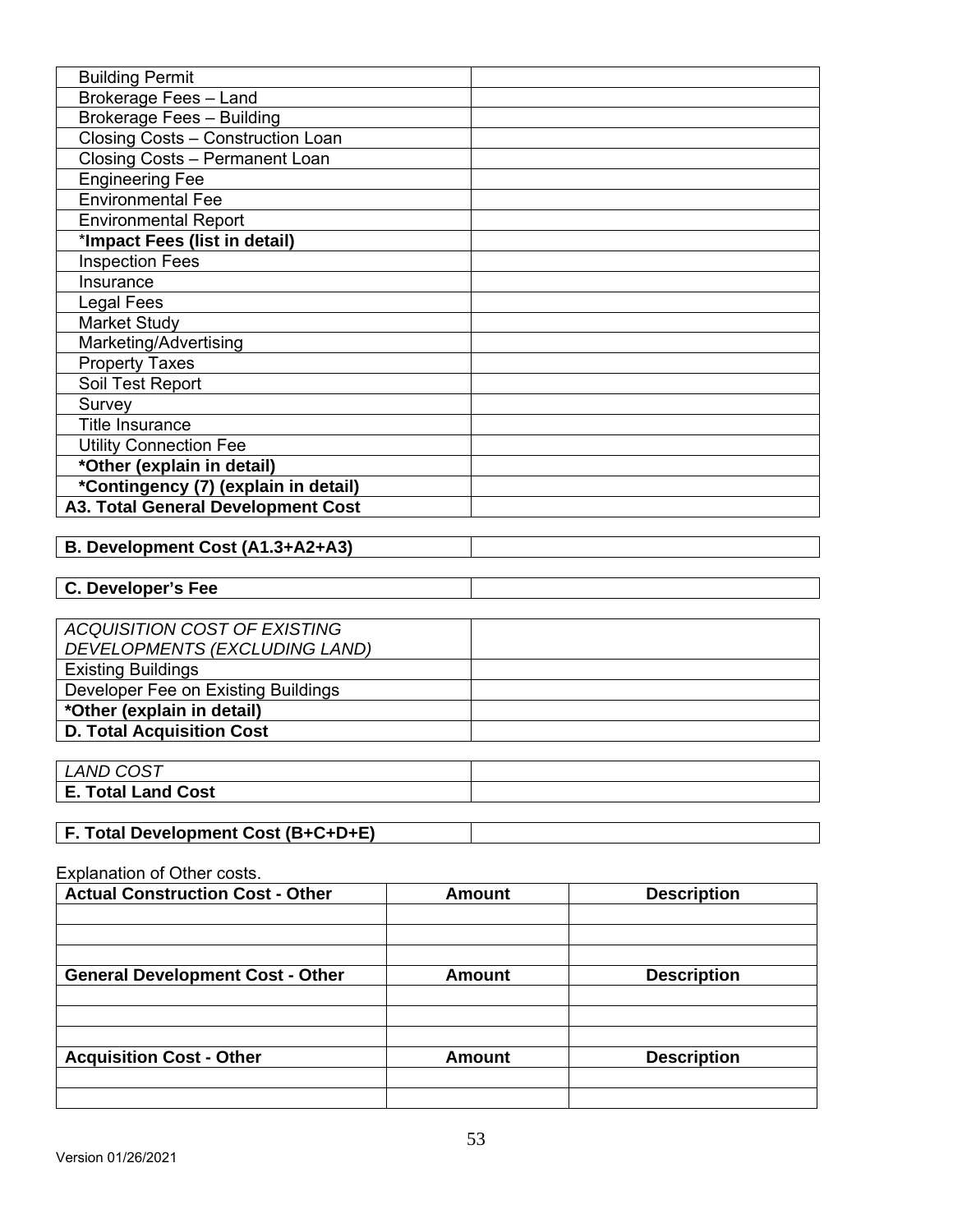| | |
|---|---|
| Building Permit | |
| Brokerage Fees – Land | |
| Brokerage Fees – Building | |
| Closing Costs – Construction Loan | |
| Closing Costs – Permanent Loan | |
| Engineering Fee | |
| Environmental Fee | |
| Environmental Report | |
| ***Impact Fees (list in detail)** | |
| Inspection Fees | |
| Insurance | |
| Legal Fees | |
| Market Study | |
| Marketing/Advertising | |
| Property Taxes | |
| Soil Test Report | |
| Survey | |
| Title Insurance | |
| Utility Connection Fee | |
| ***Other (explain in detail)** | |
| ***Contingency (7) (explain in detail)** | |
| **A3. Total General Development Cost** | |

| | |
|---|---|
| **B. Development Cost (A1.3+A2+A3)** | |

| | |
|---|---|
| **C. Developer's Fee** | |

| | |
|---|---|
| *ACQUISITION COST OF EXISTING DEVELOPMENTS (EXCLUDING LAND)* | |
| Existing Buildings | |
| Developer Fee on Existing Buildings | |
| ***Other (explain in detail)** | |
| **D. Total Acquisition Cost** | |

| | |
|---|---|
| *LAND COST* | |
| **E. Total Land Cost** | |

| | |
|---|---|
| **F. Total Development Cost (B+C+D+E)** | |

Explanation of Other costs.

| **Actual Construction Cost - Other** | **Amount** | **Description** |
|---|---|---|
| | | |
| | | |
| | | |
| **General Development Cost - Other** | **Amount** | **Description** |
| | | |
| | | |
| | | |
| **Acquisition Cost - Other** | **Amount** | **Description** |
| | | |
| | | |

Version 01/26/2021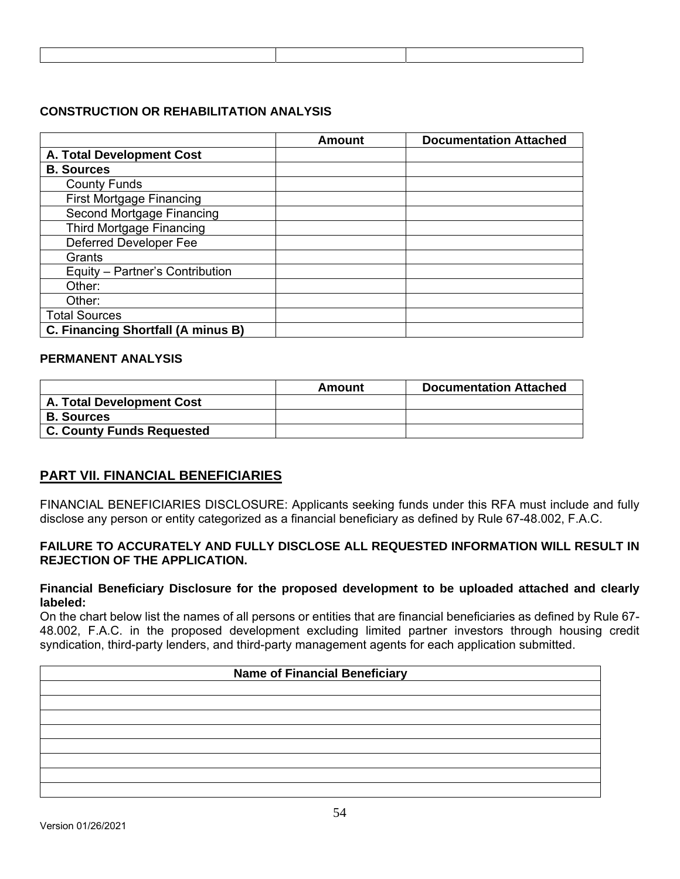| | | |
|---|---|---|
| | | |

**CONSTRUCTION OR REHABILITATION ANALYSIS**

| | Amount | Documentation Attached |
|---|---|---|
| **A. Total Development Cost** | | |
| **B. Sources** | | |
| County Funds | | |
| First Mortgage Financing | | |
| Second Mortgage Financing | | |
| Third Mortgage Financing | | |
| Deferred Developer Fee | | |
| Grants | | |
| Equity – Partner's Contribution | | |
| Other: | | |
| Other: | | |
| Total Sources | | |
| **C. Financing Shortfall (A minus B)** | | |

**PERMANENT ANALYSIS**

| | Amount | Documentation Attached |
|---|---|---|
| **A. Total Development Cost** | | |
| **B. Sources** | | |
| **C. County Funds Requested** | | |

## PART VII. FINANCIAL BENEFICIARIES

FINANCIAL BENEFICIARIES DISCLOSURE: Applicants seeking funds under this RFA must include and fully disclose any person or entity categorized as a financial beneficiary as defined by Rule 67-48.002, F.A.C.

**FAILURE TO ACCURATELY AND FULLY DISCLOSE ALL REQUESTED INFORMATION WILL RESULT IN REJECTION OF THE APPLICATION.**

**Financial Beneficiary Disclosure for the proposed development to be uploaded attached and clearly labeled:**
On the chart below list the names of all persons or entities that are financial beneficiaries as defined by Rule 67-48.002, F.A.C. in the proposed development excluding limited partner investors through housing credit syndication, third-party lenders, and third-party management agents for each application submitted.

| Name of Financial Beneficiary |
|---|
| |
| |
| |
| |
| |
| |
| |
| |

Version 01/26/2021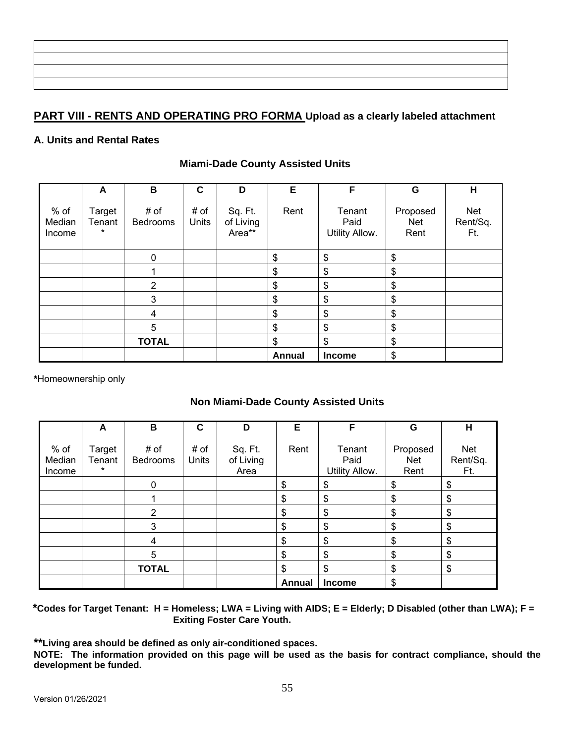| |
|---|
| |
| |
| |

## PART VIII - RENTS AND OPERATING PRO FORMA Upload as a clearly labeled attachment

### A. Units and Rental Rates

**Miami-Dade County Assisted Units**

| | A | B | C | D | E | F | G | H |
|---|---|---|---|---|---|---|---|---|
| % of Median Income | Target Tenant * | # of Bedrooms | # of Units | Sq. Ft. of Living Area** | Rent | Tenant Paid Utility Allow. | Proposed Net Rent | Net Rent/Sq. Ft. |
| | | 0 | | | $ | $ | $ | |
| | | 1 | | | $ | $ | $ | |
| | | 2 | | | $ | $ | $ | |
| | | 3 | | | $ | $ | $ | |
| | | 4 | | | $ | $ | $ | |
| | | 5 | | | $ | $ | $ | |
| | | **TOTAL** | | | $ | $ | $ | |
| | | | | | **Annual** | **Income** | $ | |

***Homeownership only**

**Non Miami-Dade County Assisted Units**

| | A | B | C | D | E | F | G | H |
|---|---|---|---|---|---|---|---|---|
| % of Median Income | Target Tenant * | # of Bedrooms | # of Units | Sq. Ft. of Living Area | Rent | Tenant Paid Utility Allow. | Proposed Net Rent | Net Rent/Sq. Ft. |
| | | 0 | | | $ | $ | $ | $ |
| | | 1 | | | $ | $ | $ | $ |
| | | 2 | | | $ | $ | $ | $ |
| | | 3 | | | $ | $ | $ | $ |
| | | 4 | | | $ | $ | $ | $ |
| | | 5 | | | $ | $ | $ | $ |
| | | **TOTAL** | | | $ | $ | $ | $ |
| | | | | | **Annual** | **Income** | $ | |

***Codes for Target Tenant: H = Homeless; LWA = Living with AIDS; E = Elderly; D Disabled (other than LWA); F = Exiting Foster Care Youth.**

****Living area should be defined as only air-conditioned spaces.**

**NOTE: The information provided on this page will be used as the basis for contract compliance, should the development be funded.**

Version 01/26/2021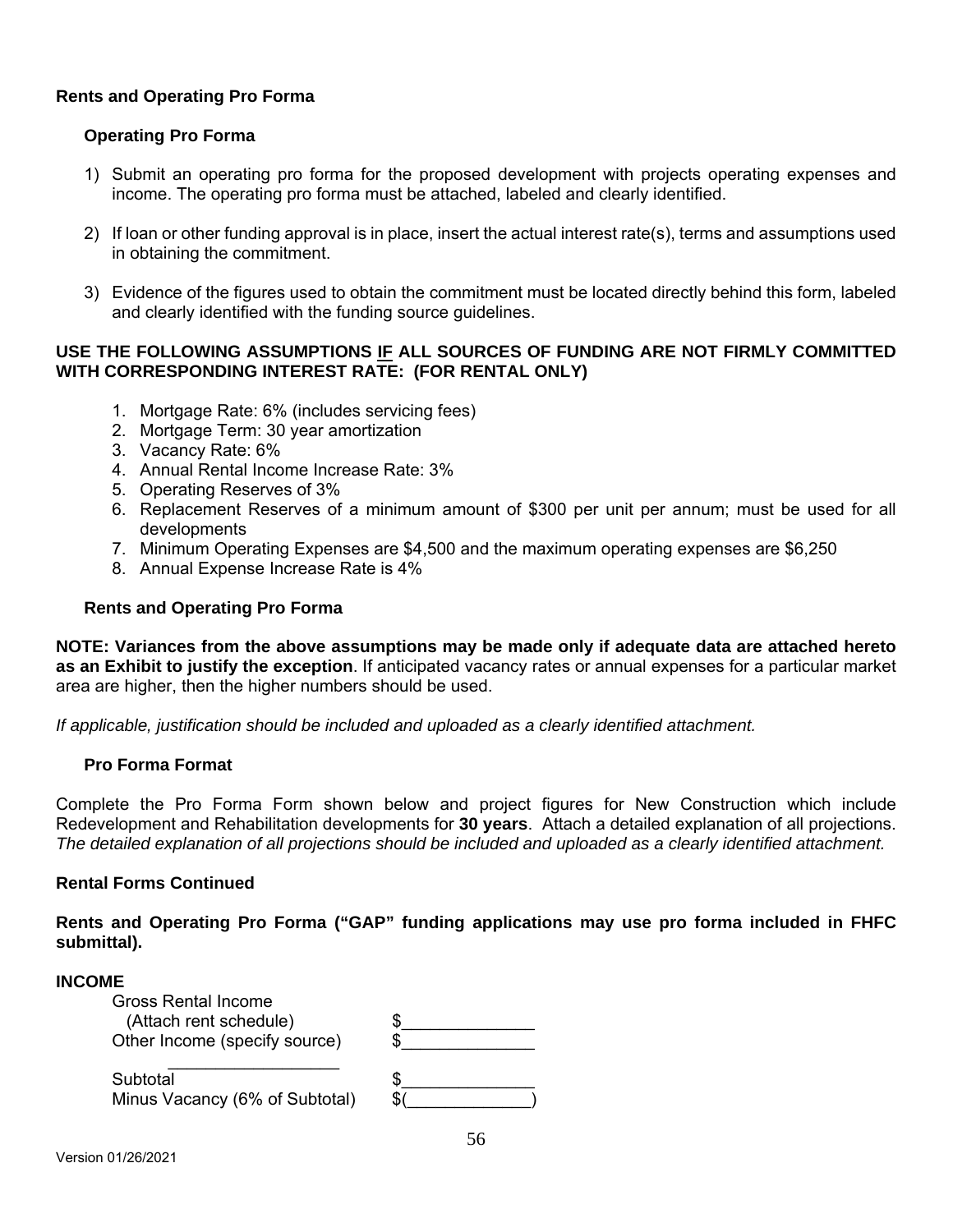**Rents and Operating Pro Forma**

**Operating Pro Forma**

1) Submit an operating pro forma for the proposed development with projects operating expenses and income. The operating pro forma must be attached, labeled and clearly identified.
2) If loan or other funding approval is in place, insert the actual interest rate(s), terms and assumptions used in obtaining the commitment.
3) Evidence of the figures used to obtain the commitment must be located directly behind this form, labeled and clearly identified with the funding source guidelines.

**USE THE FOLLOWING ASSUMPTIONS IF ALL SOURCES OF FUNDING ARE NOT FIRMLY COMMITTED WITH CORRESPONDING INTEREST RATE: (FOR RENTAL ONLY)**

1. Mortgage Rate: 6% (includes servicing fees)
2. Mortgage Term: 30 year amortization
3. Vacancy Rate: 6%
4. Annual Rental Income Increase Rate: 3%
5. Operating Reserves of 3%
6. Replacement Reserves of a minimum amount of $300 per unit per annum; must be used for all developments
7. Minimum Operating Expenses are $4,500 and the maximum operating expenses are $6,250
8. Annual Expense Increase Rate is 4%

**Rents and Operating Pro Forma**

**NOTE: Variances from the above assumptions may be made only if adequate data are attached hereto as an Exhibit to justify the exception**. If anticipated vacancy rates or annual expenses for a particular market area are higher, then the higher numbers should be used.

*If applicable, justification should be included and uploaded as a clearly identified attachment.*

**Pro Forma Format**

Complete the Pro Forma Form shown below and project figures for New Construction which include Redevelopment and Rehabilitation developments for **30 years**. Attach a detailed explanation of all projections. *The detailed explanation of all projections should be included and uploaded as a clearly identified attachment.*

**Rental Forms Continued**

**Rents and Operating Pro Forma ("GAP" funding applications may use pro forma included in FHFC submittal).**

**INCOME**

| | |
|---|---|
| Gross Rental Income (Attach rent schedule) | $______________ |
| Other Income (specify source) ___________________ | $______________ |
| Subtotal | $______________ |
| Minus Vacancy (6% of Subtotal) | $(_____________) |

Version 01/26/2021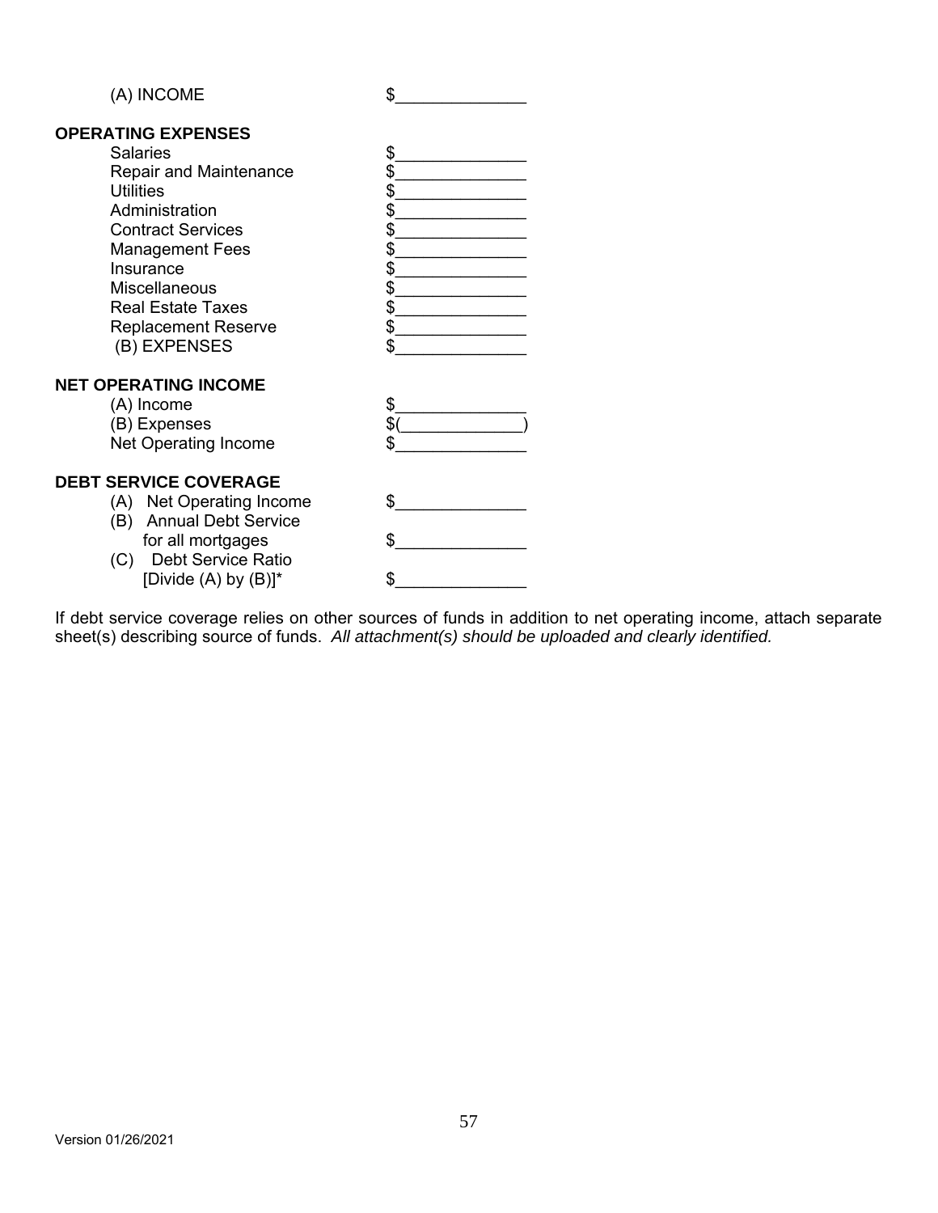| | |
|---|---|
| (A) INCOME | $______________ |

**OPERATING EXPENSES**

| | |
|---|---|
| Salaries | $______________ |
| Repair and Maintenance | $______________ |
| Utilities | $______________ |
| Administration | $______________ |
| Contract Services | $______________ |
| Management Fees | $______________ |
| Insurance | $______________ |
| Miscellaneous | $______________ |
| Real Estate Taxes | $______________ |
| Replacement Reserve | $______________ |
| (B) EXPENSES | $______________ |

**NET OPERATING INCOME**

| | |
|---|---|
| (A) Income | $______________ |
| (B) Expenses | $(______________) |
| Net Operating Income | $______________ |

**DEBT SERVICE COVERAGE**

| | |
|---|---|
| (A) Net Operating Income | $______________ |
| (B) Annual Debt Service for all mortgages | $______________ |
| (C) Debt Service Ratio [Divide (A) by (B)]* | $______________ |

If debt service coverage relies on other sources of funds in addition to net operating income, attach separate sheet(s) describing source of funds. *All attachment(s) should be uploaded and clearly identified.*

Version 01/26/2021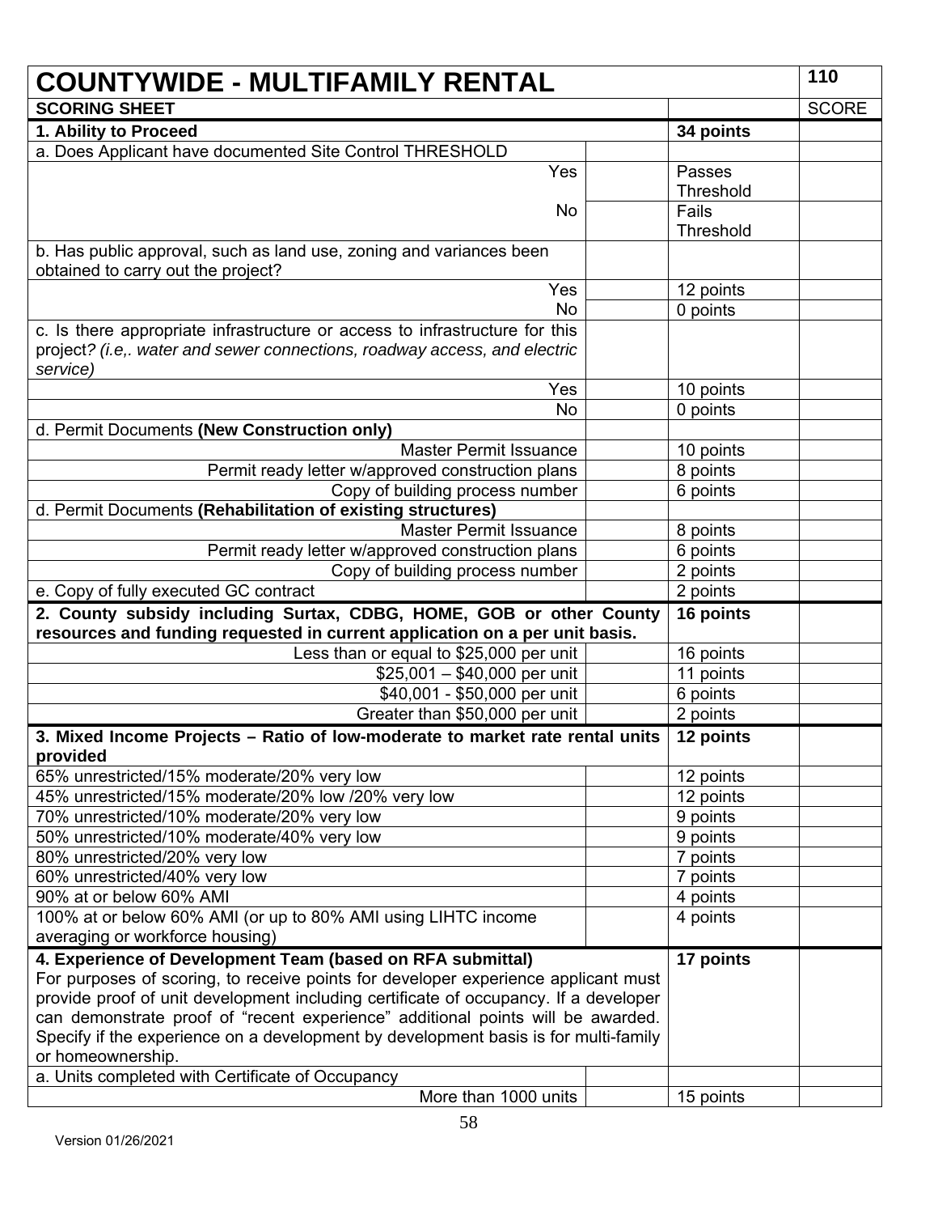| COUNTYWIDE - MULTIFAMILY RENTAL | | | 110 |
|---|---|---|---|
| **SCORING SHEET** | | | SCORE |
| **1. Ability to Proceed** | | **34 points** | |
| a. Does Applicant have documented Site Control THRESHOLD | | | |
| Yes | | Passes Threshold | |
| No | | Fails Threshold | |
| b. Has public approval, such as land use, zoning and variances been obtained to carry out the project? | | | |
| Yes | | 12 points | |
| No | | 0 points | |
| c. Is there appropriate infrastructure or access to infrastructure for this project? *(i.e,. water and sewer connections, roadway access, and electric service)* | | | |
| Yes | | 10 points | |
| No | | 0 points | |
| d. Permit Documents **(New Construction only)** | | | |
| Master Permit Issuance | | 10 points | |
| Permit ready letter w/approved construction plans | | 8 points | |
| Copy of building process number | | 6 points | |
| d. Permit Documents **(Rehabilitation of existing structures)** | | | |
| Master Permit Issuance | | 8 points | |
| Permit ready letter w/approved construction plans | | 6 points | |
| Copy of building process number | | 2 points | |
| e. Copy of fully executed GC contract | | 2 points | |
| **2. County subsidy including Surtax, CDBG, HOME, GOB or other County resources and funding requested in current application on a per unit basis.** | | **16 points** | |
| Less than or equal to $25,000 per unit | | 16 points | |
| $25,001 – $40,000 per unit | | 11 points | |
| $40,001 - $50,000 per unit | | 6 points | |
| Greater than $50,000 per unit | | 2 points | |
| **3. Mixed Income Projects – Ratio of low-moderate to market rate rental units provided** | | **12 points** | |
| 65% unrestricted/15% moderate/20% very low | | 12 points | |
| 45% unrestricted/15% moderate/20% low /20% very low | | 12 points | |
| 70% unrestricted/10% moderate/20% very low | | 9 points | |
| 50% unrestricted/10% moderate/40% very low | | 9 points | |
| 80% unrestricted/20% very low | | 7 points | |
| 60% unrestricted/40% very low | | 7 points | |
| 90% at or below 60% AMI | | 4 points | |
| 100% at or below 60% AMI (or up to 80% AMI using LIHTC income averaging or workforce housing) | | 4 points | |
| **4. Experience of Development Team (based on RFA submittal)** For purposes of scoring, to receive points for developer experience applicant must provide proof of unit development including certificate of occupancy. If a developer can demonstrate proof of "recent experience" additional points will be awarded. Specify if the experience on a development by development basis is for multi-family or homeownership. | | **17 points** | |
| a. Units completed with Certificate of Occupancy | | | |
| More than 1000 units | | 15 points | |

Version 01/26/2021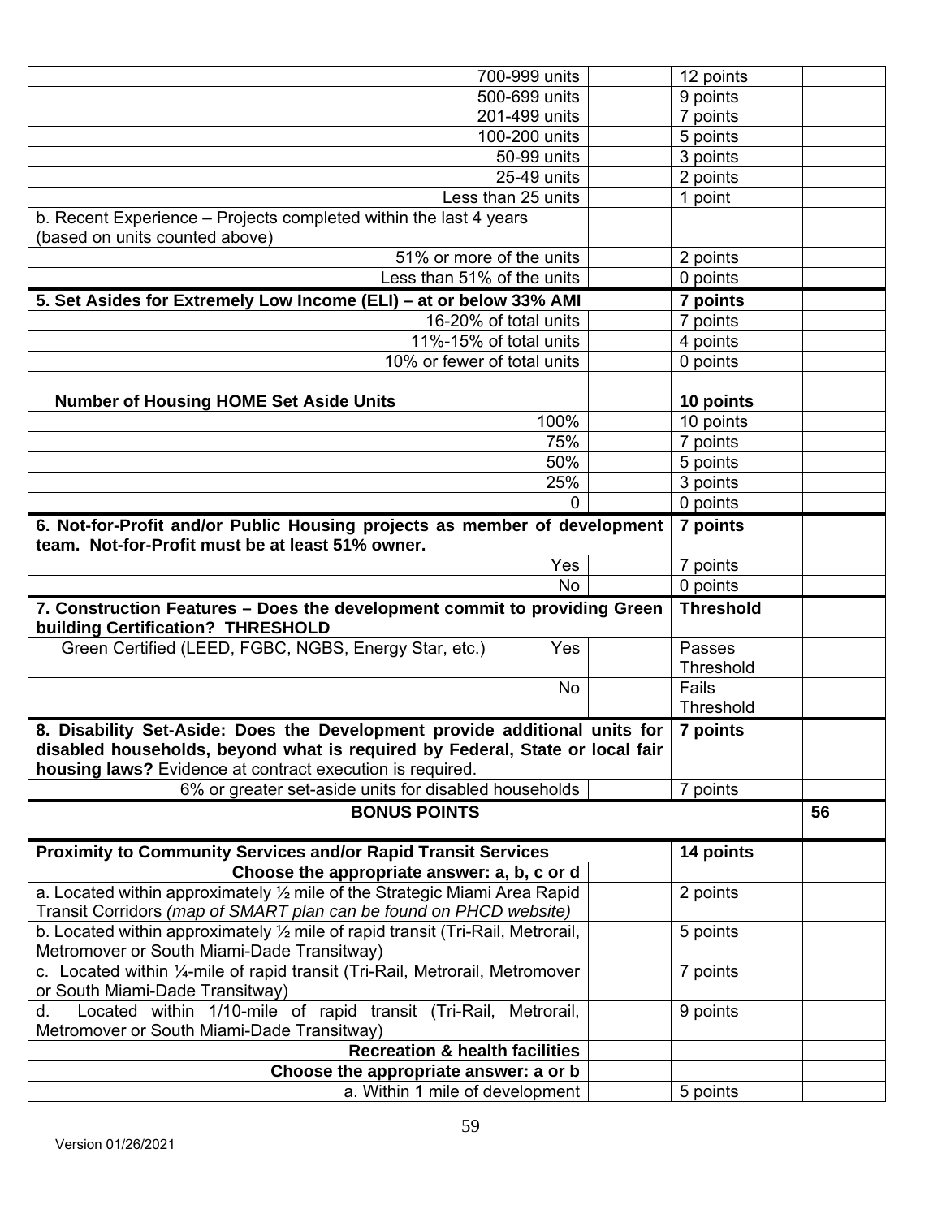| | | | |
|---|---|---|---|
| 700-999 units | | 12 points | |
| 500-699 units | | 9 points | |
| 201-499 units | | 7 points | |
| 100-200 units | | 5 points | |
| 50-99 units | | 3 points | |
| 25-49 units | | 2 points | |
| Less than 25 units | | 1 point | |
| b. Recent Experience – Projects completed within the last 4 years (based on units counted above) | | | |
| 51% or more of the units | | 2 points | |
| Less than 51% of the units | | 0 points | |
| **5. Set Asides for Extremely Low Income (ELI) – at or below 33% AMI** | | **7 points** | |
| 16-20% of total units | | 7 points | |
| 11%-15% of total units | | 4 points | |
| 10% or fewer of total units | | 0 points | |
| | | | |
| **Number of Housing HOME Set Aside Units** | | **10 points** | |
| 100% | | 10 points | |
| 75% | | 7 points | |
| 50% | | 5 points | |
| 25% | | 3 points | |
| 0 | | 0 points | |
| **6. Not-for-Profit and/or Public Housing projects as member of development team. Not-for-Profit must be at least 51% owner.** | | **7 points** | |
| Yes | | 7 points | |
| No | | 0 points | |
| **7. Construction Features – Does the development commit to providing Green building Certification? THRESHOLD** | | **Threshold** | |
| Green Certified (LEED, FGBC, NGBS, Energy Star, etc.) Yes | | Passes Threshold | |
| No | | Fails Threshold | |
| **8. Disability Set-Aside: Does the Development provide additional units for disabled households, beyond what is required by Federal, State or local fair housing laws?** Evidence at contract execution is required. | | **7 points** | |
| 6% or greater set-aside units for disabled households | | 7 points | |
| **BONUS POINTS** | | | **56** |
| **Proximity to Community Services and/or Rapid Transit Services** | | **14 points** | |
| **Choose the appropriate answer: a, b, c or d** | | | |
| a. Located within approximately ½ mile of the Strategic Miami Area Rapid Transit Corridors *(map of SMART plan can be found on PHCD website)* | | 2 points | |
| b. Located within approximately ½ mile of rapid transit (Tri-Rail, Metrorail, Metromover or South Miami-Dade Transitway) | | 5 points | |
| c. Located within ¼-mile of rapid transit (Tri-Rail, Metrorail, Metromover or South Miami-Dade Transitway) | | 7 points | |
| d. Located within 1/10-mile of rapid transit (Tri-Rail, Metrorail, Metromover or South Miami-Dade Transitway) | | 9 points | |
| **Recreation & health facilities** | | | |
| **Choose the appropriate answer: a or b** | | | |
| a. Within 1 mile of development | | 5 points | |

Version 01/26/2021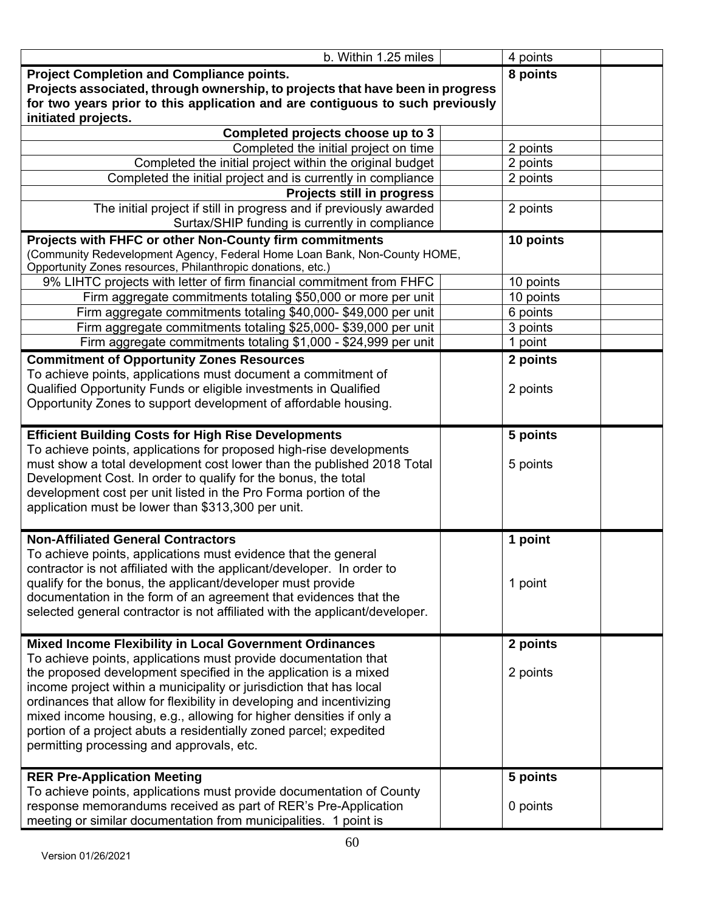| | | | |
|---|---|---|---|
| b. Within 1.25 miles | | 4 points | |
| **Project Completion and Compliance points.** **Projects associated, through ownership, to projects that have been in progress for two years prior to this application and are contiguous to such previously initiated projects.** | | **8 points** | |
| **Completed projects choose up to 3** | | | |
| Completed the initial project on time | | 2 points | |
| Completed the initial project within the original budget | | 2 points | |
| Completed the initial project and is currently in compliance | | 2 points | |
| **Projects still in progress** | | | |
| The initial project if still in progress and if previously awarded Surtax/SHIP funding is currently in compliance | | 2 points | |
| **Projects with FHFC or other Non-County firm commitments** (Community Redevelopment Agency, Federal Home Loan Bank, Non-County HOME, Opportunity Zones resources, Philanthropic donations, etc.) | | **10 points** | |
| 9% LIHTC projects with letter of firm financial commitment from FHFC | | 10 points | |
| Firm aggregate commitments totaling $50,000 or more per unit | | 10 points | |
| Firm aggregate commitments totaling $40,000- $49,000 per unit | | 6 points | |
| Firm aggregate commitments totaling $25,000- $39,000 per unit | | 3 points | |
| Firm aggregate commitments totaling $1,000 - $24,999 per unit | | 1 point | |
| **Commitment of Opportunity Zones Resources** To achieve points, applications must document a commitment of Qualified Opportunity Funds or eligible investments in Qualified Opportunity Zones to support development of affordable housing. | | **2 points** 2 points | |
| **Efficient Building Costs for High Rise Developments** To achieve points, applications for proposed high-rise developments must show a total development cost lower than the published 2018 Total Development Cost. In order to qualify for the bonus, the total development cost per unit listed in the Pro Forma portion of the application must be lower than $313,300 per unit. | | **5 points** 5 points | |
| **Non-Affiliated General Contractors** To achieve points, applications must evidence that the general contractor is not affiliated with the applicant/developer. In order to qualify for the bonus, the applicant/developer must provide documentation in the form of an agreement that evidences that the selected general contractor is not affiliated with the applicant/developer. | | **1 point** 1 point | |
| **Mixed Income Flexibility in Local Government Ordinances** To achieve points, applications must provide documentation that the proposed development specified in the application is a mixed income project within a municipality or jurisdiction that has local ordinances that allow for flexibility in developing and incentivizing mixed income housing, e.g., allowing for higher densities if only a portion of a project abuts a residentially zoned parcel; expedited permitting processing and approvals, etc. | | **2 points** 2 points | |
| **RER Pre-Application Meeting** To achieve points, applications must provide documentation of County response memorandums received as part of RER's Pre-Application meeting or similar documentation from municipalities. 1 point is | | **5 points** 0 points | |

Version 01/26/2021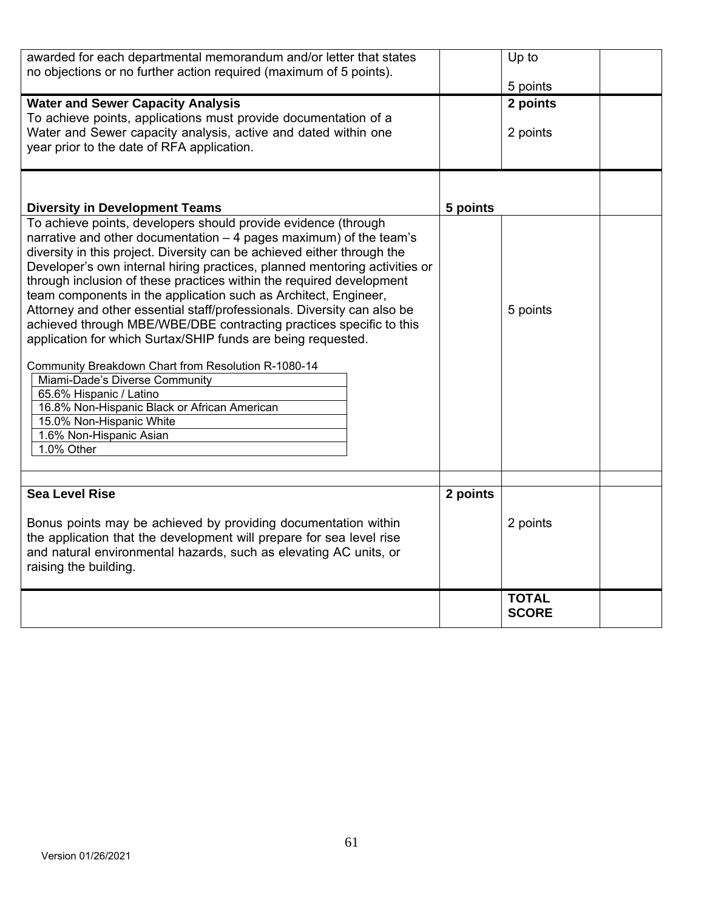| | | | |
|---|---|---|---|
| awarded for each departmental memorandum and/or letter that states no objections or no further action required (maximum of 5 points). | | Up to<br><br>5 points | |
| **Water and Sewer Capacity Analysis**<br>To achieve points, applications must provide documentation of a Water and Sewer capacity analysis, active and dated within one year prior to the date of RFA application. | | **2 points**<br><br>2 points | |
| **Diversity in Development Teams** | **5 points** | | |
| To achieve points, developers should provide evidence (through narrative and other documentation – 4 pages maximum) of the team's diversity in this project. Diversity can be achieved either through the Developer's own internal hiring practices, planned mentoring activities or through inclusion of these practices within the required development team components in the application such as Architect, Engineer, Attorney and other essential staff/professionals. Diversity can also be achieved through MBE/WBE/DBE contracting practices specific to this application for which Surtax/SHIP funds are being requested.<br><br>Community Breakdown Chart from Resolution R-1080-14<br>Miami-Dade's Diverse Community<br>65.6% Hispanic / Latino<br>16.8% Non-Hispanic Black or African American<br>15.0% Non-Hispanic White<br>1.6% Non-Hispanic Asian<br>1.0% Other | | 5 points | |
| | | | |
| **Sea Level Rise**<br><br>Bonus points may be achieved by providing documentation within the application that the development will prepare for sea level rise and natural environmental hazards, such as elevating AC units, or raising the building. | **2 points** | 2 points | |
| | | **TOTAL SCORE** | |

Version 01/26/2021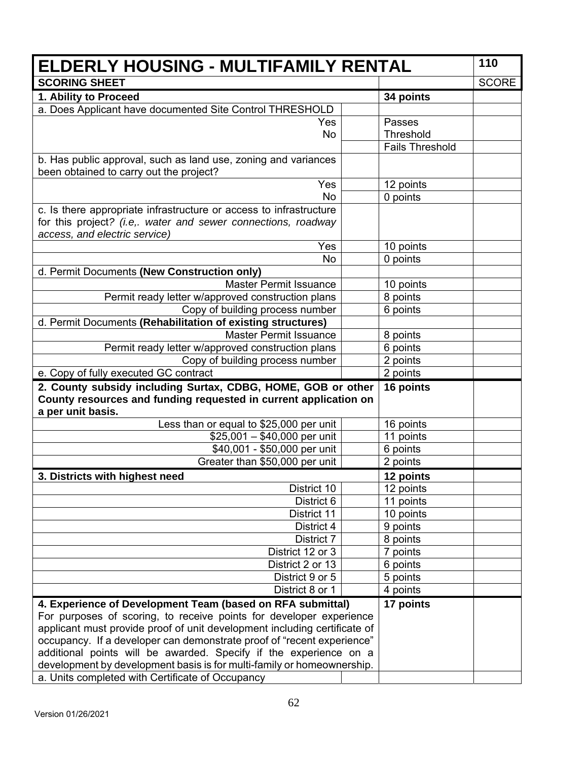| ELDERLY HOUSING - MULTIFAMILY RENTAL | | | 110 |
|---|---|---|---|
| **SCORING SHEET** | | | SCORE |
| **1. Ability to Proceed** | | **34 points** | |
| a. Does Applicant have documented Site Control THRESHOLD | | | |
| Yes<br>No | | Passes Threshold | |
| | | Fails Threshold | |
| b. Has public approval, such as land use, zoning and variances been obtained to carry out the project? | | | |
| Yes | | 12 points | |
| No | | 0 points | |
| c. Is there appropriate infrastructure or access to infrastructure for this project*? (i.e,. water and sewer connections, roadway access, and electric service)* | | | |
| Yes | | 10 points | |
| No | | 0 points | |
| d. Permit Documents **(New Construction only)** | | | |
| Master Permit Issuance | | 10 points | |
| Permit ready letter w/approved construction plans | | 8 points | |
| Copy of building process number | | 6 points | |
| d. Permit Documents **(Rehabilitation of existing structures)** | | | |
| Master Permit Issuance | | 8 points | |
| Permit ready letter w/approved construction plans | | 6 points | |
| Copy of building process number | | 2 points | |
| e. Copy of fully executed GC contract | | 2 points | |
| **2. County subsidy including Surtax, CDBG, HOME, GOB or other County resources and funding requested in current application on a per unit basis.** | | **16 points** | |
| Less than or equal to $25,000 per unit | | 16 points | |
| $25,001 – $40,000 per unit | | 11 points | |
| $40,001 - $50,000 per unit | | 6 points | |
| Greater than $50,000 per unit | | 2 points | |
| **3. Districts with highest need** | | **12 points** | |
| District 10 | | 12 points | |
| District 6 | | 11 points | |
| District 11 | | 10 points | |
| District 4 | | 9 points | |
| District 7 | | 8 points | |
| District 12 or 3 | | 7 points | |
| District 2 or 13 | | 6 points | |
| District 9 or 5 | | 5 points | |
| District 8 or 1 | | 4 points | |
| **4. Experience of Development Team (based on RFA submittal)** For purposes of scoring, to receive points for developer experience applicant must provide proof of unit development including certificate of occupancy. If a developer can demonstrate proof of "recent experience" additional points will be awarded. Specify if the experience on a development by development basis is for multi-family or homeownership. | | **17 points** | |
| a. Units completed with Certificate of Occupancy | | | |

Version 01/26/2021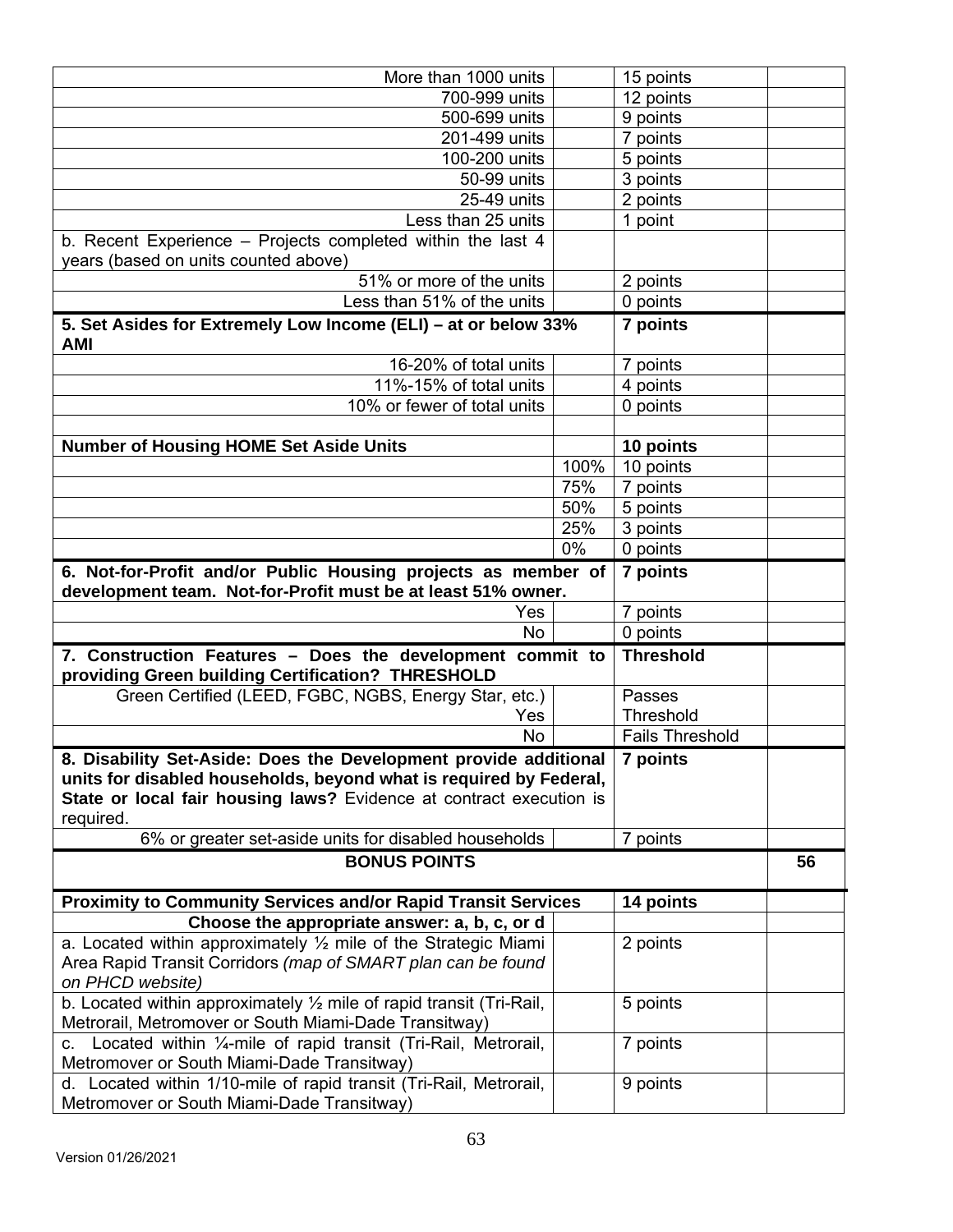| | | | |
|---|---|---|---|
| More than 1000 units | | 15 points | |
| 700-999 units | | 12 points | |
| 500-699 units | | 9 points | |
| 201-499 units | | 7 points | |
| 100-200 units | | 5 points | |
| 50-99 units | | 3 points | |
| 25-49 units | | 2 points | |
| Less than 25 units | | 1 point | |
| b. Recent Experience – Projects completed within the last 4 years (based on units counted above) | | | |
| 51% or more of the units | | 2 points | |
| Less than 51% of the units | | 0 points | |
| **5. Set Asides for Extremely Low Income (ELI) – at or below 33% AMI** | | **7 points** | |
| 16-20% of total units | | 7 points | |
| 11%-15% of total units | | 4 points | |
| 10% or fewer of total units | | 0 points | |
| | | | |
| **Number of Housing HOME Set Aside Units** | | **10 points** | |
| | 100% | 10 points | |
| | 75% | 7 points | |
| | 50% | 5 points | |
| | 25% | 3 points | |
| | 0% | 0 points | |
| **6. Not-for-Profit and/or Public Housing projects as member of development team. Not-for-Profit must be at least 51% owner.** | | **7 points** | |
| Yes | | 7 points | |
| No | | 0 points | |
| **7. Construction Features – Does the development commit to providing Green building Certification? THRESHOLD** | | **Threshold** | |
| Green Certified (LEED, FGBC, NGBS, Energy Star, etc.) Yes | | Passes Threshold | |
| No | | Fails Threshold | |
| **8. Disability Set-Aside: Does the Development provide additional units for disabled households, beyond what is required by Federal, State or local fair housing laws?** Evidence at contract execution is required. | | **7 points** | |
| 6% or greater set-aside units for disabled households | | 7 points | |
| **BONUS POINTS** | | | **56** |
| **Proximity to Community Services and/or Rapid Transit Services** | | **14 points** | |
| **Choose the appropriate answer: a, b, c, or d** | | | |
| a. Located within approximately ½ mile of the Strategic Miami Area Rapid Transit Corridors *(map of SMART plan can be found on PHCD website)* | | 2 points | |
| b. Located within approximately ½ mile of rapid transit (Tri-Rail, Metrorail, Metromover or South Miami-Dade Transitway) | | 5 points | |
| c. Located within ¼-mile of rapid transit (Tri-Rail, Metrorail, Metromover or South Miami-Dade Transitway) | | 7 points | |
| d. Located within 1/10-mile of rapid transit (Tri-Rail, Metrorail, Metromover or South Miami-Dade Transitway) | | 9 points | |

Version 01/26/2021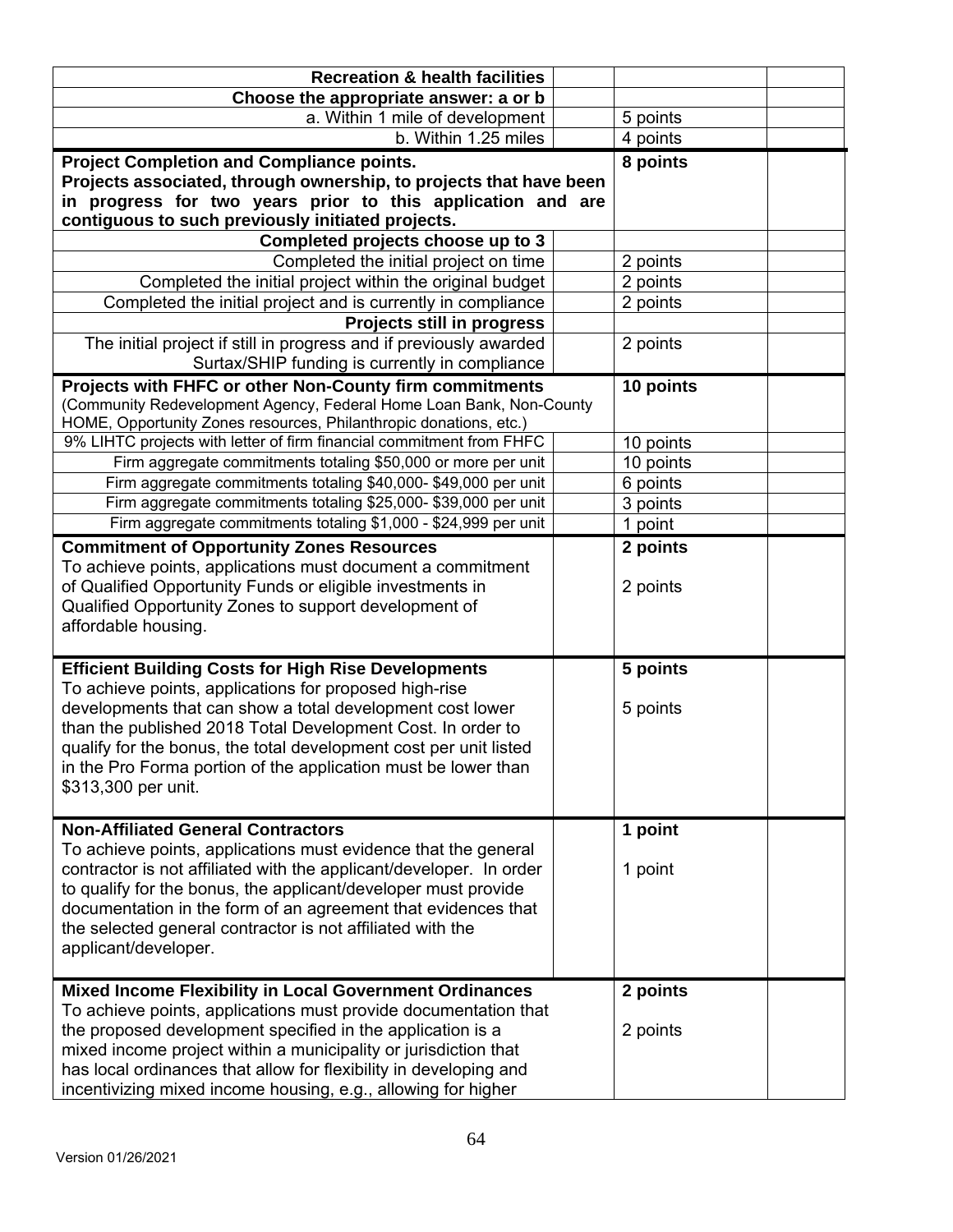| | | | |
|---|---|---|---|
| **Recreation & health facilities** | | | |
| **Choose the appropriate answer: a or b** | | | |
| a. Within 1 mile of development | | 5 points | |
| b. Within 1.25 miles | | 4 points | |
| **Project Completion and Compliance points. Projects associated, through ownership, to projects that have been in progress for two years prior to this application and are contiguous to such previously initiated projects.** | | **8 points** | |
| **Completed projects choose up to 3** | | | |
| Completed the initial project on time | | 2 points | |
| Completed the initial project within the original budget | | 2 points | |
| Completed the initial project and is currently in compliance | | 2 points | |
| **Projects still in progress** | | | |
| The initial project if still in progress and if previously awarded Surtax/SHIP funding is currently in compliance | | 2 points | |
| **Projects with FHFC or other Non-County firm commitments** (Community Redevelopment Agency, Federal Home Loan Bank, Non-County HOME, Opportunity Zones resources, Philanthropic donations, etc.) | | **10 points** | |
| 9% LIHTC projects with letter of firm financial commitment from FHFC | | 10 points | |
| Firm aggregate commitments totaling $50,000 or more per unit | | 10 points | |
| Firm aggregate commitments totaling $40,000- $49,000 per unit | | 6 points | |
| Firm aggregate commitments totaling $25,000- $39,000 per unit | | 3 points | |
| Firm aggregate commitments totaling $1,000 - $24,999 per unit | | 1 point | |
| **Commitment of Opportunity Zones Resources** To achieve points, applications must document a commitment of Qualified Opportunity Funds or eligible investments in Qualified Opportunity Zones to support development of affordable housing. | | **2 points** 2 points | |
| **Efficient Building Costs for High Rise Developments** To achieve points, applications for proposed high-rise developments that can show a total development cost lower than the published 2018 Total Development Cost. In order to qualify for the bonus, the total development cost per unit listed in the Pro Forma portion of the application must be lower than $313,300 per unit. | | **5 points** 5 points | |
| **Non-Affiliated General Contractors** To achieve points, applications must evidence that the general contractor is not affiliated with the applicant/developer. In order to qualify for the bonus, the applicant/developer must provide documentation in the form of an agreement that evidences that the selected general contractor is not affiliated with the applicant/developer. | | **1 point** 1 point | |
| **Mixed Income Flexibility in Local Government Ordinances** To achieve points, applications must provide documentation that the proposed development specified in the application is a mixed income project within a municipality or jurisdiction that has local ordinances that allow for flexibility in developing and incentivizing mixed income housing, e.g., allowing for higher | | **2 points** 2 points | |

Version 01/26/2021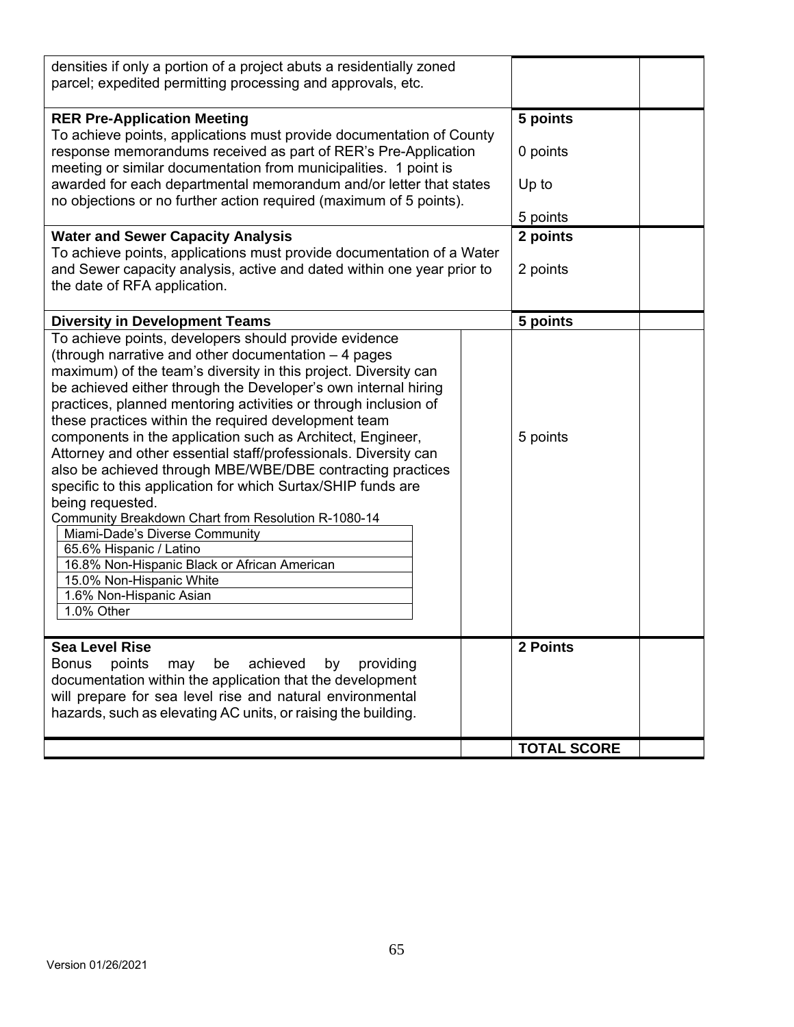| | | | |
|---|---|---|---|
| densities if only a portion of a project abuts a residentially zoned parcel; expedited permitting processing and approvals, etc. | | | |
| **RER Pre-Application Meeting**<br>To achieve points, applications must provide documentation of County response memorandums received as part of RER's Pre-Application meeting or similar documentation from municipalities. 1 point is awarded for each departmental memorandum and/or letter that states no objections or no further action required (maximum of 5 points). | | **5 points**<br>0 points<br>Up to<br>5 points | |
| **Water and Sewer Capacity Analysis**<br>To achieve points, applications must provide documentation of a Water and Sewer capacity analysis, active and dated within one year prior to the date of RFA application. | | **2 points**<br>2 points | |
| **Diversity in Development Teams** | | **5 points** | |
| To achieve points, developers should provide evidence (through narrative and other documentation – 4 pages maximum) of the team's diversity in this project. Diversity can be achieved either through the Developer's own internal hiring practices, planned mentoring activities or through inclusion of these practices within the required development team components in the application such as Architect, Engineer, Attorney and other essential staff/professionals. Diversity can also be achieved through MBE/WBE/DBE contracting practices specific to this application for which Surtax/SHIP funds are being requested.<br>Community Breakdown Chart from Resolution R-1080-14<br>Miami-Dade's Diverse Community<br>65.6% Hispanic / Latino<br>16.8% Non-Hispanic Black or African American<br>15.0% Non-Hispanic White<br>1.6% Non-Hispanic Asian<br>1.0% Other | | 5 points | |
| **Sea Level Rise**<br>Bonus points may be achieved by providing documentation within the application that the development will prepare for sea level rise and natural environmental hazards, such as elevating AC units, or raising the building. | | **2 Points** | |
| | | **TOTAL SCORE** | |

Version 01/26/2021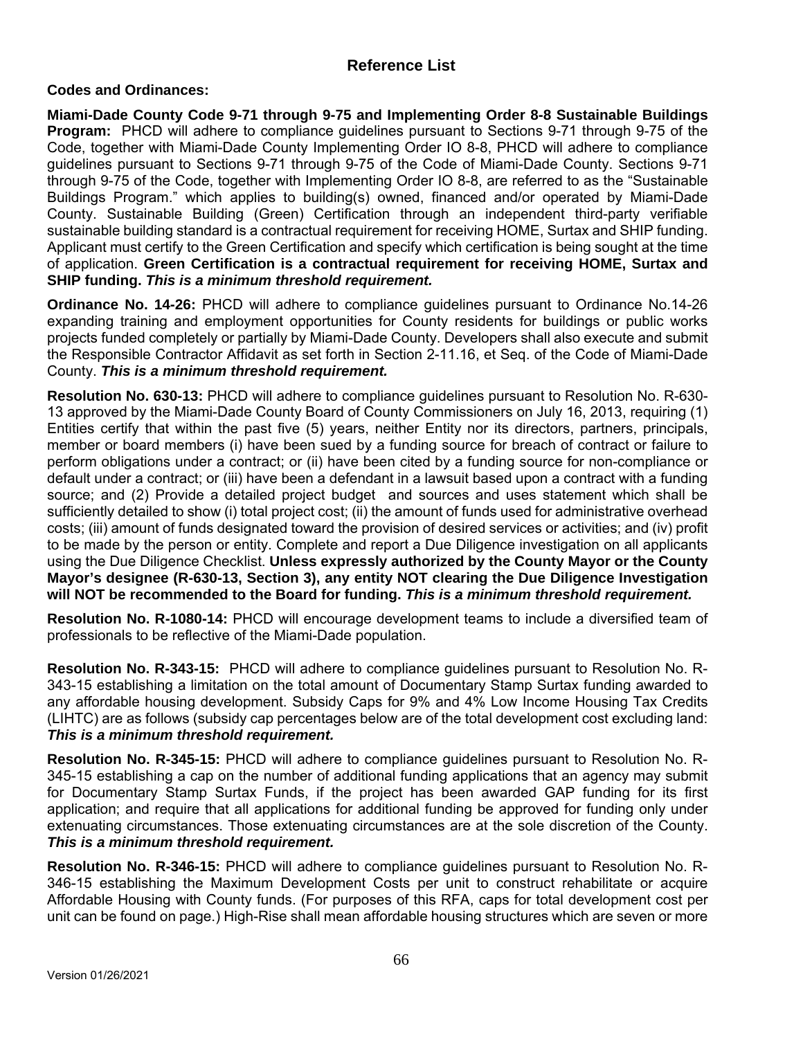## Reference List

**Codes and Ordinances:**

**Miami-Dade County Code 9-71 through 9-75 and Implementing Order 8-8 Sustainable Buildings Program:** PHCD will adhere to compliance guidelines pursuant to Sections 9-71 through 9-75 of the Code, together with Miami-Dade County Implementing Order IO 8-8, PHCD will adhere to compliance guidelines pursuant to Sections 9-71 through 9-75 of the Code of Miami-Dade County. Sections 9-71 through 9-75 of the Code, together with Implementing Order IO 8-8, are referred to as the "Sustainable Buildings Program." which applies to building(s) owned, financed and/or operated by Miami-Dade County. Sustainable Building (Green) Certification through an independent third-party verifiable sustainable building standard is a contractual requirement for receiving HOME, Surtax and SHIP funding. Applicant must certify to the Green Certification and specify which certification is being sought at the time of application. **Green Certification is a contractual requirement for receiving HOME, Surtax and SHIP funding.** ***This is a minimum threshold requirement.***

**Ordinance No. 14-26:** PHCD will adhere to compliance guidelines pursuant to Ordinance No.14-26 expanding training and employment opportunities for County residents for buildings or public works projects funded completely or partially by Miami-Dade County. Developers shall also execute and submit the Responsible Contractor Affidavit as set forth in Section 2-11.16, et Seq. of the Code of Miami-Dade County. ***This is a minimum threshold requirement.***

**Resolution No. 630-13:** PHCD will adhere to compliance guidelines pursuant to Resolution No. R-630-13 approved by the Miami-Dade County Board of County Commissioners on July 16, 2013, requiring (1) Entities certify that within the past five (5) years, neither Entity nor its directors, partners, principals, member or board members (i) have been sued by a funding source for breach of contract or failure to perform obligations under a contract; or (ii) have been cited by a funding source for non-compliance or default under a contract; or (iii) have been a defendant in a lawsuit based upon a contract with a funding source; and (2) Provide a detailed project budget and sources and uses statement which shall be sufficiently detailed to show (i) total project cost; (ii) the amount of funds used for administrative overhead costs; (iii) amount of funds designated toward the provision of desired services or activities; and (iv) profit to be made by the person or entity. Complete and report a Due Diligence investigation on all applicants using the Due Diligence Checklist. **Unless expressly authorized by the County Mayor or the County Mayor's designee (R-630-13, Section 3), any entity NOT clearing the Due Diligence Investigation will NOT be recommended to the Board for funding.** ***This is a minimum threshold requirement.***

**Resolution No. R-1080-14:** PHCD will encourage development teams to include a diversified team of professionals to be reflective of the Miami-Dade population.

**Resolution No. R-343-15:** PHCD will adhere to compliance guidelines pursuant to Resolution No. R-343-15 establishing a limitation on the total amount of Documentary Stamp Surtax funding awarded to any affordable housing development. Subsidy Caps for 9% and 4% Low Income Housing Tax Credits (LIHTC) are as follows (subsidy cap percentages below are of the total development cost excluding land: ***This is a minimum threshold requirement.***

**Resolution No. R-345-15:** PHCD will adhere to compliance guidelines pursuant to Resolution No. R-345-15 establishing a cap on the number of additional funding applications that an agency may submit for Documentary Stamp Surtax Funds, if the project has been awarded GAP funding for its first application; and require that all applications for additional funding be approved for funding only under extenuating circumstances. Those extenuating circumstances are at the sole discretion of the County. ***This is a minimum threshold requirement.***

**Resolution No. R-346-15:** PHCD will adhere to compliance guidelines pursuant to Resolution No. R-346-15 establishing the Maximum Development Costs per unit to construct rehabilitate or acquire Affordable Housing with County funds. (For purposes of this RFA, caps for total development cost per unit can be found on page.) High-Rise shall mean affordable housing structures which are seven or more

Version 01/26/2021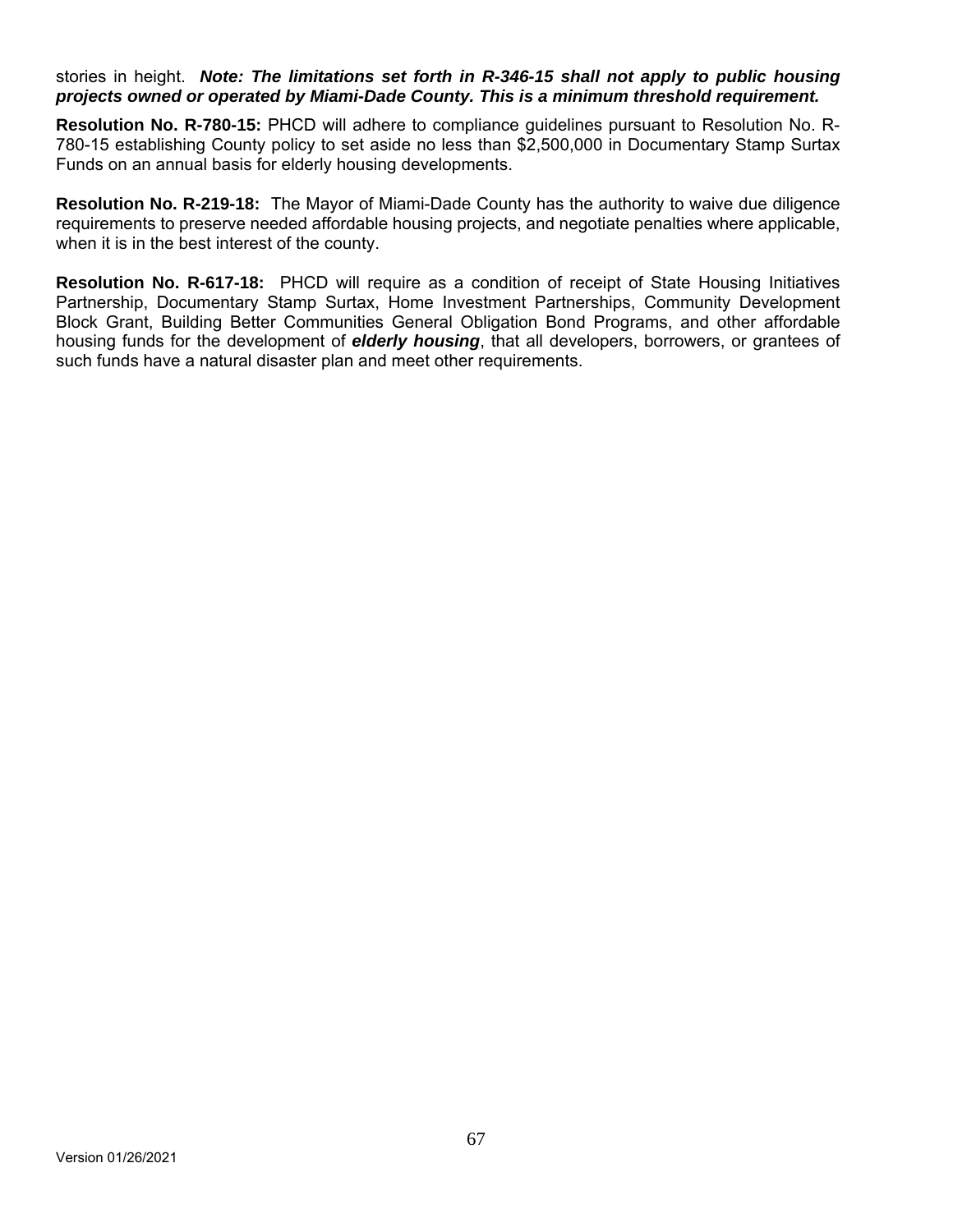stories in height. ***Note: The limitations set forth in R-346-15 shall not apply to public housing projects owned or operated by Miami-Dade County. This is a minimum threshold requirement.***

**Resolution No. R-780-15:** PHCD will adhere to compliance guidelines pursuant to Resolution No. R-780-15 establishing County policy to set aside no less than $2,500,000 in Documentary Stamp Surtax Funds on an annual basis for elderly housing developments.

**Resolution No. R-219-18:** The Mayor of Miami-Dade County has the authority to waive due diligence requirements to preserve needed affordable housing projects, and negotiate penalties where applicable, when it is in the best interest of the county.

**Resolution No. R-617-18:** PHCD will require as a condition of receipt of State Housing Initiatives Partnership, Documentary Stamp Surtax, Home Investment Partnerships, Community Development Block Grant, Building Better Communities General Obligation Bond Programs, and other affordable housing funds for the development of ***elderly housing***, that all developers, borrowers, or grantees of such funds have a natural disaster plan and meet other requirements.